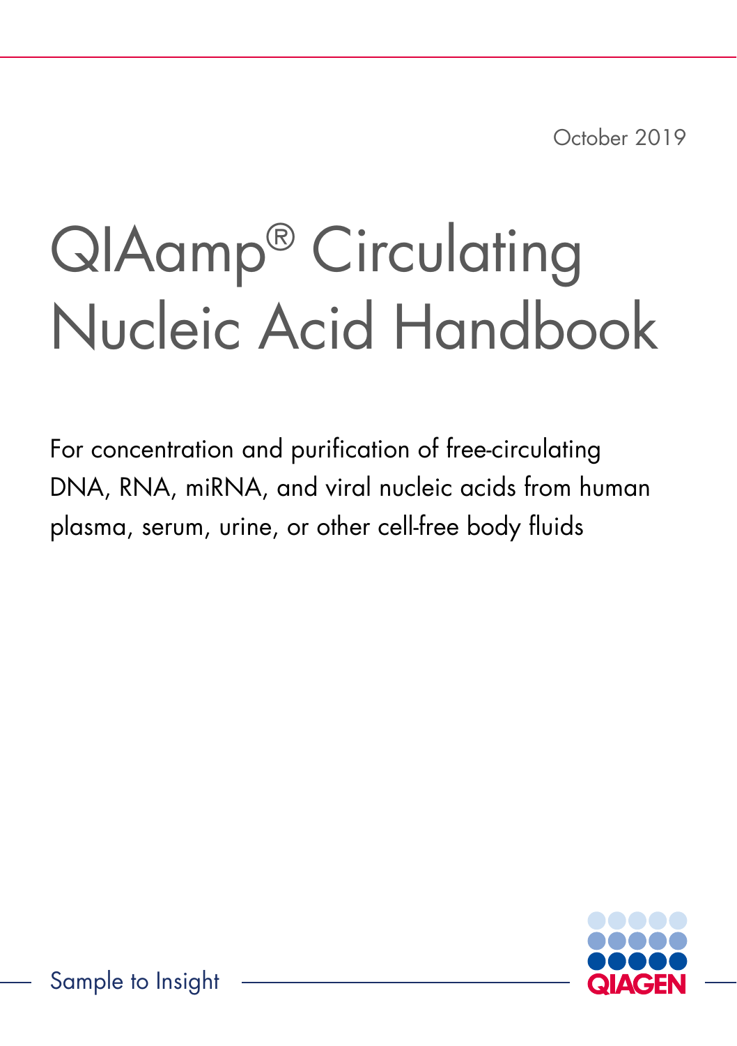October 2019

# QIAamp® Circulating Nucleic Acid Handbook

For concentration and purification of free-circulating DNA, RNA, miRNA, and viral nucleic acids from human plasma, serum, urine, or other cell-free body fluids

Sample to Insight

QIAGEN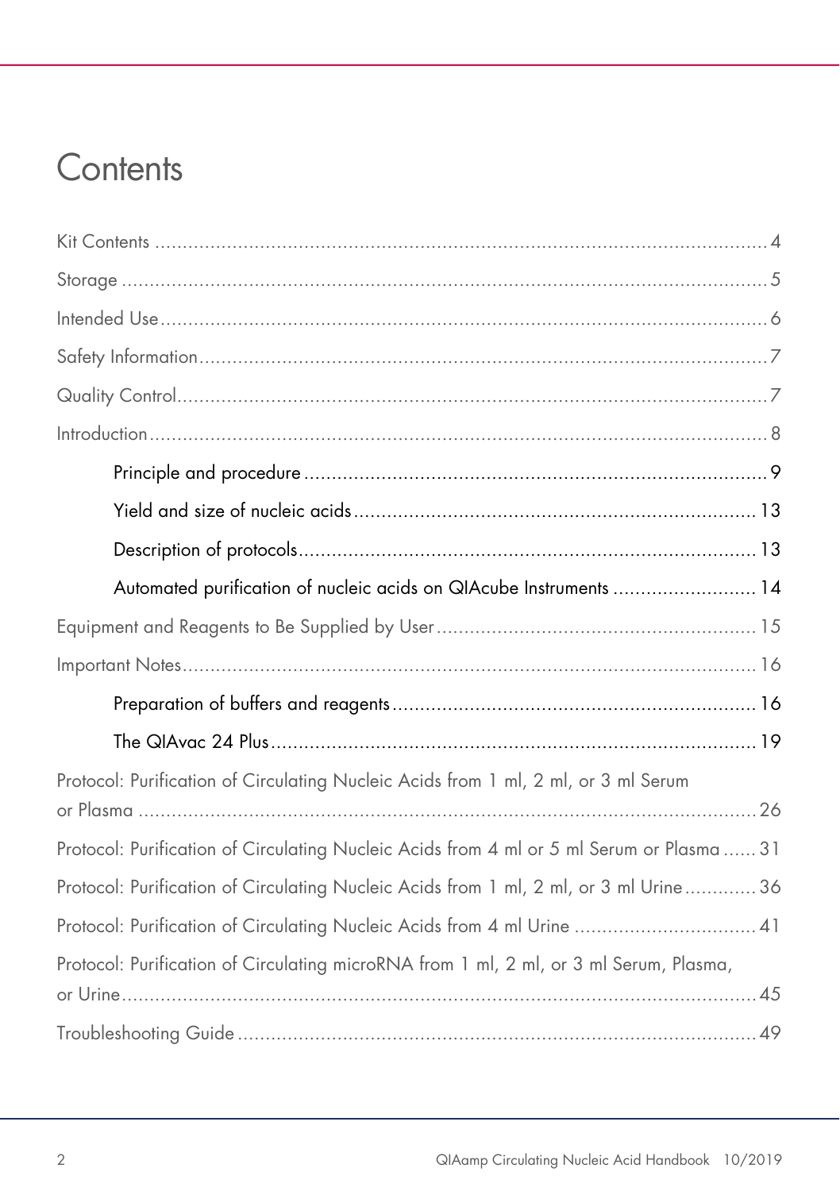# Contents

Kit Contents ........................................................................................................ 4

Storage ................................................................................................................. 5

Intended Use ........................................................................................................ 6

Safety Information ................................................................................................ 7

Quality Control ..................................................................................................... 7

Introduction .......................................................................................................... 8

- Principle and procedure ................................................................................. 9
- Yield and size of nucleic acids ...................................................................... 13
- Description of protocols ................................................................................ 13
- Automated purification of nucleic acids on QIAcube Instruments ...................... 14

Equipment and Reagents to Be Supplied by User .................................................. 15

Important Notes .................................................................................................. 16

- Preparation of buffers and reagents ............................................................... 16
- The QIAvac 24 Plus ...................................................................................... 19

Protocol: Purification of Circulating Nucleic Acids from 1 ml, 2 ml, or 3 ml Serum or Plasma ............................................................................................................ 26

Protocol: Purification of Circulating Nucleic Acids from 4 ml or 5 ml Serum or Plasma ...... 31

Protocol: Purification of Circulating Nucleic Acids from 1 ml, 2 ml, or 3 ml Urine ............ 36

Protocol: Purification of Circulating Nucleic Acids from 4 ml Urine ................................ 41

Protocol: Purification of Circulating microRNA from 1 ml, 2 ml, or 3 ml Serum, Plasma, or Urine ............................................................................................................ 45

Troubleshooting Guide ........................................................................................ 49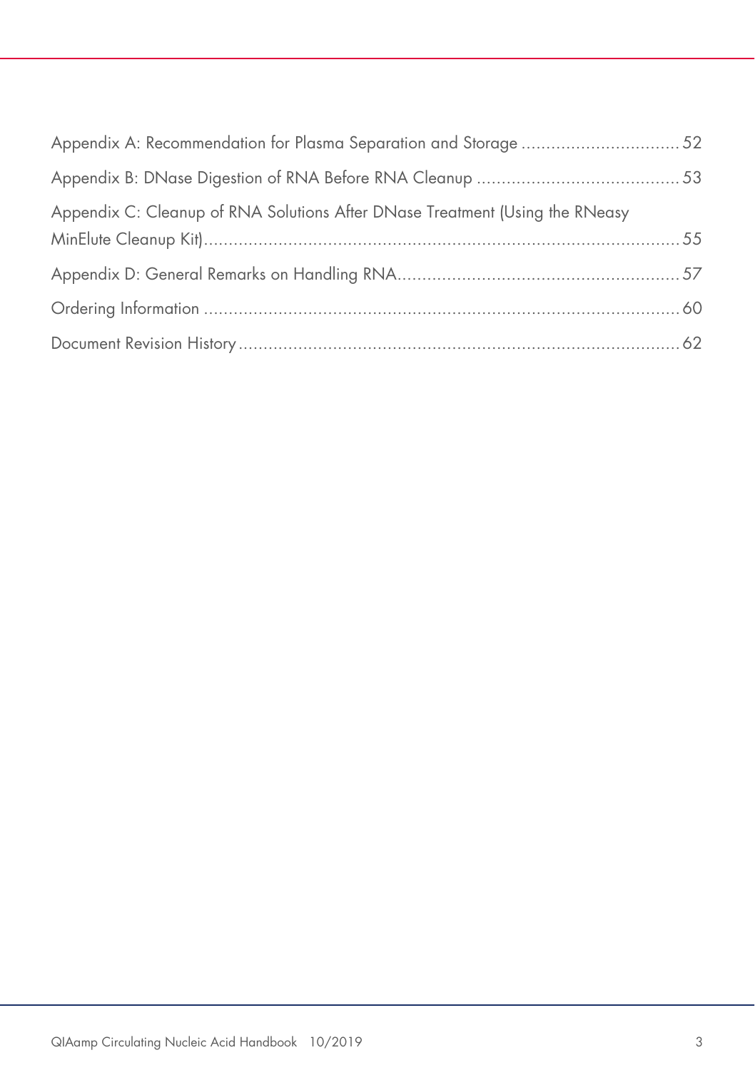Appendix A: Recommendation for Plasma Separation and Storage ............................... 52

Appendix B: DNase Digestion of RNA Before RNA Cleanup ......................................... 53

Appendix C: Cleanup of RNA Solutions After DNase Treatment (Using the RNeasy MinElute Cleanup Kit)................................................................................................ 55

Appendix D: General Remarks on Handling RNA........................................................ 57

Ordering Information ................................................................................................ 60

Document Revision History ......................................................................................... 62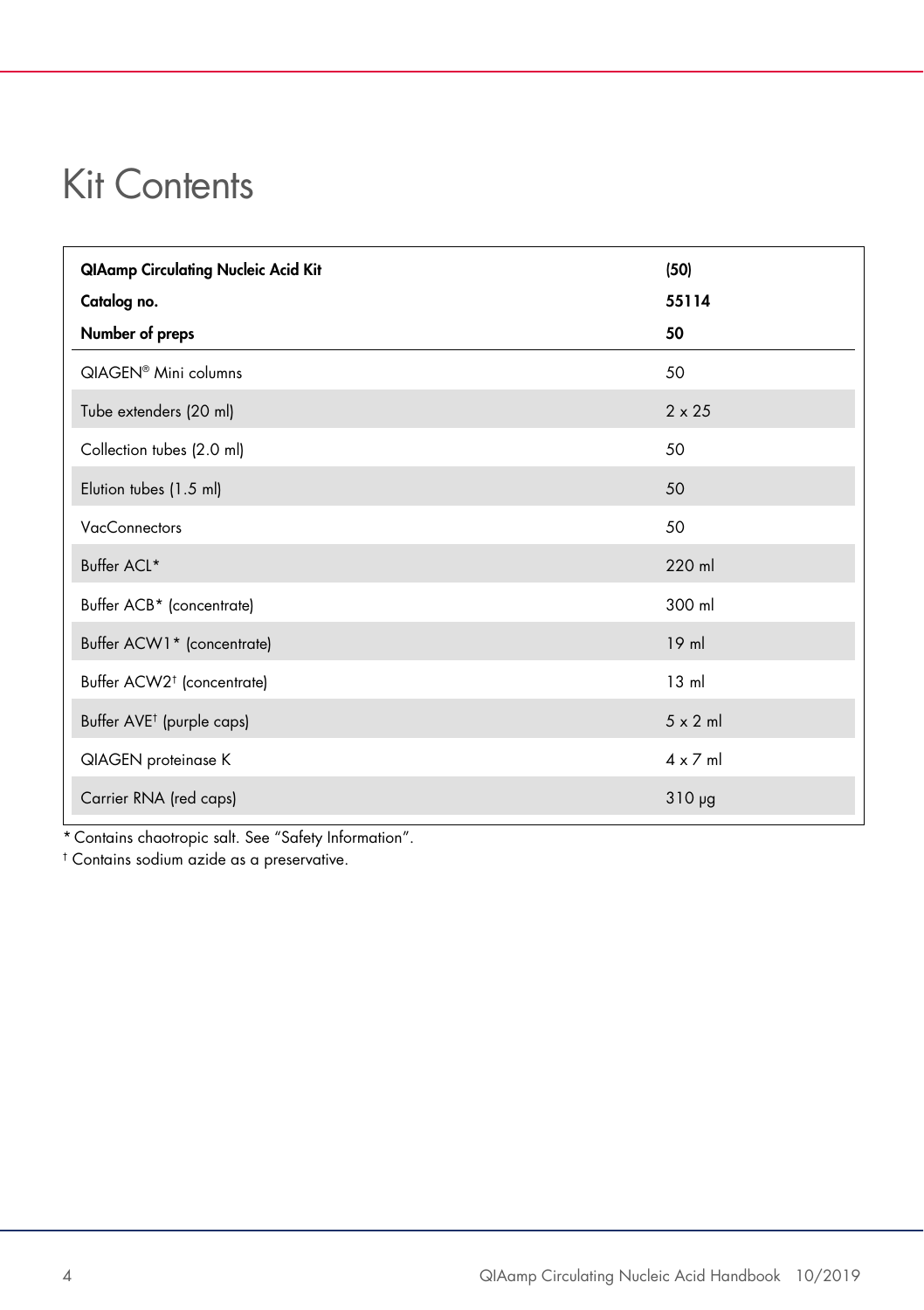# Kit Contents

| QIAamp Circulating Nucleic Acid Kit | (50) |
|---|---|
| **Catalog no.** | **55114** |
| **Number of preps** | **50** |
| QIAGEN® Mini columns | 50 |
| Tube extenders (20 ml) | 2 x 25 |
| Collection tubes (2.0 ml) | 50 |
| Elution tubes (1.5 ml) | 50 |
| VacConnectors | 50 |
| Buffer ACL* | 220 ml |
| Buffer ACB* (concentrate) | 300 ml |
| Buffer ACW1* (concentrate) | 19 ml |
| Buffer ACW2† (concentrate) | 13 ml |
| Buffer AVE† (purple caps) | 5 x 2 ml |
| QIAGEN proteinase K | 4 x 7 ml |
| Carrier RNA (red caps) | 310 µg |

* Contains chaotropic salt. See "Safety Information".

† Contains sodium azide as a preservative.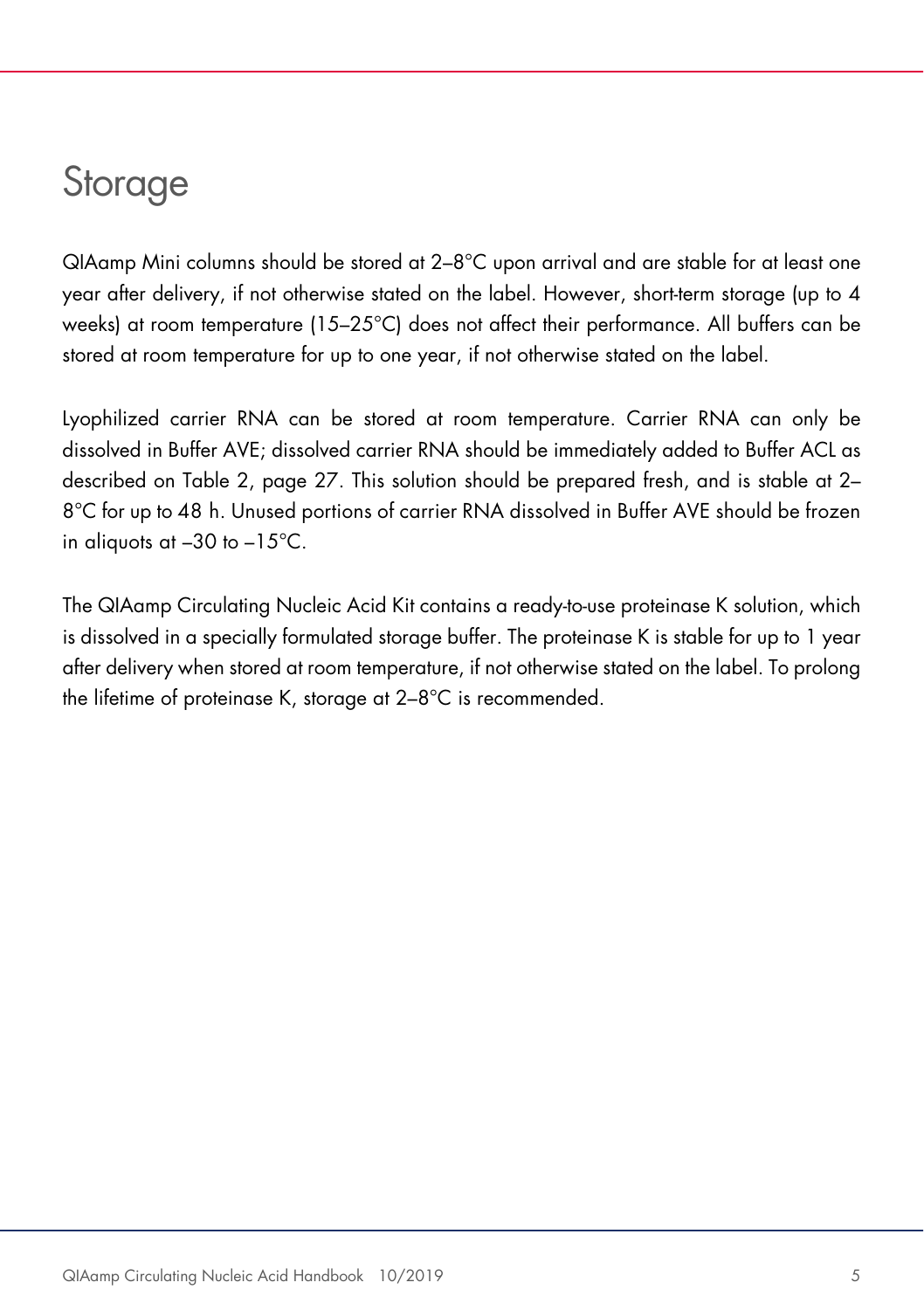# Storage

QIAamp Mini columns should be stored at 2–8°C upon arrival and are stable for at least one year after delivery, if not otherwise stated on the label. However, short-term storage (up to 4 weeks) at room temperature (15–25°C) does not affect their performance. All buffers can be stored at room temperature for up to one year, if not otherwise stated on the label.

Lyophilized carrier RNA can be stored at room temperature. Carrier RNA can only be dissolved in Buffer AVE; dissolved carrier RNA should be immediately added to Buffer ACL as described on Table 2, page 27. This solution should be prepared fresh, and is stable at 2–8°C for up to 48 h. Unused portions of carrier RNA dissolved in Buffer AVE should be frozen in aliquots at –30 to –15°C.

The QIAamp Circulating Nucleic Acid Kit contains a ready-to-use proteinase K solution, which is dissolved in a specially formulated storage buffer. The proteinase K is stable for up to 1 year after delivery when stored at room temperature, if not otherwise stated on the label. To prolong the lifetime of proteinase K, storage at 2–8°C is recommended.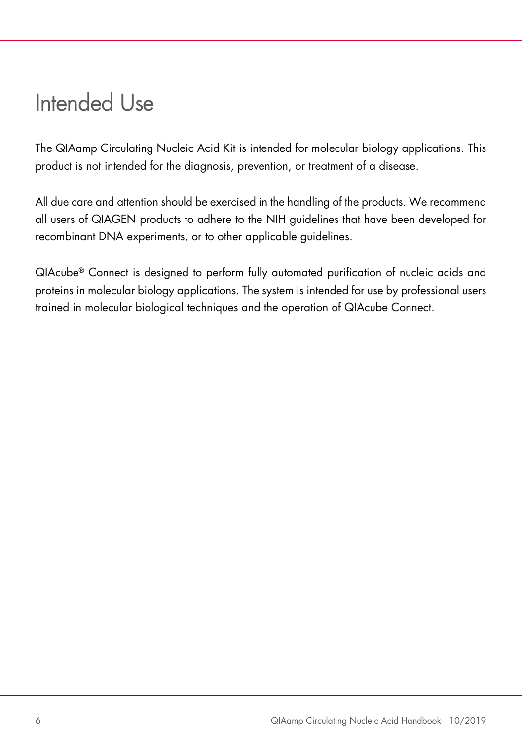# Intended Use

The QIAamp Circulating Nucleic Acid Kit is intended for molecular biology applications. This product is not intended for the diagnosis, prevention, or treatment of a disease.

All due care and attention should be exercised in the handling of the products. We recommend all users of QIAGEN products to adhere to the NIH guidelines that have been developed for recombinant DNA experiments, or to other applicable guidelines.

QIAcube® Connect is designed to perform fully automated purification of nucleic acids and proteins in molecular biology applications. The system is intended for use by professional users trained in molecular biological techniques and the operation of QIAcube Connect.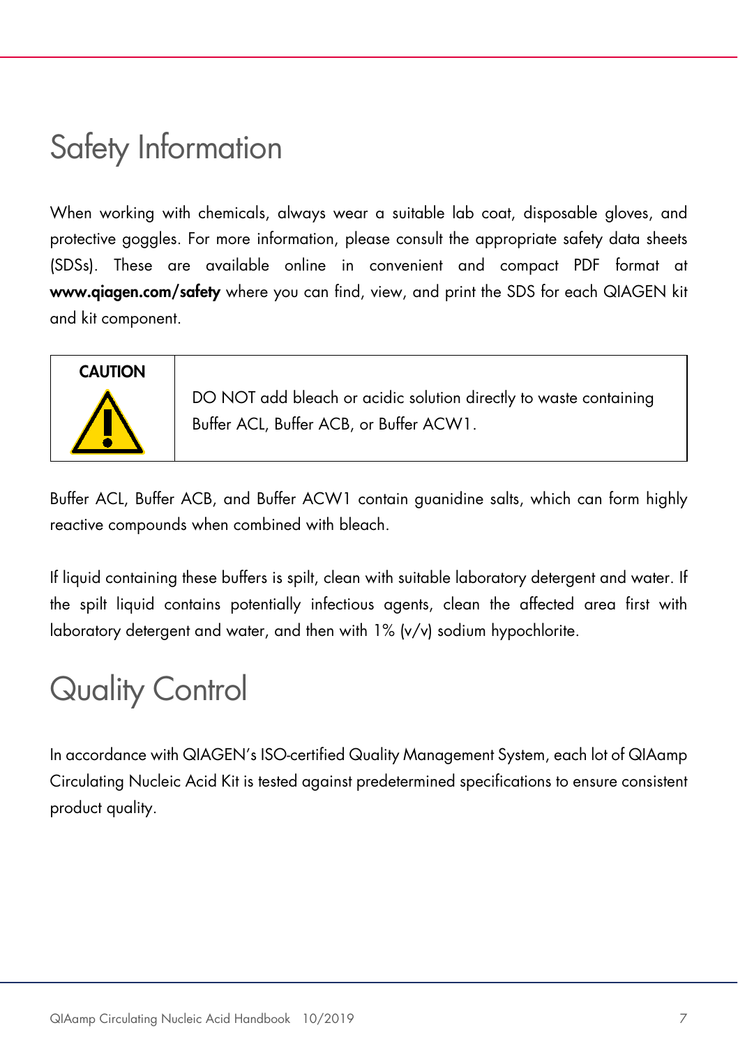# Safety Information

When working with chemicals, always wear a suitable lab coat, disposable gloves, and protective goggles. For more information, please consult the appropriate safety data sheets (SDSs). These are available online in convenient and compact PDF format at **www.qiagen.com/safety** where you can find, view, and print the SDS for each QIAGEN kit and kit component.

| **CAUTION** | DO NOT add bleach or acidic solution directly to waste containing Buffer ACL, Buffer ACB, or Buffer ACW1. |
|---|---|

Buffer ACL, Buffer ACB, and Buffer ACW1 contain guanidine salts, which can form highly reactive compounds when combined with bleach.

If liquid containing these buffers is spilt, clean with suitable laboratory detergent and water. If the spilt liquid contains potentially infectious agents, clean the affected area first with laboratory detergent and water, and then with 1% (v/v) sodium hypochlorite.

# Quality Control

In accordance with QIAGEN's ISO-certified Quality Management System, each lot of QIAamp Circulating Nucleic Acid Kit is tested against predetermined specifications to ensure consistent product quality.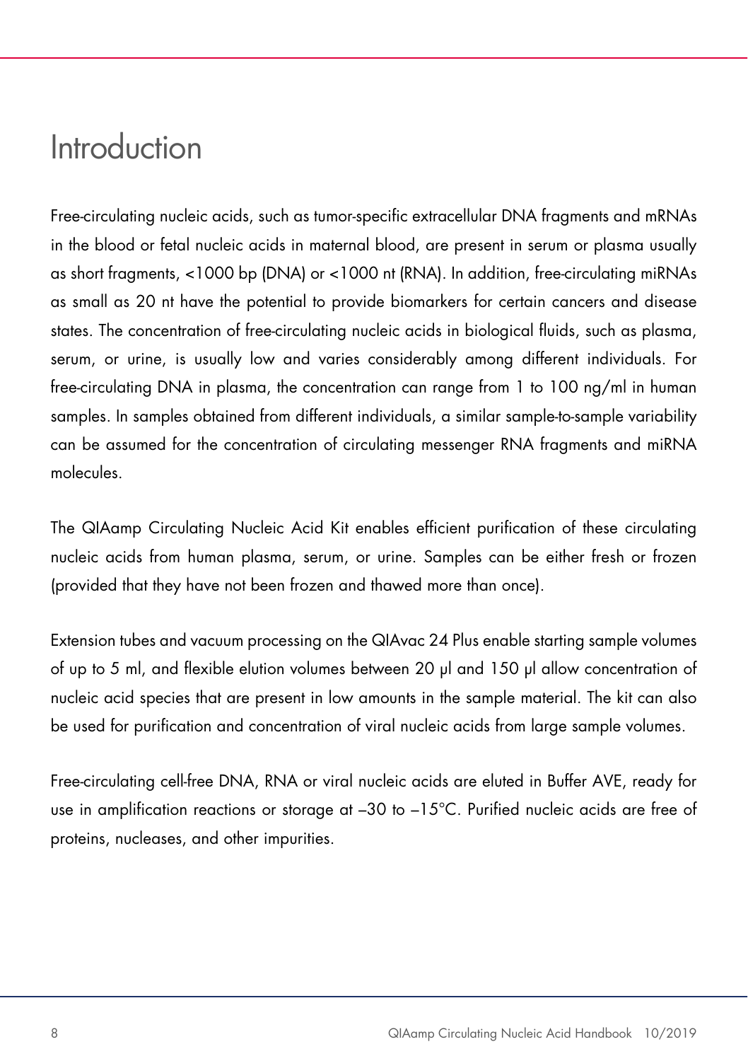# Introduction

Free-circulating nucleic acids, such as tumor-specific extracellular DNA fragments and mRNAs in the blood or fetal nucleic acids in maternal blood, are present in serum or plasma usually as short fragments, <1000 bp (DNA) or <1000 nt (RNA). In addition, free-circulating miRNAs as small as 20 nt have the potential to provide biomarkers for certain cancers and disease states. The concentration of free-circulating nucleic acids in biological fluids, such as plasma, serum, or urine, is usually low and varies considerably among different individuals. For free-circulating DNA in plasma, the concentration can range from 1 to 100 ng/ml in human samples. In samples obtained from different individuals, a similar sample-to-sample variability can be assumed for the concentration of circulating messenger RNA fragments and miRNA molecules.

The QIAamp Circulating Nucleic Acid Kit enables efficient purification of these circulating nucleic acids from human plasma, serum, or urine. Samples can be either fresh or frozen (provided that they have not been frozen and thawed more than once).

Extension tubes and vacuum processing on the QIAvac 24 Plus enable starting sample volumes of up to 5 ml, and flexible elution volumes between 20 µl and 150 µl allow concentration of nucleic acid species that are present in low amounts in the sample material. The kit can also be used for purification and concentration of viral nucleic acids from large sample volumes.

Free-circulating cell-free DNA, RNA or viral nucleic acids are eluted in Buffer AVE, ready for use in amplification reactions or storage at –30 to –15°C. Purified nucleic acids are free of proteins, nucleases, and other impurities.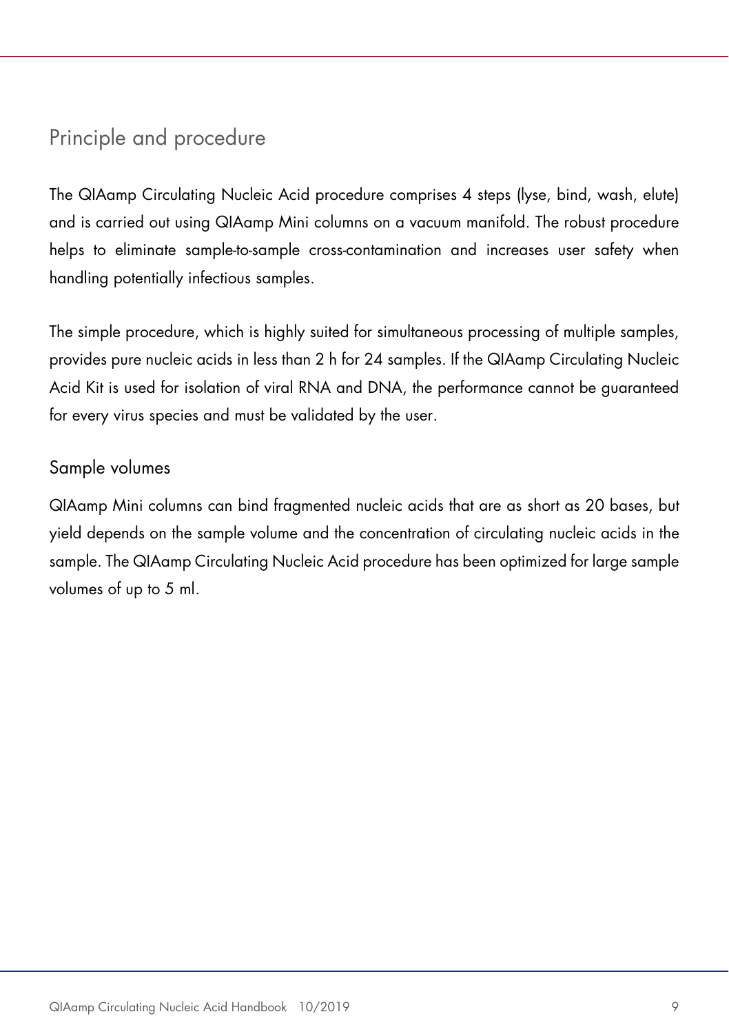## Principle and procedure

The QIAamp Circulating Nucleic Acid procedure comprises 4 steps (lyse, bind, wash, elute) and is carried out using QIAamp Mini columns on a vacuum manifold. The robust procedure helps to eliminate sample-to-sample cross-contamination and increases user safety when handling potentially infectious samples.

The simple procedure, which is highly suited for simultaneous processing of multiple samples, provides pure nucleic acids in less than 2 h for 24 samples. If the QIAamp Circulating Nucleic Acid Kit is used for isolation of viral RNA and DNA, the performance cannot be guaranteed for every virus species and must be validated by the user.

### Sample volumes

QIAamp Mini columns can bind fragmented nucleic acids that are as short as 20 bases, but yield depends on the sample volume and the concentration of circulating nucleic acids in the sample. The QIAamp Circulating Nucleic Acid procedure has been optimized for large sample volumes of up to 5 ml.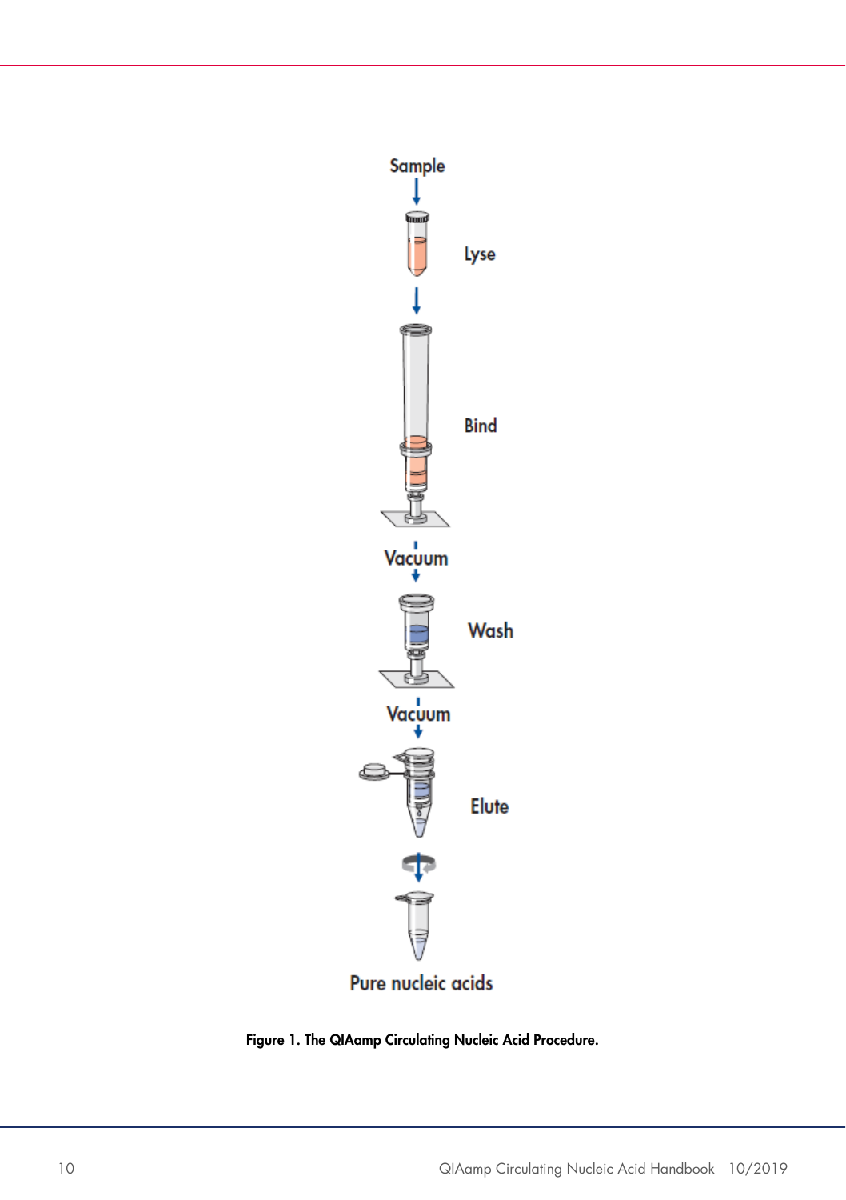Sample

Lyse

Bind

Vacuum

Wash

Vacuum

Elute

Pure nucleic acids

**Figure 1. The QIAamp Circulating Nucleic Acid Procedure.**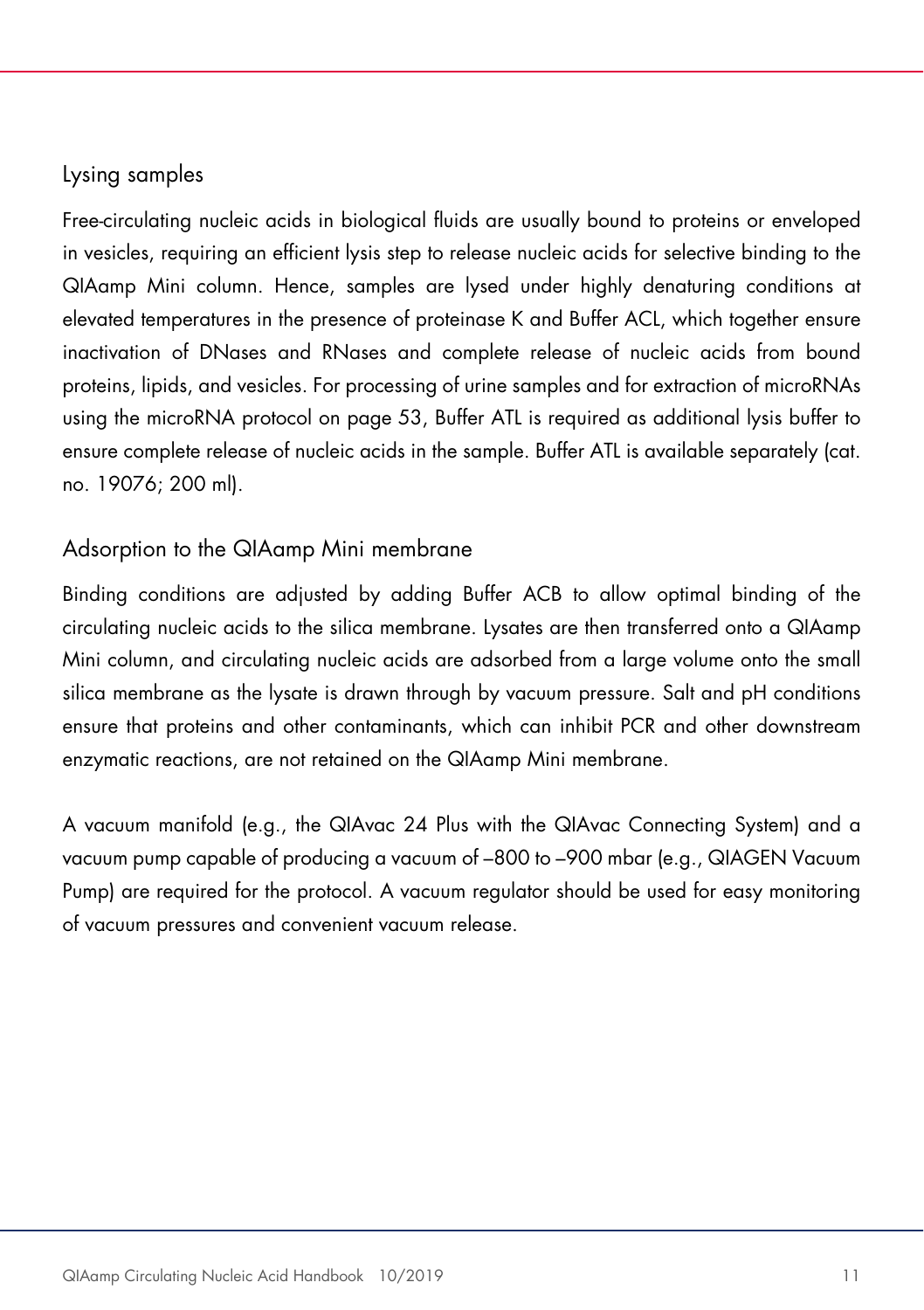### Lysing samples

Free-circulating nucleic acids in biological fluids are usually bound to proteins or enveloped in vesicles, requiring an efficient lysis step to release nucleic acids for selective binding to the QIAamp Mini column. Hence, samples are lysed under highly denaturing conditions at elevated temperatures in the presence of proteinase K and Buffer ACL, which together ensure inactivation of DNases and RNases and complete release of nucleic acids from bound proteins, lipids, and vesicles. For processing of urine samples and for extraction of microRNAs using the microRNA protocol on page 53, Buffer ATL is required as additional lysis buffer to ensure complete release of nucleic acids in the sample. Buffer ATL is available separately (cat. no. 19076; 200 ml).

### Adsorption to the QIAamp Mini membrane

Binding conditions are adjusted by adding Buffer ACB to allow optimal binding of the circulating nucleic acids to the silica membrane. Lysates are then transferred onto a QIAamp Mini column, and circulating nucleic acids are adsorbed from a large volume onto the small silica membrane as the lysate is drawn through by vacuum pressure. Salt and pH conditions ensure that proteins and other contaminants, which can inhibit PCR and other downstream enzymatic reactions, are not retained on the QIAamp Mini membrane.

A vacuum manifold (e.g., the QIAvac 24 Plus with the QIAvac Connecting System) and a vacuum pump capable of producing a vacuum of –800 to –900 mbar (e.g., QIAGEN Vacuum Pump) are required for the protocol. A vacuum regulator should be used for easy monitoring of vacuum pressures and convenient vacuum release.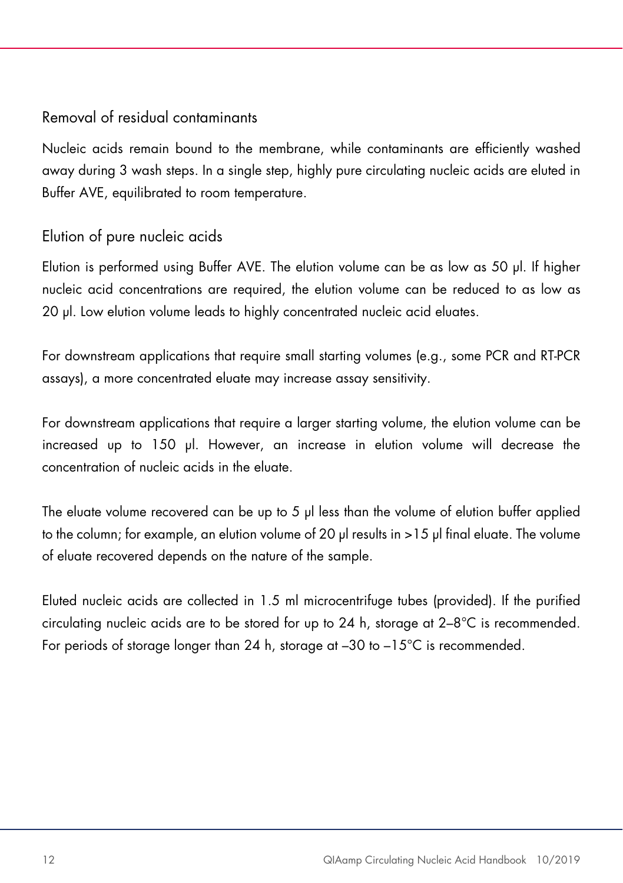### Removal of residual contaminants

Nucleic acids remain bound to the membrane, while contaminants are efficiently washed away during 3 wash steps. In a single step, highly pure circulating nucleic acids are eluted in Buffer AVE, equilibrated to room temperature.

### Elution of pure nucleic acids

Elution is performed using Buffer AVE. The elution volume can be as low as 50 µl. If higher nucleic acid concentrations are required, the elution volume can be reduced to as low as 20 µl. Low elution volume leads to highly concentrated nucleic acid eluates.

For downstream applications that require small starting volumes (e.g., some PCR and RT-PCR assays), a more concentrated eluate may increase assay sensitivity.

For downstream applications that require a larger starting volume, the elution volume can be increased up to 150 µl. However, an increase in elution volume will decrease the concentration of nucleic acids in the eluate.

The eluate volume recovered can be up to 5 µl less than the volume of elution buffer applied to the column; for example, an elution volume of 20 µl results in >15 µl final eluate. The volume of eluate recovered depends on the nature of the sample.

Eluted nucleic acids are collected in 1.5 ml microcentrifuge tubes (provided). If the purified circulating nucleic acids are to be stored for up to 24 h, storage at 2–8°C is recommended. For periods of storage longer than 24 h, storage at –30 to –15°C is recommended.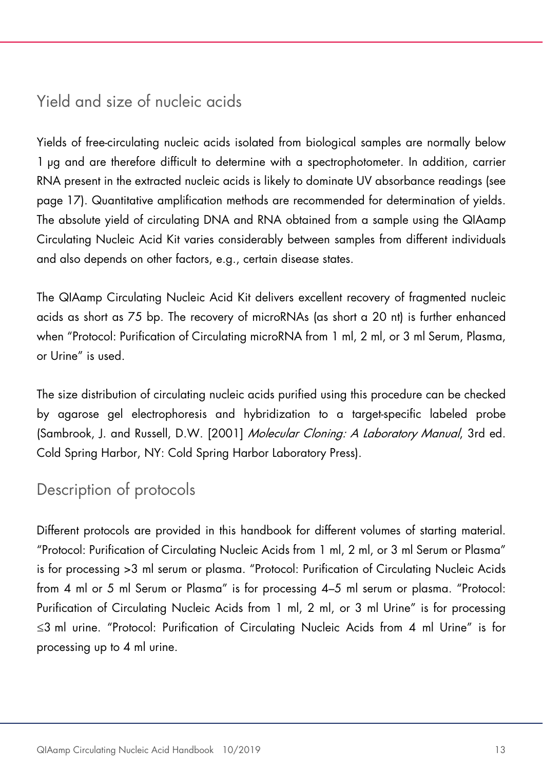## Yield and size of nucleic acids

Yields of free-circulating nucleic acids isolated from biological samples are normally below 1 µg and are therefore difficult to determine with a spectrophotometer. In addition, carrier RNA present in the extracted nucleic acids is likely to dominate UV absorbance readings (see page 17). Quantitative amplification methods are recommended for determination of yields. The absolute yield of circulating DNA and RNA obtained from a sample using the QIAamp Circulating Nucleic Acid Kit varies considerably between samples from different individuals and also depends on other factors, e.g., certain disease states.

The QIAamp Circulating Nucleic Acid Kit delivers excellent recovery of fragmented nucleic acids as short as 75 bp. The recovery of microRNAs (as short a 20 nt) is further enhanced when "Protocol: Purification of Circulating microRNA from 1 ml, 2 ml, or 3 ml Serum, Plasma, or Urine" is used.

The size distribution of circulating nucleic acids purified using this procedure can be checked by agarose gel electrophoresis and hybridization to a target-specific labeled probe (Sambrook, J. and Russell, D.W. [2001] *Molecular Cloning: A Laboratory Manual*, 3rd ed. Cold Spring Harbor, NY: Cold Spring Harbor Laboratory Press).

## Description of protocols

Different protocols are provided in this handbook for different volumes of starting material. "Protocol: Purification of Circulating Nucleic Acids from 1 ml, 2 ml, or 3 ml Serum or Plasma" is for processing >3 ml serum or plasma. "Protocol: Purification of Circulating Nucleic Acids from 4 ml or 5 ml Serum or Plasma" is for processing 4–5 ml serum or plasma. "Protocol: Purification of Circulating Nucleic Acids from 1 ml, 2 ml, or 3 ml Urine" is for processing ≤3 ml urine. "Protocol: Purification of Circulating Nucleic Acids from 4 ml Urine" is for processing up to 4 ml urine.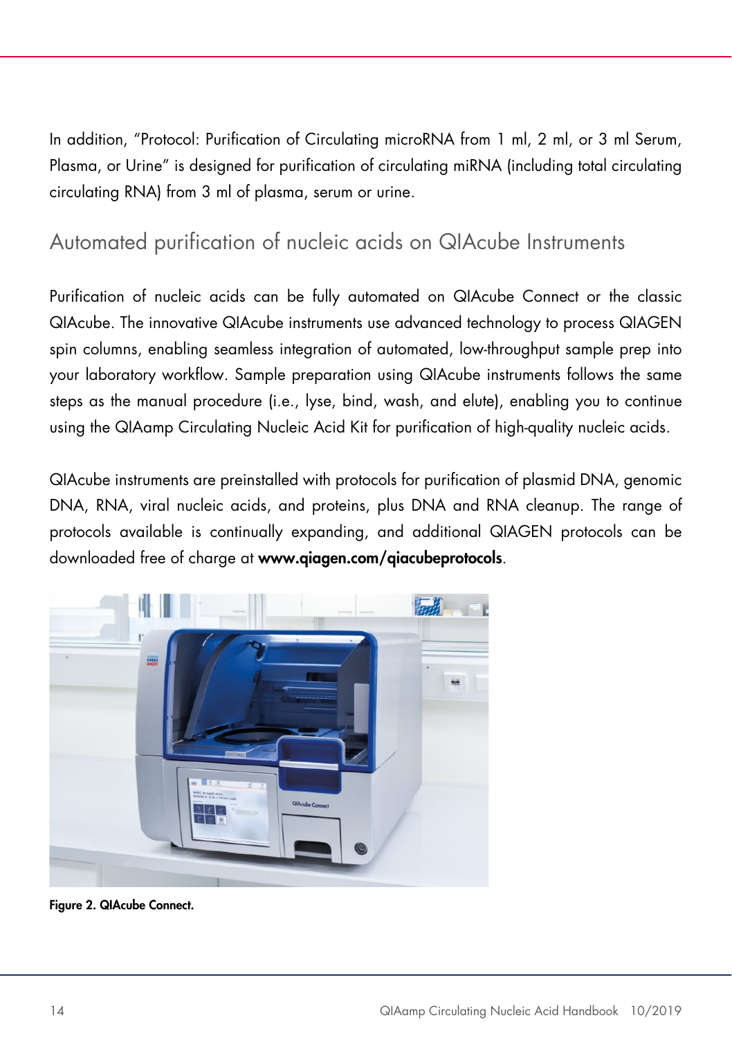In addition, "Protocol: Purification of Circulating microRNA from 1 ml, 2 ml, or 3 ml Serum, Plasma, or Urine" is designed for purification of circulating miRNA (including total circulating circulating RNA) from 3 ml of plasma, serum or urine.

## Automated purification of nucleic acids on QIAcube Instruments

Purification of nucleic acids can be fully automated on QIAcube Connect or the classic QIAcube. The innovative QIAcube instruments use advanced technology to process QIAGEN spin columns, enabling seamless integration of automated, low-throughput sample prep into your laboratory workflow. Sample preparation using QIAcube instruments follows the same steps as the manual procedure (i.e., lyse, bind, wash, and elute), enabling you to continue using the QIAamp Circulating Nucleic Acid Kit for purification of high-quality nucleic acids.

QIAcube instruments are preinstalled with protocols for purification of plasmid DNA, genomic DNA, RNA, viral nucleic acids, and proteins, plus DNA and RNA cleanup. The range of protocols available is continually expanding, and additional QIAGEN protocols can be downloaded free of charge at **www.qiagen.com/qiacubeprotocols**.

**Figure 2. QIAcube Connect.**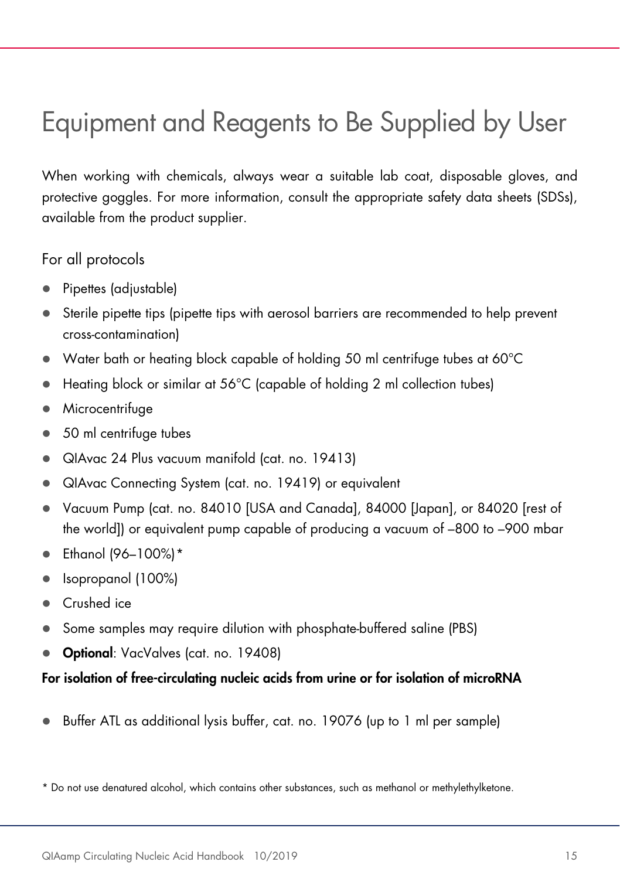# Equipment and Reagents to Be Supplied by User

When working with chemicals, always wear a suitable lab coat, disposable gloves, and protective goggles. For more information, consult the appropriate safety data sheets (SDSs), available from the product supplier.

## For all protocols

- Pipettes (adjustable)
- Sterile pipette tips (pipette tips with aerosol barriers are recommended to help prevent cross-contamination)
- Water bath or heating block capable of holding 50 ml centrifuge tubes at 60°C
- Heating block or similar at 56°C (capable of holding 2 ml collection tubes)
- Microcentrifuge
- 50 ml centrifuge tubes
- QIAvac 24 Plus vacuum manifold (cat. no. 19413)
- QIAvac Connecting System (cat. no. 19419) or equivalent
- Vacuum Pump (cat. no. 84010 [USA and Canada], 84000 [Japan], or 84020 [rest of the world]) or equivalent pump capable of producing a vacuum of –800 to –900 mbar
- Ethanol (96–100%)*
- Isopropanol (100%)
- Crushed ice
- Some samples may require dilution with phosphate-buffered saline (PBS)
- **Optional**: VacValves (cat. no. 19408)

**For isolation of free-circulating nucleic acids from urine or for isolation of microRNA**

- Buffer ATL as additional lysis buffer, cat. no. 19076 (up to 1 ml per sample)

* Do not use denatured alcohol, which contains other substances, such as methanol or methylethylketone.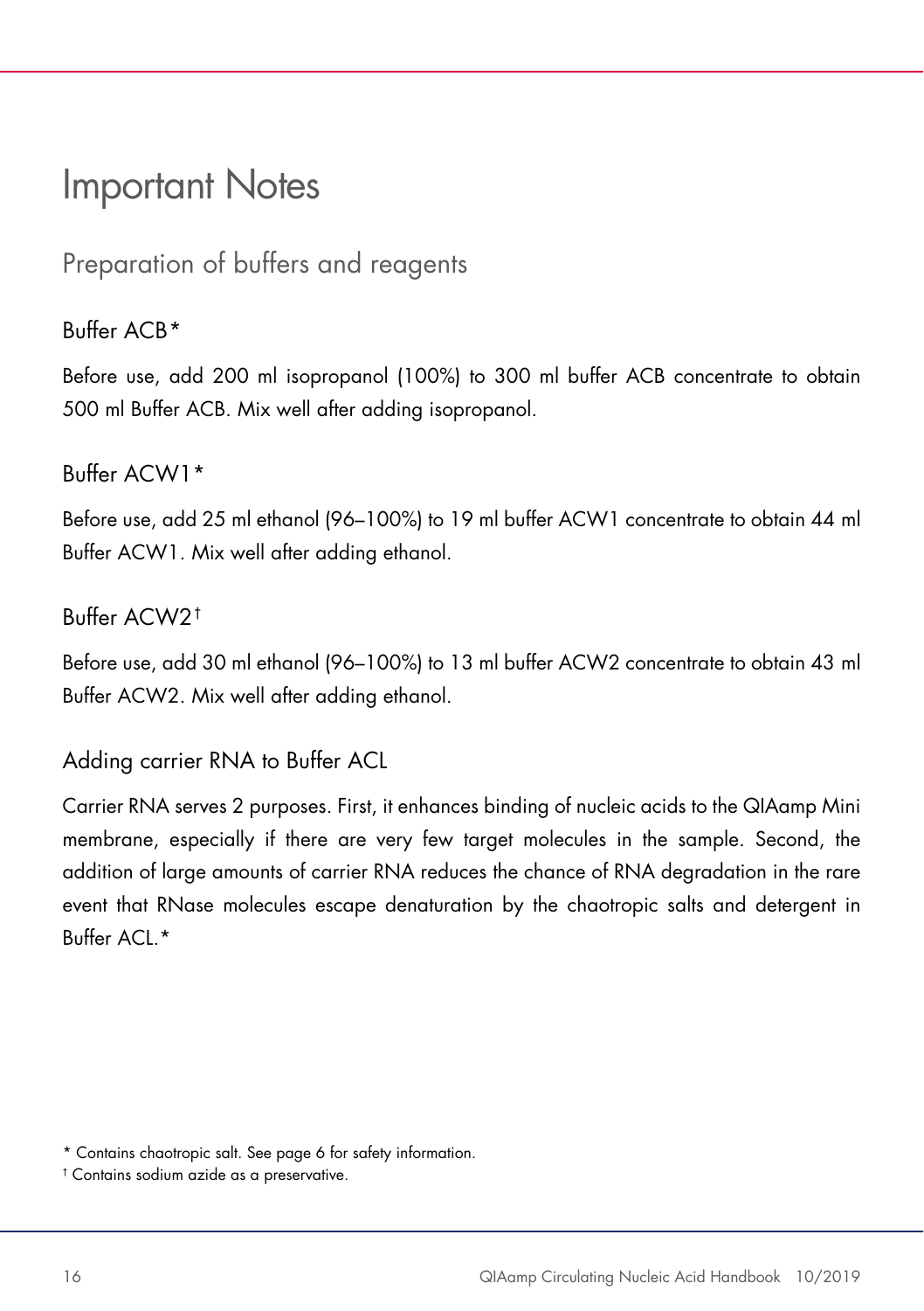# Important Notes

## Preparation of buffers and reagents

### Buffer ACB*

Before use, add 200 ml isopropanol (100%) to 300 ml buffer ACB concentrate to obtain 500 ml Buffer ACB. Mix well after adding isopropanol.

### Buffer ACW1*

Before use, add 25 ml ethanol (96–100%) to 19 ml buffer ACW1 concentrate to obtain 44 ml Buffer ACW1. Mix well after adding ethanol.

### Buffer ACW2†

Before use, add 30 ml ethanol (96–100%) to 13 ml buffer ACW2 concentrate to obtain 43 ml Buffer ACW2. Mix well after adding ethanol.

### Adding carrier RNA to Buffer ACL

Carrier RNA serves 2 purposes. First, it enhances binding of nucleic acids to the QIAamp Mini membrane, especially if there are very few target molecules in the sample. Second, the addition of large amounts of carrier RNA reduces the chance of RNA degradation in the rare event that RNase molecules escape denaturation by the chaotropic salts and detergent in Buffer ACL.*

* Contains chaotropic salt. See page 6 for safety information.

† Contains sodium azide as a preservative.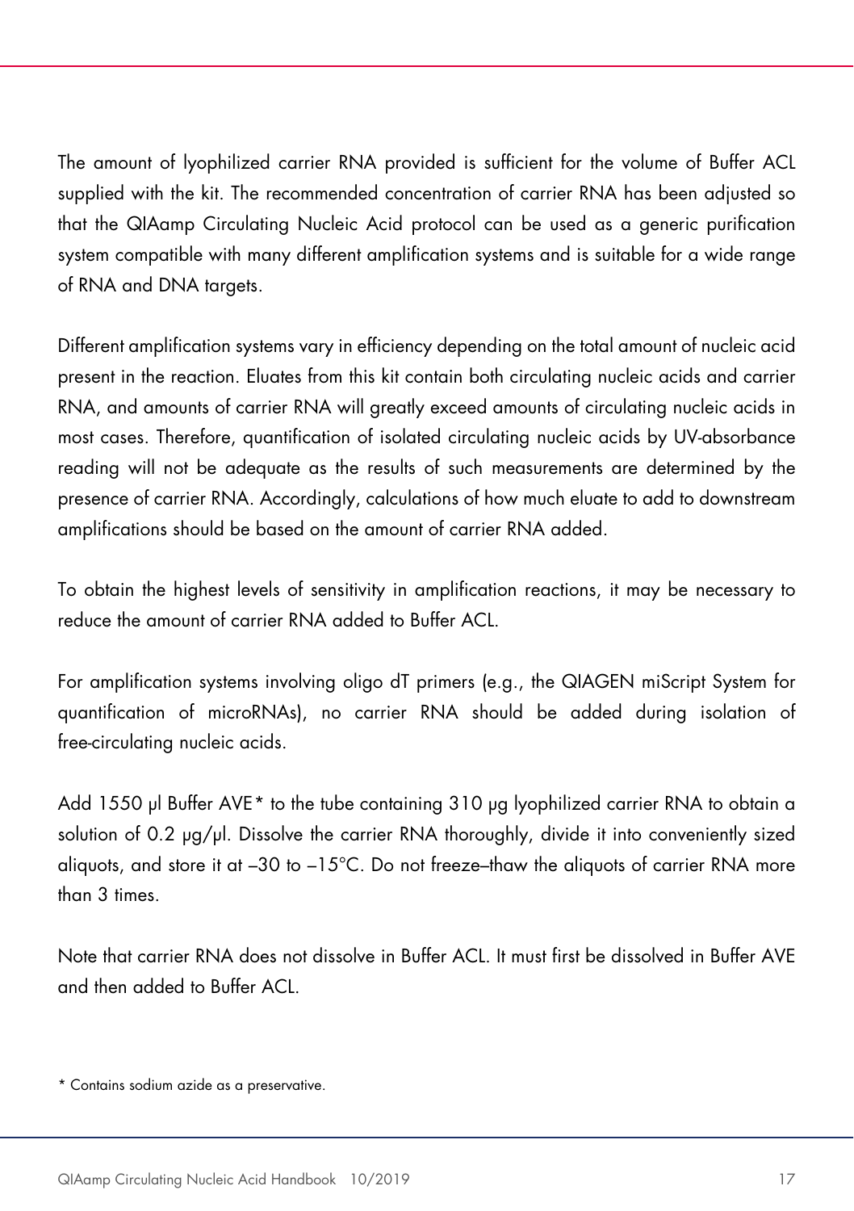The amount of lyophilized carrier RNA provided is sufficient for the volume of Buffer ACL supplied with the kit. The recommended concentration of carrier RNA has been adjusted so that the QIAamp Circulating Nucleic Acid protocol can be used as a generic purification system compatible with many different amplification systems and is suitable for a wide range of RNA and DNA targets.

Different amplification systems vary in efficiency depending on the total amount of nucleic acid present in the reaction. Eluates from this kit contain both circulating nucleic acids and carrier RNA, and amounts of carrier RNA will greatly exceed amounts of circulating nucleic acids in most cases. Therefore, quantification of isolated circulating nucleic acids by UV-absorbance reading will not be adequate as the results of such measurements are determined by the presence of carrier RNA. Accordingly, calculations of how much eluate to add to downstream amplifications should be based on the amount of carrier RNA added.

To obtain the highest levels of sensitivity in amplification reactions, it may be necessary to reduce the amount of carrier RNA added to Buffer ACL.

For amplification systems involving oligo dT primers (e.g., the QIAGEN miScript System for quantification of microRNAs), no carrier RNA should be added during isolation of free-circulating nucleic acids.

Add 1550 µl Buffer AVE* to the tube containing 310 µg lyophilized carrier RNA to obtain a solution of 0.2 µg/µl. Dissolve the carrier RNA thoroughly, divide it into conveniently sized aliquots, and store it at –30 to –15°C. Do not freeze–thaw the aliquots of carrier RNA more than 3 times.

Note that carrier RNA does not dissolve in Buffer ACL. It must first be dissolved in Buffer AVE and then added to Buffer ACL.

* Contains sodium azide as a preservative.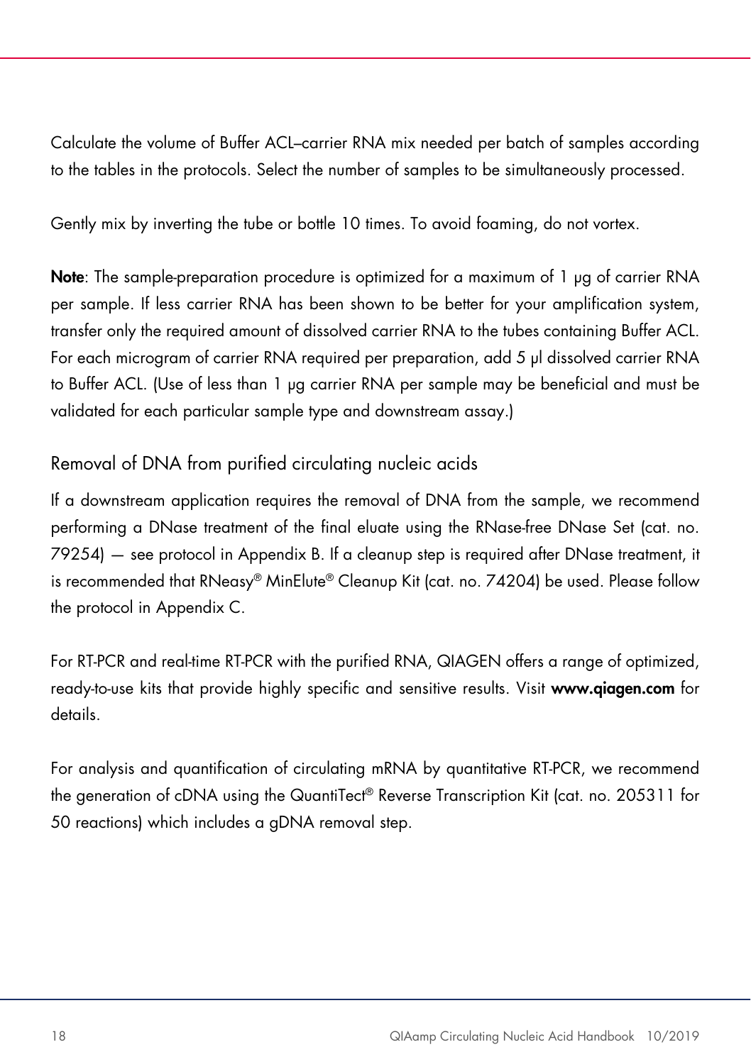Calculate the volume of Buffer ACL–carrier RNA mix needed per batch of samples according to the tables in the protocols. Select the number of samples to be simultaneously processed.

Gently mix by inverting the tube or bottle 10 times. To avoid foaming, do not vortex.

**Note**: The sample-preparation procedure is optimized for a maximum of 1 µg of carrier RNA per sample. If less carrier RNA has been shown to be better for your amplification system, transfer only the required amount of dissolved carrier RNA to the tubes containing Buffer ACL. For each microgram of carrier RNA required per preparation, add 5 µl dissolved carrier RNA to Buffer ACL. (Use of less than 1 µg carrier RNA per sample may be beneficial and must be validated for each particular sample type and downstream assay.)

## Removal of DNA from purified circulating nucleic acids

If a downstream application requires the removal of DNA from the sample, we recommend performing a DNase treatment of the final eluate using the RNase-free DNase Set (cat. no. 79254) — see protocol in Appendix B. If a cleanup step is required after DNase treatment, it is recommended that RNeasy® MinElute® Cleanup Kit (cat. no. 74204) be used. Please follow the protocol in Appendix C.

For RT-PCR and real-time RT-PCR with the purified RNA, QIAGEN offers a range of optimized, ready-to-use kits that provide highly specific and sensitive results. Visit **www.qiagen.com** for details.

For analysis and quantification of circulating mRNA by quantitative RT-PCR, we recommend the generation of cDNA using the QuantiTect® Reverse Transcription Kit (cat. no. 205311 for 50 reactions) which includes a gDNA removal step.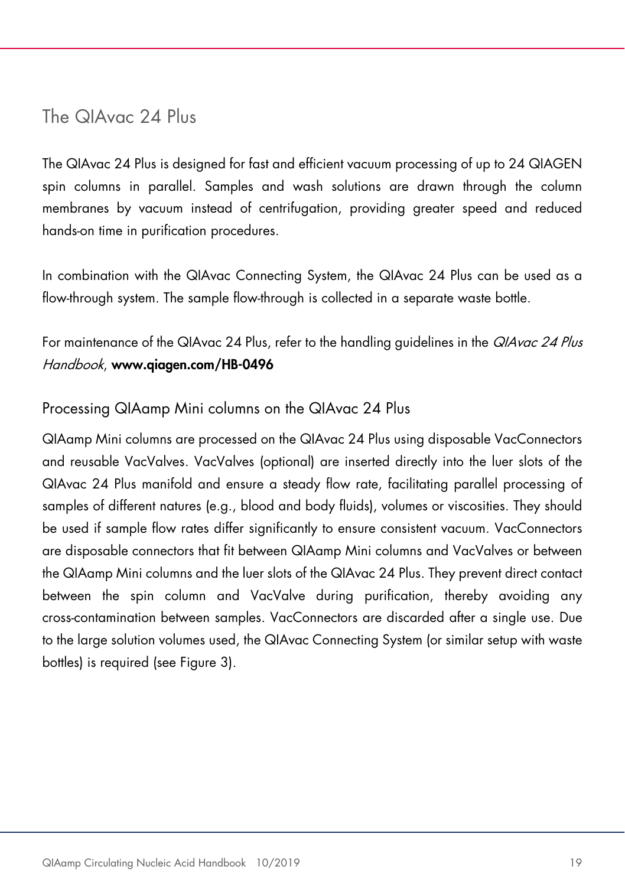## The QIAvac 24 Plus

The QIAvac 24 Plus is designed for fast and efficient vacuum processing of up to 24 QIAGEN spin columns in parallel. Samples and wash solutions are drawn through the column membranes by vacuum instead of centrifugation, providing greater speed and reduced hands-on time in purification procedures.

In combination with the QIAvac Connecting System, the QIAvac 24 Plus can be used as a flow-through system. The sample flow-through is collected in a separate waste bottle.

For maintenance of the QIAvac 24 Plus, refer to the handling guidelines in the *QIAvac 24 Plus Handbook*, **www.qiagen.com/HB-0496**

### Processing QIAamp Mini columns on the QIAvac 24 Plus

QIAamp Mini columns are processed on the QIAvac 24 Plus using disposable VacConnectors and reusable VacValves. VacValves (optional) are inserted directly into the luer slots of the QIAvac 24 Plus manifold and ensure a steady flow rate, facilitating parallel processing of samples of different natures (e.g., blood and body fluids), volumes or viscosities. They should be used if sample flow rates differ significantly to ensure consistent vacuum. VacConnectors are disposable connectors that fit between QIAamp Mini columns and VacValves or between the QIAamp Mini columns and the luer slots of the QIAvac 24 Plus. They prevent direct contact between the spin column and VacValve during purification, thereby avoiding any cross-contamination between samples. VacConnectors are discarded after a single use. Due to the large solution volumes used, the QIAvac Connecting System (or similar setup with waste bottles) is required (see Figure 3).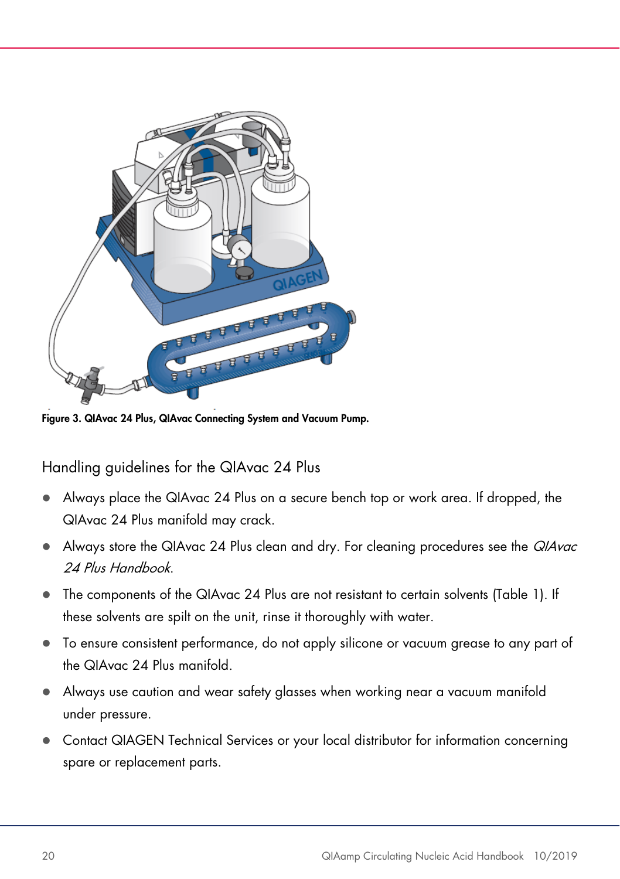Figure 3. QIAvac 24 Plus, QIAvac Connecting System and Vacuum Pump.

## Handling guidelines for the QIAvac 24 Plus

- Always place the QIAvac 24 Plus on a secure bench top or work area. If dropped, the QIAvac 24 Plus manifold may crack.
- Always store the QIAvac 24 Plus clean and dry. For cleaning procedures see the *QIAvac 24 Plus Handbook*.
- The components of the QIAvac 24 Plus are not resistant to certain solvents (Table 1). If these solvents are spilt on the unit, rinse it thoroughly with water.
- To ensure consistent performance, do not apply silicone or vacuum grease to any part of the QIAvac 24 Plus manifold.
- Always use caution and wear safety glasses when working near a vacuum manifold under pressure.
- Contact QIAGEN Technical Services or your local distributor for information concerning spare or replacement parts.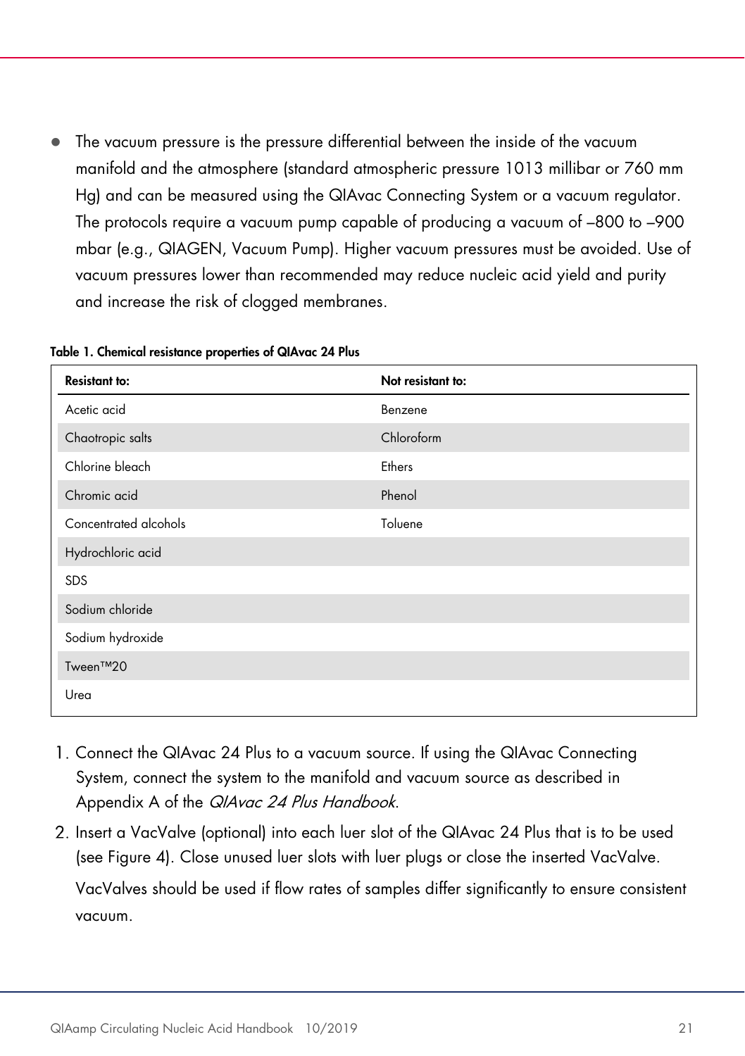- The vacuum pressure is the pressure differential between the inside of the vacuum manifold and the atmosphere (standard atmospheric pressure 1013 millibar or 760 mm Hg) and can be measured using the QIAvac Connecting System or a vacuum regulator. The protocols require a vacuum pump capable of producing a vacuum of –800 to –900 mbar (e.g., QIAGEN, Vacuum Pump). Higher vacuum pressures must be avoided. Use of vacuum pressures lower than recommended may reduce nucleic acid yield and purity and increase the risk of clogged membranes.

**Table 1. Chemical resistance properties of QIAvac 24 Plus**

| Resistant to: | Not resistant to: |
|---|---|
| Acetic acid | Benzene |
| Chaotropic salts | Chloroform |
| Chlorine bleach | Ethers |
| Chromic acid | Phenol |
| Concentrated alcohols | Toluene |
| Hydrochloric acid | |
| SDS | |
| Sodium chloride | |
| Sodium hydroxide | |
| Tween™20 | |
| Urea | |

1. Connect the QIAvac 24 Plus to a vacuum source. If using the QIAvac Connecting System, connect the system to the manifold and vacuum source as described in Appendix A of the *QIAvac 24 Plus Handbook*.
2. Insert a VacValve (optional) into each luer slot of the QIAvac 24 Plus that is to be used (see Figure 4). Close unused luer slots with luer plugs or close the inserted VacValve.

   VacValves should be used if flow rates of samples differ significantly to ensure consistent vacuum.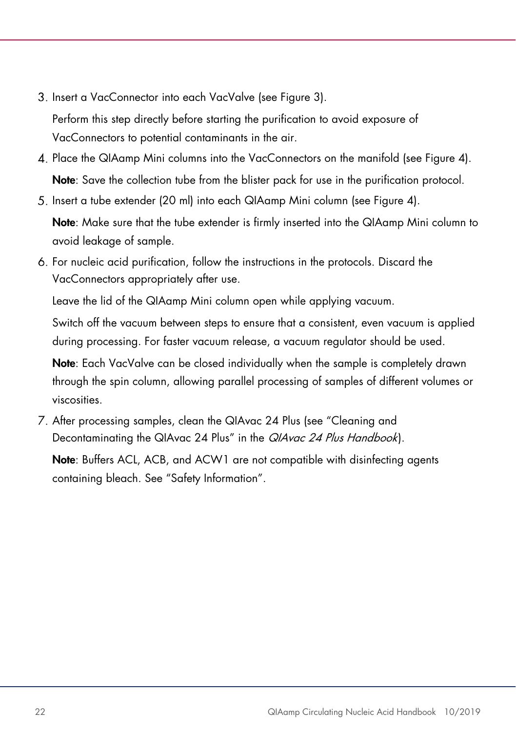3. Insert a VacConnector into each VacValve (see Figure 3).

   Perform this step directly before starting the purification to avoid exposure of VacConnectors to potential contaminants in the air.

4. Place the QIAamp Mini columns into the VacConnectors on the manifold (see Figure 4).

   **Note**: Save the collection tube from the blister pack for use in the purification protocol.

5. Insert a tube extender (20 ml) into each QIAamp Mini column (see Figure 4).

   **Note**: Make sure that the tube extender is firmly inserted into the QIAamp Mini column to avoid leakage of sample.

6. For nucleic acid purification, follow the instructions in the protocols. Discard the VacConnectors appropriately after use.

   Leave the lid of the QIAamp Mini column open while applying vacuum.

   Switch off the vacuum between steps to ensure that a consistent, even vacuum is applied during processing. For faster vacuum release, a vacuum regulator should be used.

   **Note**: Each VacValve can be closed individually when the sample is completely drawn through the spin column, allowing parallel processing of samples of different volumes or viscosities.

7. After processing samples, clean the QIAvac 24 Plus (see "Cleaning and Decontaminating the QIAvac 24 Plus" in the *QIAvac 24 Plus Handbook*).

   **Note**: Buffers ACL, ACB, and ACW1 are not compatible with disinfecting agents containing bleach. See "Safety Information".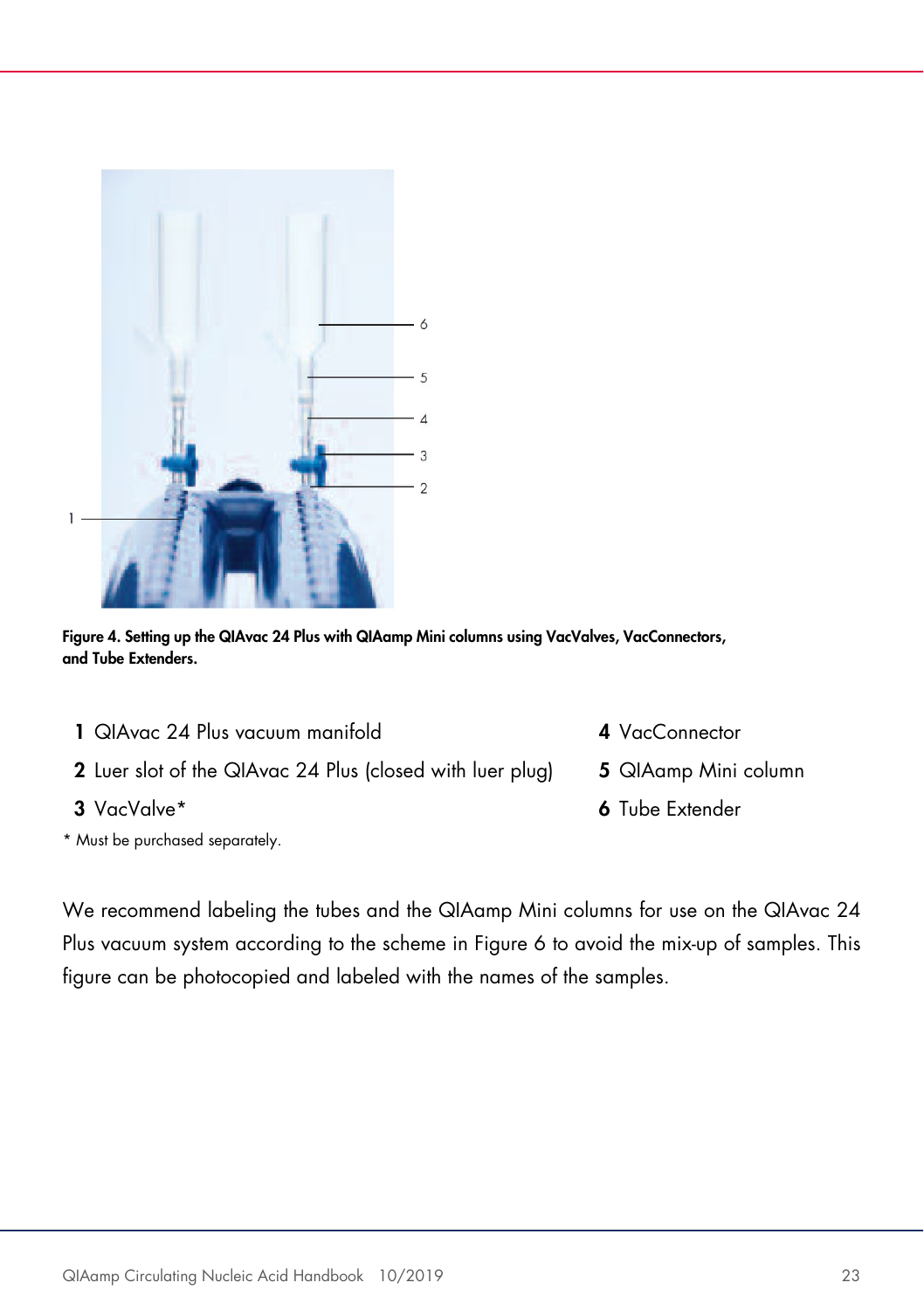**Figure 4. Setting up the QIAvac 24 Plus with QIAamp Mini columns using VacValves, VacConnectors, and Tube Extenders.**

| | | | |
|---|---|---|---|
| **1** | QIAvac 24 Plus vacuum manifold | **4** | VacConnector |
| **2** | Luer slot of the QIAvac 24 Plus (closed with luer plug) | **5** | QIAamp Mini column |
| **3** | VacValve* | **6** | Tube Extender |

\* Must be purchased separately.

We recommend labeling the tubes and the QIAamp Mini columns for use on the QIAvac 24 Plus vacuum system according to the scheme in Figure 6 to avoid the mix-up of samples. This figure can be photocopied and labeled with the names of the samples.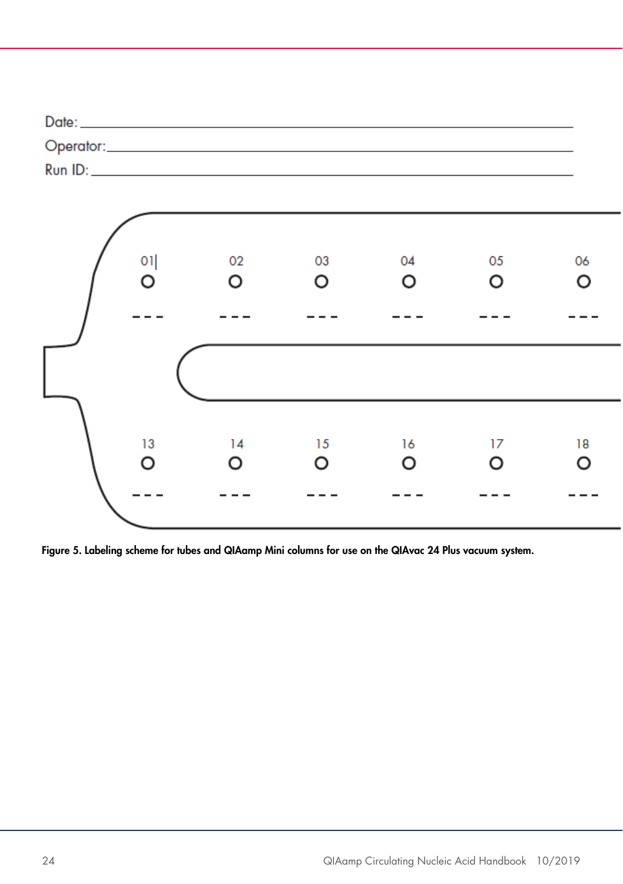Date: ___________________________________________

Operator: ___________________________________________

Run ID: ___________________________________________

| 01 | 02 | 03 | 04 | 05 | 06 |
|---|---|---|---|---|---|
| O | O | O | O | O | O |
| --- | --- | --- | --- | --- | --- |

| 13 | 14 | 15 | 16 | 17 | 18 |
|---|---|---|---|---|---|
| O | O | O | O | O | O |
| --- | --- | --- | --- | --- | --- |

**Figure 5. Labeling scheme for tubes and QIAamp Mini columns for use on the QIAvac 24 Plus vacuum system.**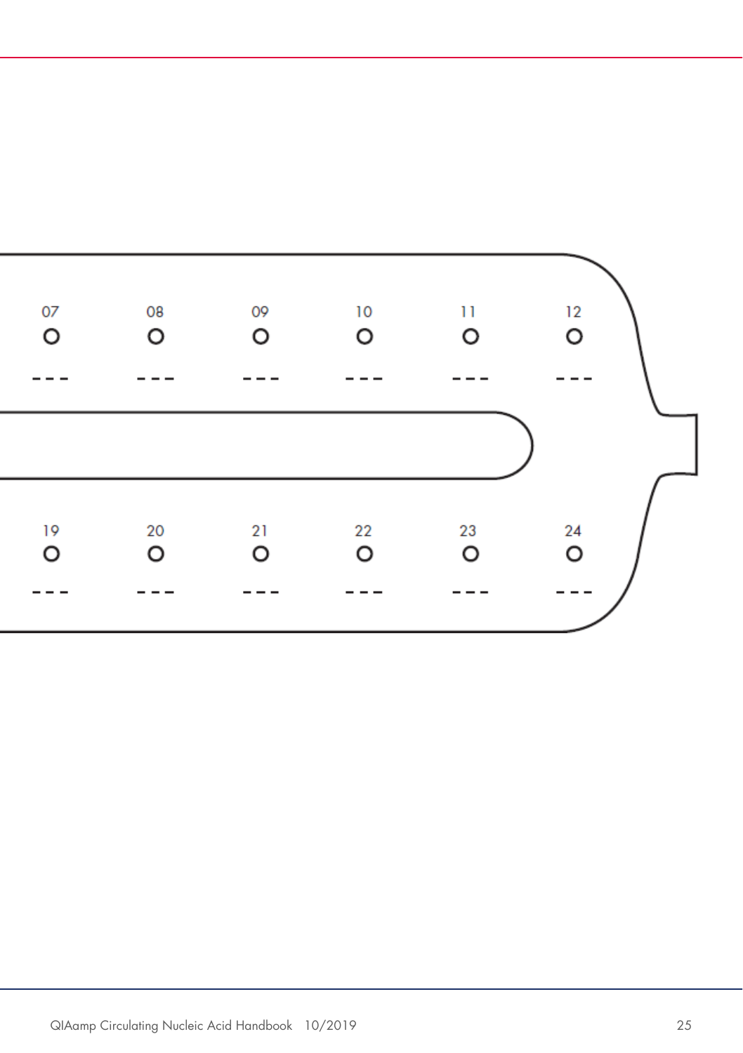07 ○ ---

08 ○ ---

09 ○ ---

10 ○ ---

11 ○ ---

12 ○ ---

19 ○ ---

20 ○ ---

21 ○ ---

22 ○ ---

23 ○ ---

24 ○ ---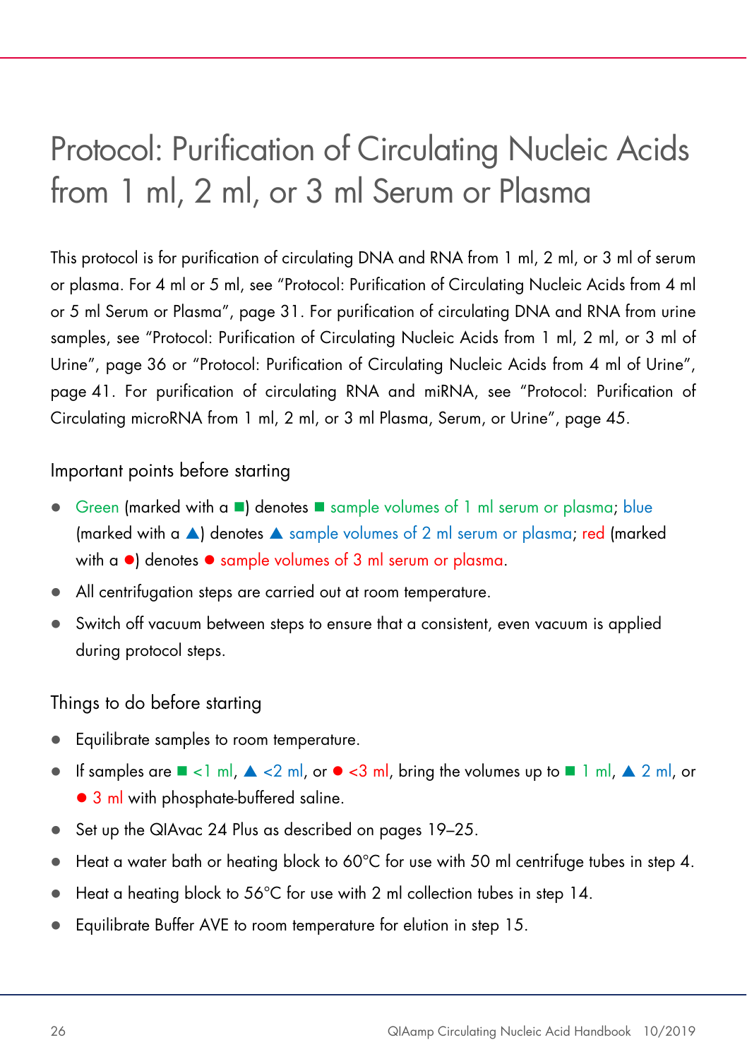# Protocol: Purification of Circulating Nucleic Acids from 1 ml, 2 ml, or 3 ml Serum or Plasma

This protocol is for purification of circulating DNA and RNA from 1 ml, 2 ml, or 3 ml of serum or plasma. For 4 ml or 5 ml, see "Protocol: Purification of Circulating Nucleic Acids from 4 ml or 5 ml Serum or Plasma", page 31. For purification of circulating DNA and RNA from urine samples, see "Protocol: Purification of Circulating Nucleic Acids from 1 ml, 2 ml, or 3 ml of Urine", page 36 or "Protocol: Purification of Circulating Nucleic Acids from 4 ml of Urine", page 41. For purification of circulating RNA and miRNA, see "Protocol: Purification of Circulating microRNA from 1 ml, 2 ml, or 3 ml Plasma, Serum, or Urine", page 45.

## Important points before starting

- Green (marked with a ■) denotes ■ sample volumes of 1 ml serum or plasma; blue (marked with a ▲) denotes ▲ sample volumes of 2 ml serum or plasma; red (marked with a ●) denotes ● sample volumes of 3 ml serum or plasma.
- All centrifugation steps are carried out at room temperature.
- Switch off vacuum between steps to ensure that a consistent, even vacuum is applied during protocol steps.

## Things to do before starting

- Equilibrate samples to room temperature.
- If samples are ■ <1 ml, ▲ <2 ml, or ● <3 ml, bring the volumes up to ■ 1 ml, ▲ 2 ml, or ● 3 ml with phosphate-buffered saline.
- Set up the QIAvac 24 Plus as described on pages 19–25.
- Heat a water bath or heating block to 60°C for use with 50 ml centrifuge tubes in step 4.
- Heat a heating block to 56°C for use with 2 ml collection tubes in step 14.
- Equilibrate Buffer AVE to room temperature for elution in step 15.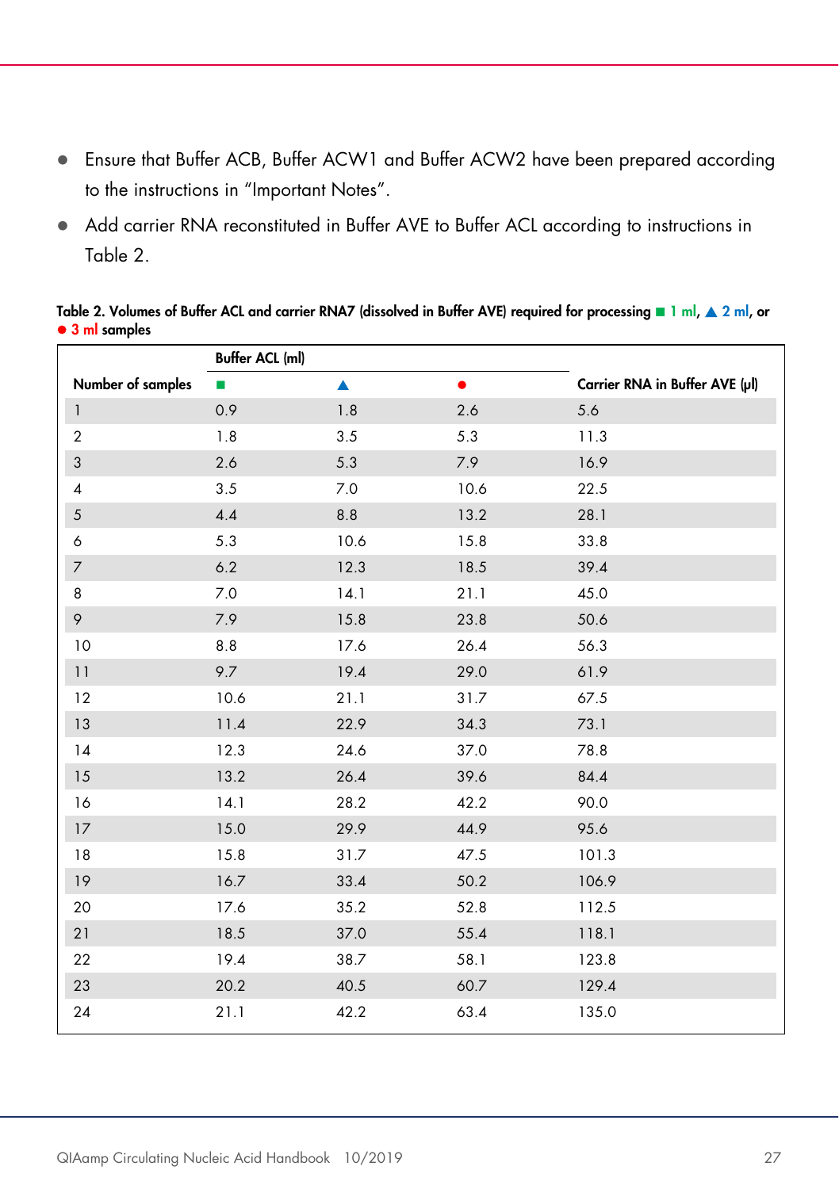- Ensure that Buffer ACB, Buffer ACW1 and Buffer ACW2 have been prepared according to the instructions in "Important Notes".
- Add carrier RNA reconstituted in Buffer AVE to Buffer ACL according to instructions in Table 2.

**Table 2. Volumes of Buffer ACL and carrier RNA7 (dissolved in Buffer AVE) required for processing ■ 1 ml, ▲ 2 ml, or ● 3 ml samples**

| Number of samples | Buffer ACL (ml) ■ | ▲ | ● | Carrier RNA in Buffer AVE (µl) |
|---|---|---|---|---|
| 1 | 0.9 | 1.8 | 2.6 | 5.6 |
| 2 | 1.8 | 3.5 | 5.3 | 11.3 |
| 3 | 2.6 | 5.3 | 7.9 | 16.9 |
| 4 | 3.5 | 7.0 | 10.6 | 22.5 |
| 5 | 4.4 | 8.8 | 13.2 | 28.1 |
| 6 | 5.3 | 10.6 | 15.8 | 33.8 |
| 7 | 6.2 | 12.3 | 18.5 | 39.4 |
| 8 | 7.0 | 14.1 | 21.1 | 45.0 |
| 9 | 7.9 | 15.8 | 23.8 | 50.6 |
| 10 | 8.8 | 17.6 | 26.4 | 56.3 |
| 11 | 9.7 | 19.4 | 29.0 | 61.9 |
| 12 | 10.6 | 21.1 | 31.7 | 67.5 |
| 13 | 11.4 | 22.9 | 34.3 | 73.1 |
| 14 | 12.3 | 24.6 | 37.0 | 78.8 |
| 15 | 13.2 | 26.4 | 39.6 | 84.4 |
| 16 | 14.1 | 28.2 | 42.2 | 90.0 |
| 17 | 15.0 | 29.9 | 44.9 | 95.6 |
| 18 | 15.8 | 31.7 | 47.5 | 101.3 |
| 19 | 16.7 | 33.4 | 50.2 | 106.9 |
| 20 | 17.6 | 35.2 | 52.8 | 112.5 |
| 21 | 18.5 | 37.0 | 55.4 | 118.1 |
| 22 | 19.4 | 38.7 | 58.1 | 123.8 |
| 23 | 20.2 | 40.5 | 60.7 | 129.4 |
| 24 | 21.1 | 42.2 | 63.4 | 135.0 |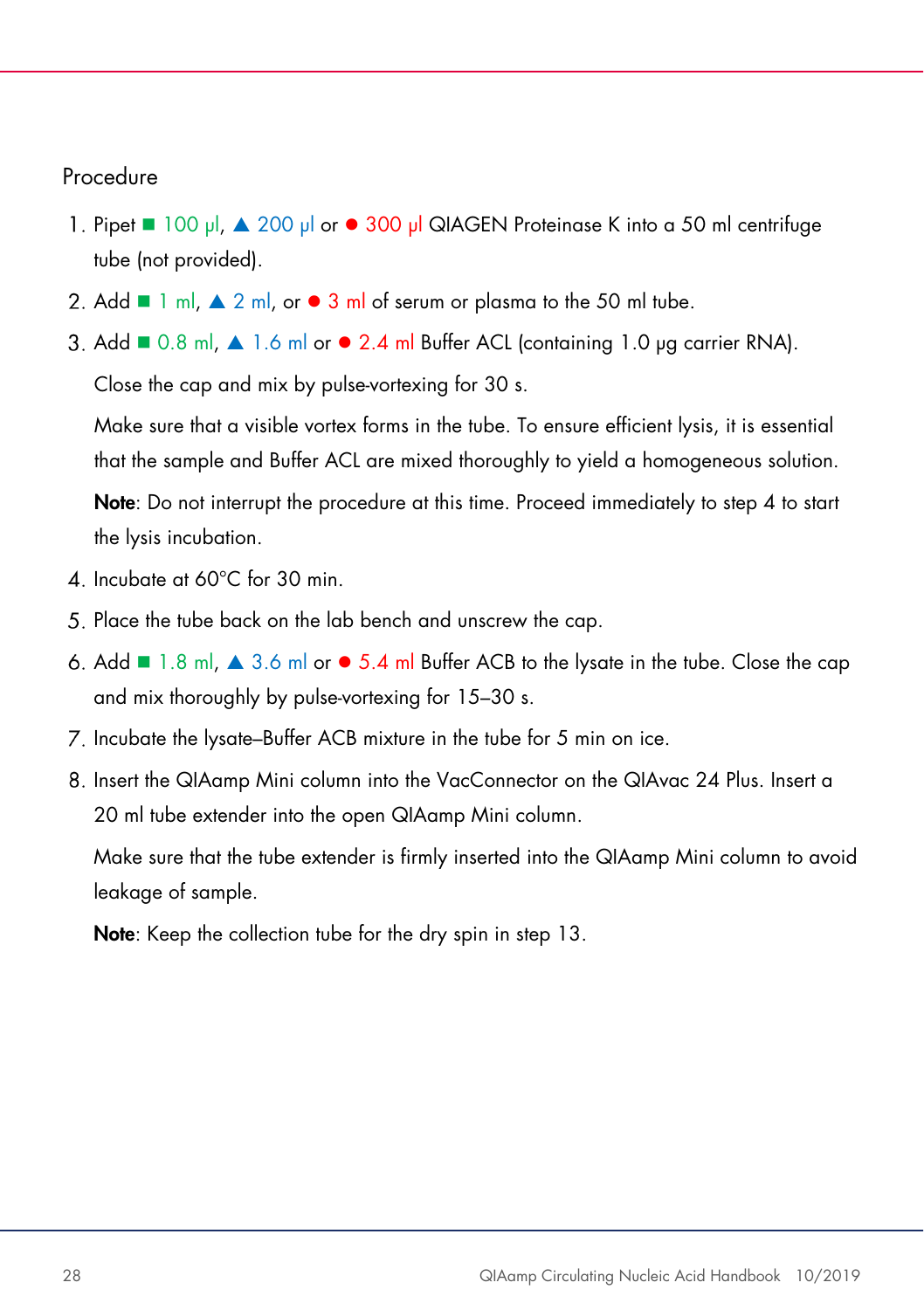Procedure

1. Pipet ■ 100 µl, ▲ 200 µl or ● 300 µl QIAGEN Proteinase K into a 50 ml centrifuge tube (not provided).
2. Add ■ 1 ml, ▲ 2 ml, or ● 3 ml of serum or plasma to the 50 ml tube.
3. Add ■ 0.8 ml, ▲ 1.6 ml or ● 2.4 ml Buffer ACL (containing 1.0 µg carrier RNA).

   Close the cap and mix by pulse-vortexing for 30 s.

   Make sure that a visible vortex forms in the tube. To ensure efficient lysis, it is essential that the sample and Buffer ACL are mixed thoroughly to yield a homogeneous solution.

   **Note**: Do not interrupt the procedure at this time. Proceed immediately to step 4 to start the lysis incubation.
4. Incubate at 60°C for 30 min.
5. Place the tube back on the lab bench and unscrew the cap.
6. Add ■ 1.8 ml, ▲ 3.6 ml or ● 5.4 ml Buffer ACB to the lysate in the tube. Close the cap and mix thoroughly by pulse-vortexing for 15–30 s.
7. Incubate the lysate–Buffer ACB mixture in the tube for 5 min on ice.
8. Insert the QIAamp Mini column into the VacConnector on the QIAvac 24 Plus. Insert a 20 ml tube extender into the open QIAamp Mini column.

   Make sure that the tube extender is firmly inserted into the QIAamp Mini column to avoid leakage of sample.

   **Note**: Keep the collection tube for the dry spin in step 13.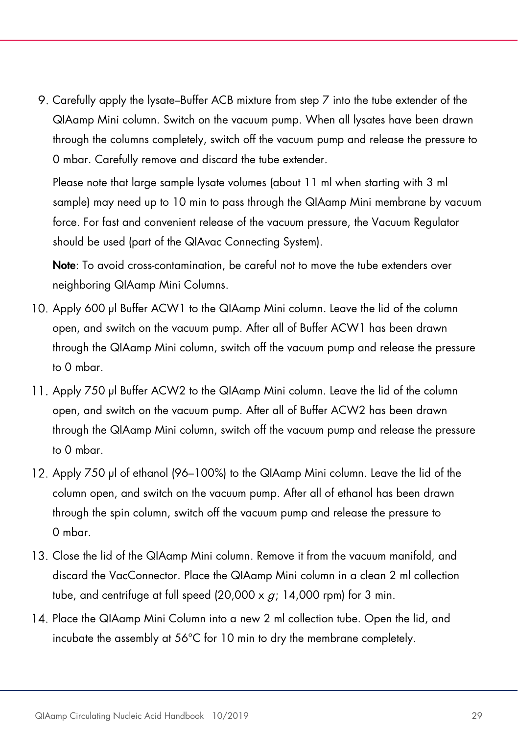9. Carefully apply the lysate–Buffer ACB mixture from step 7 into the tube extender of the QIAamp Mini column. Switch on the vacuum pump. When all lysates have been drawn through the columns completely, switch off the vacuum pump and release the pressure to 0 mbar. Carefully remove and discard the tube extender.

   Please note that large sample lysate volumes (about 11 ml when starting with 3 ml sample) may need up to 10 min to pass through the QIAamp Mini membrane by vacuum force. For fast and convenient release of the vacuum pressure, the Vacuum Regulator should be used (part of the QIAvac Connecting System).

   **Note**: To avoid cross-contamination, be careful not to move the tube extenders over neighboring QIAamp Mini Columns.

10. Apply 600 µl Buffer ACW1 to the QIAamp Mini column. Leave the lid of the column open, and switch on the vacuum pump. After all of Buffer ACW1 has been drawn through the QIAamp Mini column, switch off the vacuum pump and release the pressure to 0 mbar.
11. Apply 750 µl Buffer ACW2 to the QIAamp Mini column. Leave the lid of the column open, and switch on the vacuum pump. After all of Buffer ACW2 has been drawn through the QIAamp Mini column, switch off the vacuum pump and release the pressure to 0 mbar.
12. Apply 750 µl of ethanol (96–100%) to the QIAamp Mini column. Leave the lid of the column open, and switch on the vacuum pump. After all of ethanol has been drawn through the spin column, switch off the vacuum pump and release the pressure to 0 mbar.
13. Close the lid of the QIAamp Mini column. Remove it from the vacuum manifold, and discard the VacConnector. Place the QIAamp Mini column in a clean 2 ml collection tube, and centrifuge at full speed (20,000 x *g*; 14,000 rpm) for 3 min.
14. Place the QIAamp Mini Column into a new 2 ml collection tube. Open the lid, and incubate the assembly at 56°C for 10 min to dry the membrane completely.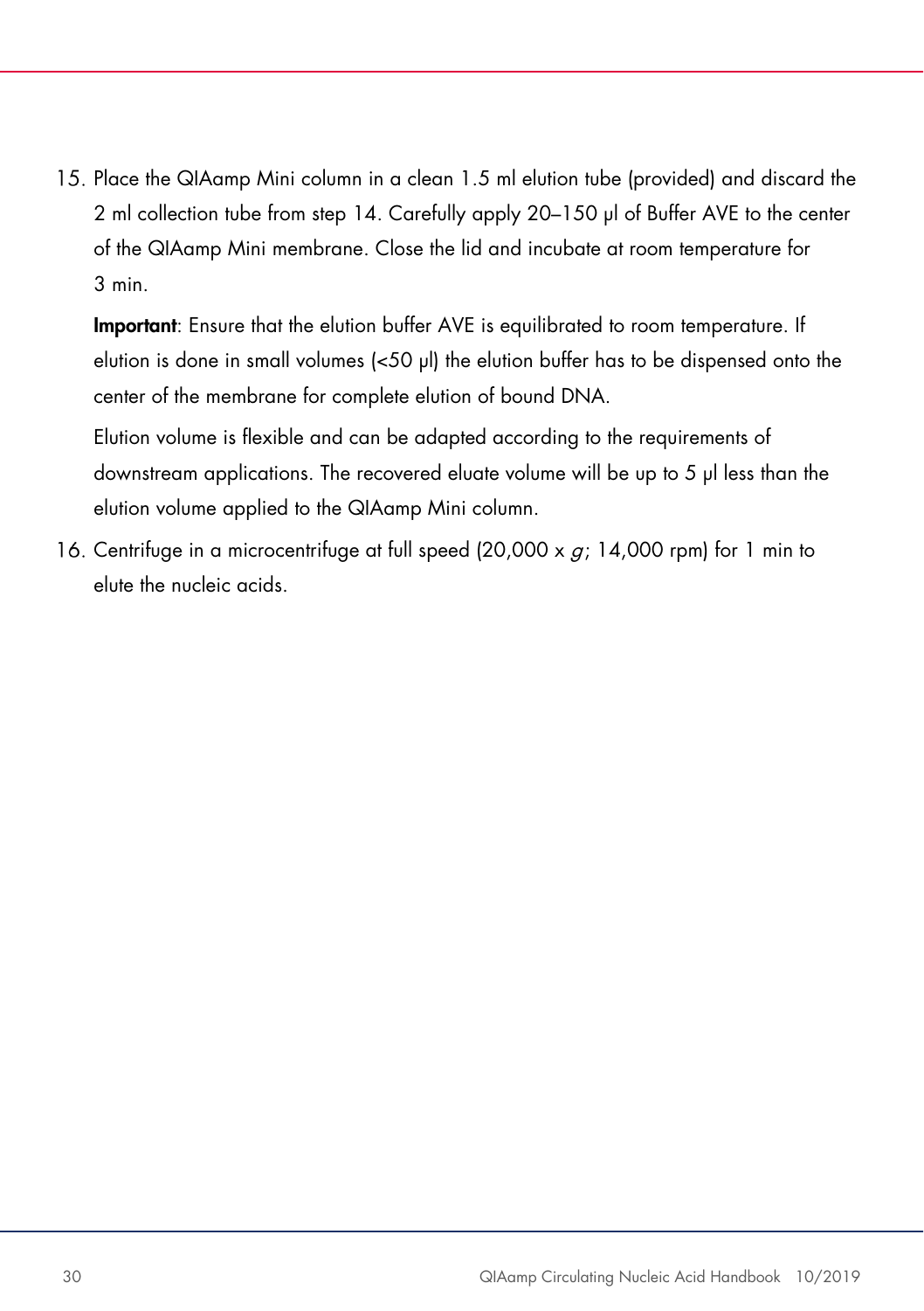15. Place the QIAamp Mini column in a clean 1.5 ml elution tube (provided) and discard the 2 ml collection tube from step 14. Carefully apply 20–150 µl of Buffer AVE to the center of the QIAamp Mini membrane. Close the lid and incubate at room temperature for 3 min.

    **Important**: Ensure that the elution buffer AVE is equilibrated to room temperature. If elution is done in small volumes (<50 µl) the elution buffer has to be dispensed onto the center of the membrane for complete elution of bound DNA.

    Elution volume is flexible and can be adapted according to the requirements of downstream applications. The recovered eluate volume will be up to 5 µl less than the elution volume applied to the QIAamp Mini column.

16. Centrifuge in a microcentrifuge at full speed (20,000 x *g*; 14,000 rpm) for 1 min to elute the nucleic acids.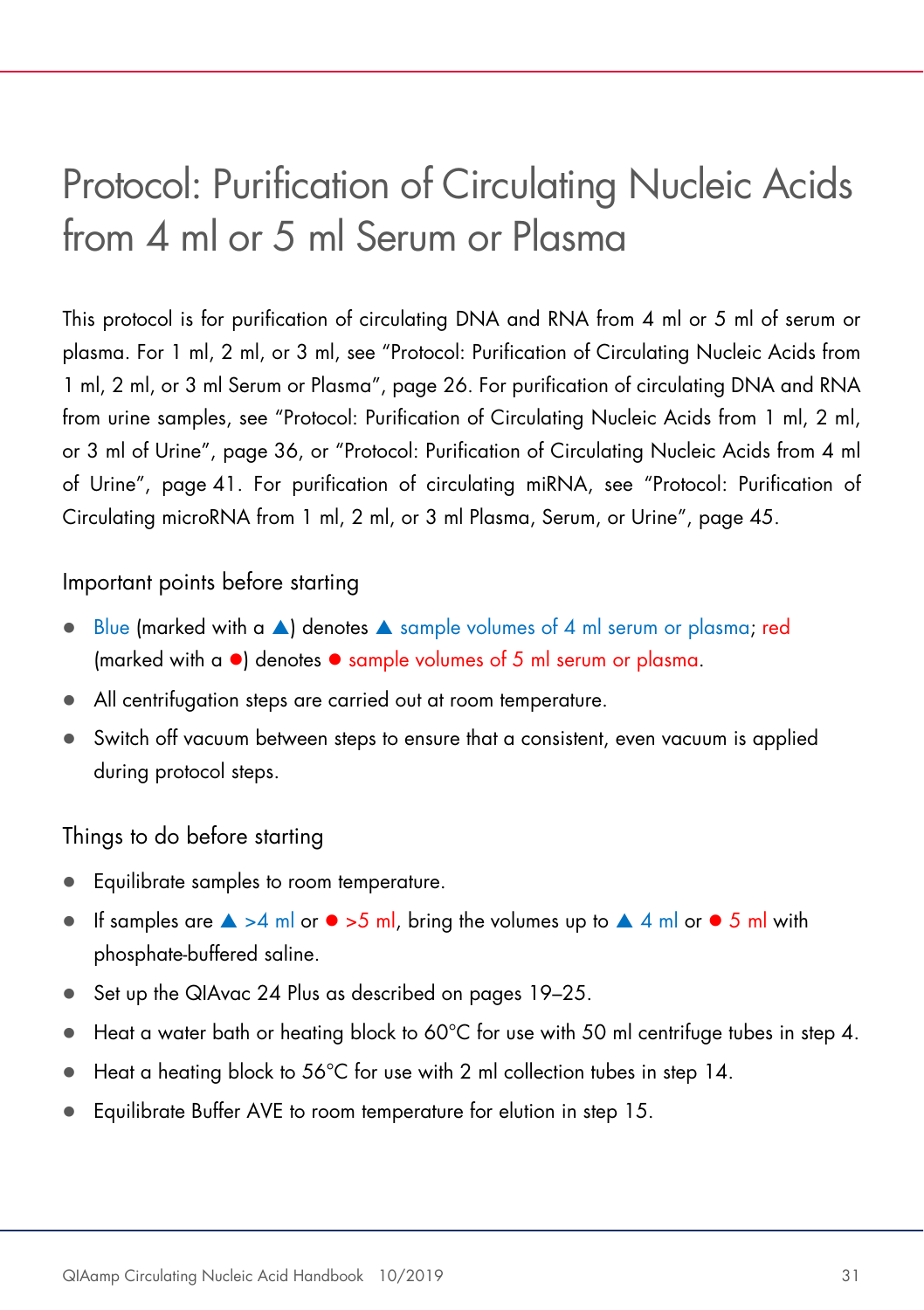# Protocol: Purification of Circulating Nucleic Acids from 4 ml or 5 ml Serum or Plasma

This protocol is for purification of circulating DNA and RNA from 4 ml or 5 ml of serum or plasma. For 1 ml, 2 ml, or 3 ml, see "Protocol: Purification of Circulating Nucleic Acids from 1 ml, 2 ml, or 3 ml Serum or Plasma", page 26. For purification of circulating DNA and RNA from urine samples, see "Protocol: Purification of Circulating Nucleic Acids from 1 ml, 2 ml, or 3 ml of Urine", page 36, or "Protocol: Purification of Circulating Nucleic Acids from 4 ml of Urine", page 41. For purification of circulating miRNA, see "Protocol: Purification of Circulating microRNA from 1 ml, 2 ml, or 3 ml Plasma, Serum, or Urine", page 45.

## Important points before starting

- Blue (marked with a ▲) denotes ▲ sample volumes of 4 ml serum or plasma; red (marked with a ●) denotes ● sample volumes of 5 ml serum or plasma.
- All centrifugation steps are carried out at room temperature.
- Switch off vacuum between steps to ensure that a consistent, even vacuum is applied during protocol steps.

## Things to do before starting

- Equilibrate samples to room temperature.
- If samples are ▲ >4 ml or ● >5 ml, bring the volumes up to ▲ 4 ml or ● 5 ml with phosphate-buffered saline.
- Set up the QIAvac 24 Plus as described on pages 19–25.
- Heat a water bath or heating block to 60°C for use with 50 ml centrifuge tubes in step 4.
- Heat a heating block to 56°C for use with 2 ml collection tubes in step 14.
- Equilibrate Buffer AVE to room temperature for elution in step 15.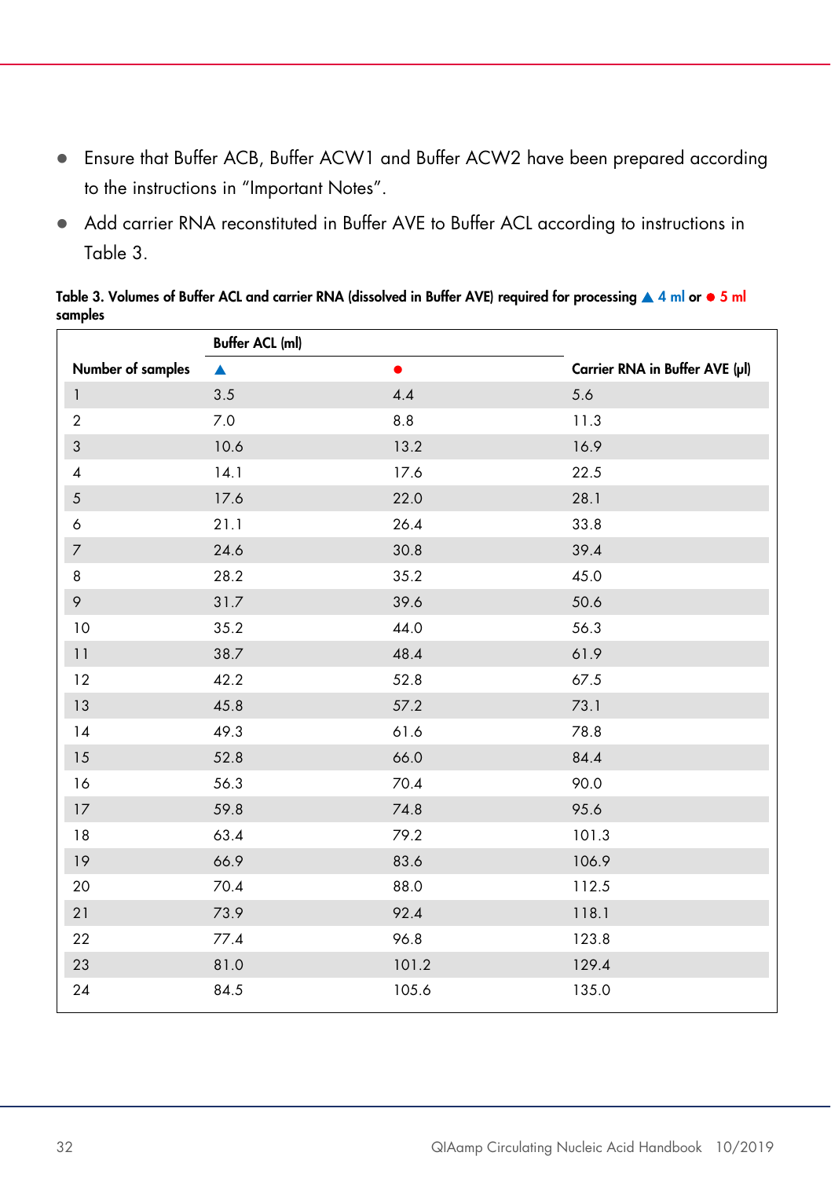- Ensure that Buffer ACB, Buffer ACW1 and Buffer ACW2 have been prepared according to the instructions in "Important Notes".
- Add carrier RNA reconstituted in Buffer AVE to Buffer ACL according to instructions in Table 3.

**Table 3. Volumes of Buffer ACL and carrier RNA (dissolved in Buffer AVE) required for processing ▲ 4 ml or ● 5 ml samples**

| Number of samples | Buffer ACL (ml) ▲ | Buffer ACL (ml) ● | Carrier RNA in Buffer AVE (µl) |
|---|---|---|---|
| 1 | 3.5 | 4.4 | 5.6 |
| 2 | 7.0 | 8.8 | 11.3 |
| 3 | 10.6 | 13.2 | 16.9 |
| 4 | 14.1 | 17.6 | 22.5 |
| 5 | 17.6 | 22.0 | 28.1 |
| 6 | 21.1 | 26.4 | 33.8 |
| 7 | 24.6 | 30.8 | 39.4 |
| 8 | 28.2 | 35.2 | 45.0 |
| 9 | 31.7 | 39.6 | 50.6 |
| 10 | 35.2 | 44.0 | 56.3 |
| 11 | 38.7 | 48.4 | 61.9 |
| 12 | 42.2 | 52.8 | 67.5 |
| 13 | 45.8 | 57.2 | 73.1 |
| 14 | 49.3 | 61.6 | 78.8 |
| 15 | 52.8 | 66.0 | 84.4 |
| 16 | 56.3 | 70.4 | 90.0 |
| 17 | 59.8 | 74.8 | 95.6 |
| 18 | 63.4 | 79.2 | 101.3 |
| 19 | 66.9 | 83.6 | 106.9 |
| 20 | 70.4 | 88.0 | 112.5 |
| 21 | 73.9 | 92.4 | 118.1 |
| 22 | 77.4 | 96.8 | 123.8 |
| 23 | 81.0 | 101.2 | 129.4 |
| 24 | 84.5 | 105.6 | 135.0 |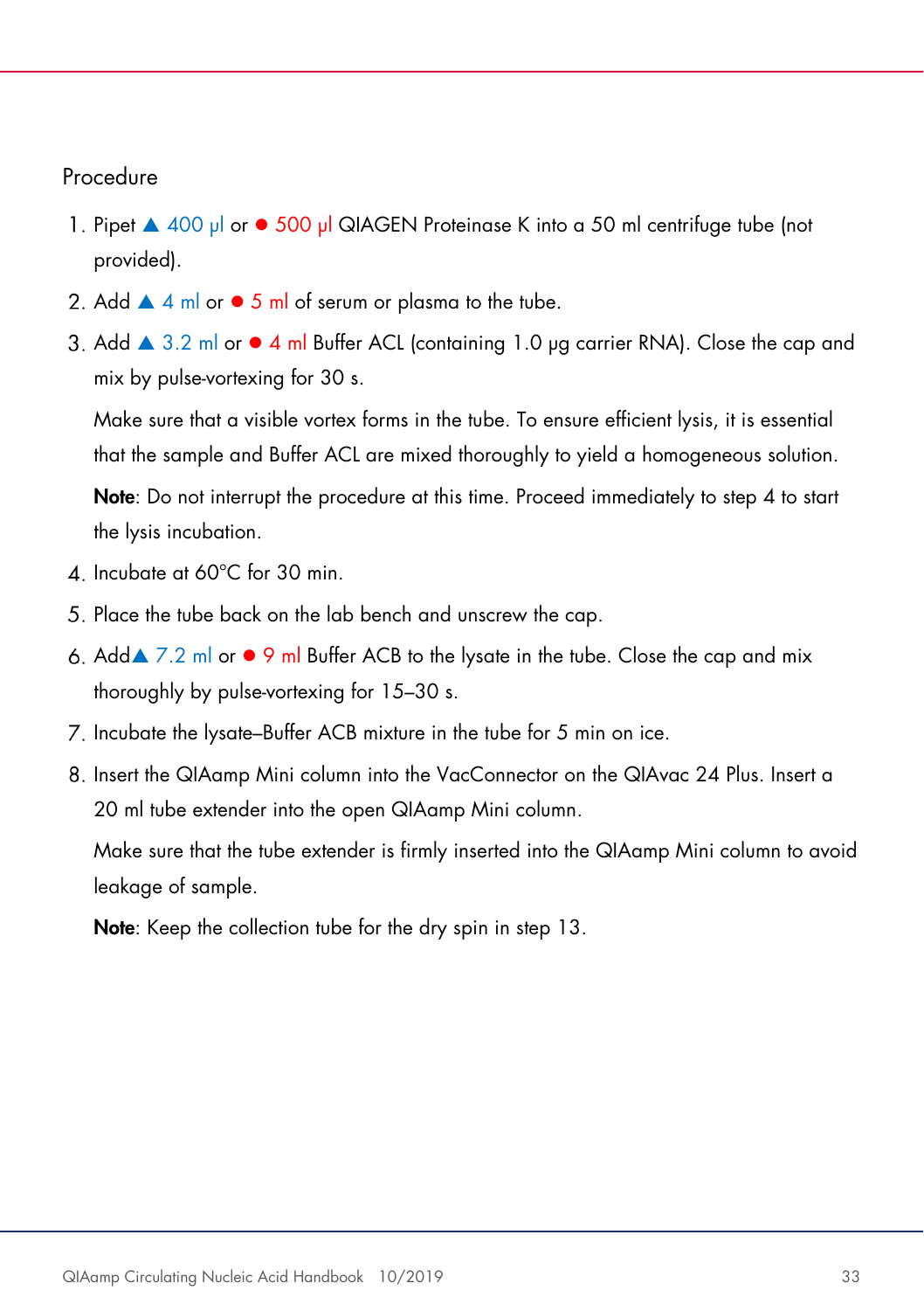## Procedure

1. Pipet ▲ 400 µl or ● 500 µl QIAGEN Proteinase K into a 50 ml centrifuge tube (not provided).
2. Add ▲ 4 ml or ● 5 ml of serum or plasma to the tube.
3. Add ▲ 3.2 ml or ● 4 ml Buffer ACL (containing 1.0 µg carrier RNA). Close the cap and mix by pulse-vortexing for 30 s.

   Make sure that a visible vortex forms in the tube. To ensure efficient lysis, it is essential that the sample and Buffer ACL are mixed thoroughly to yield a homogeneous solution.

   **Note**: Do not interrupt the procedure at this time. Proceed immediately to step 4 to start the lysis incubation.
4. Incubate at 60°C for 30 min.
5. Place the tube back on the lab bench and unscrew the cap.
6. Add▲ 7.2 ml or ● 9 ml Buffer ACB to the lysate in the tube. Close the cap and mix thoroughly by pulse-vortexing for 15–30 s.
7. Incubate the lysate–Buffer ACB mixture in the tube for 5 min on ice.
8. Insert the QIAamp Mini column into the VacConnector on the QIAvac 24 Plus. Insert a 20 ml tube extender into the open QIAamp Mini column.

   Make sure that the tube extender is firmly inserted into the QIAamp Mini column to avoid leakage of sample.

   **Note**: Keep the collection tube for the dry spin in step 13.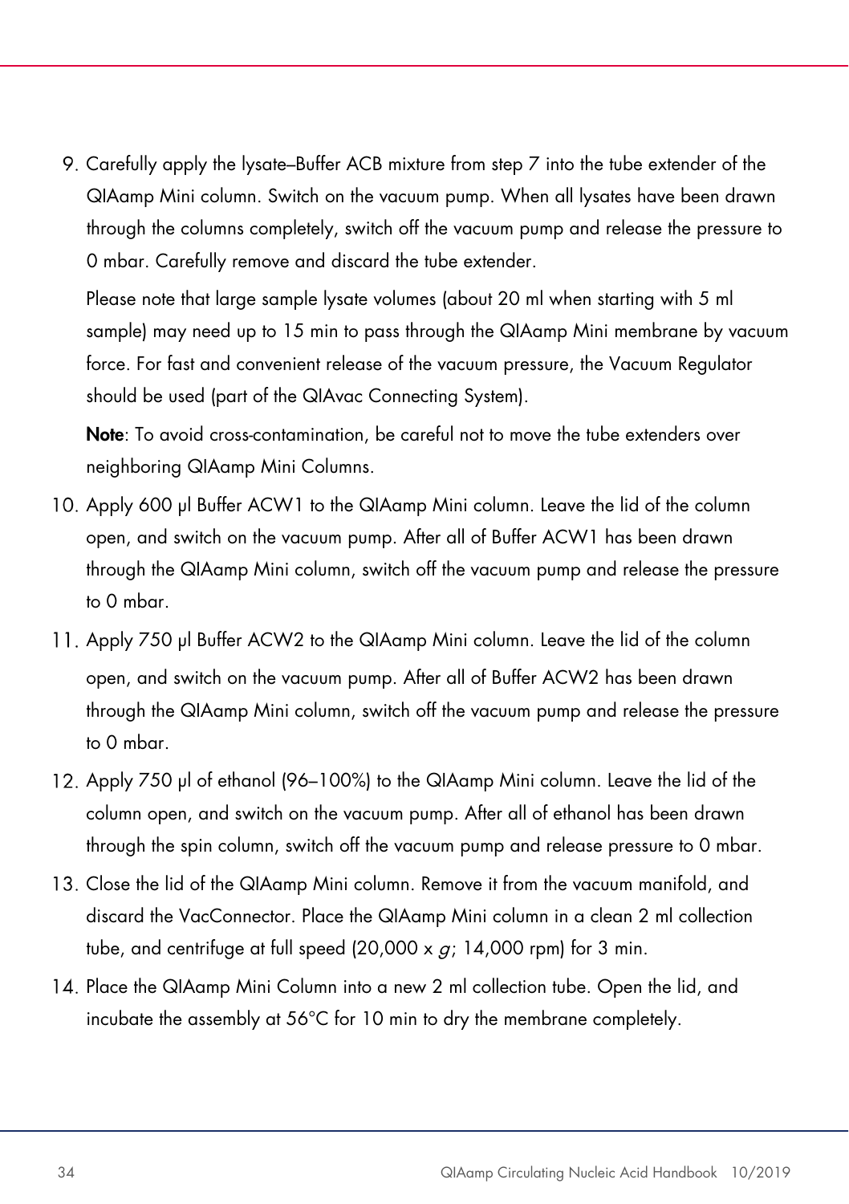9. Carefully apply the lysate–Buffer ACB mixture from step 7 into the tube extender of the QIAamp Mini column. Switch on the vacuum pump. When all lysates have been drawn through the columns completely, switch off the vacuum pump and release the pressure to 0 mbar. Carefully remove and discard the tube extender.

   Please note that large sample lysate volumes (about 20 ml when starting with 5 ml sample) may need up to 15 min to pass through the QIAamp Mini membrane by vacuum force. For fast and convenient release of the vacuum pressure, the Vacuum Regulator should be used (part of the QIAvac Connecting System).

   **Note**: To avoid cross-contamination, be careful not to move the tube extenders over neighboring QIAamp Mini Columns.

10. Apply 600 µl Buffer ACW1 to the QIAamp Mini column. Leave the lid of the column open, and switch on the vacuum pump. After all of Buffer ACW1 has been drawn through the QIAamp Mini column, switch off the vacuum pump and release the pressure to 0 mbar.

11. Apply 750 µl Buffer ACW2 to the QIAamp Mini column. Leave the lid of the column open, and switch on the vacuum pump. After all of Buffer ACW2 has been drawn through the QIAamp Mini column, switch off the vacuum pump and release the pressure to 0 mbar.

12. Apply 750 µl of ethanol (96–100%) to the QIAamp Mini column. Leave the lid of the column open, and switch on the vacuum pump. After all of ethanol has been drawn through the spin column, switch off the vacuum pump and release pressure to 0 mbar.

13. Close the lid of the QIAamp Mini column. Remove it from the vacuum manifold, and discard the VacConnector. Place the QIAamp Mini column in a clean 2 ml collection tube, and centrifuge at full speed (20,000 x *g*; 14,000 rpm) for 3 min.

14. Place the QIAamp Mini Column into a new 2 ml collection tube. Open the lid, and incubate the assembly at 56°C for 10 min to dry the membrane completely.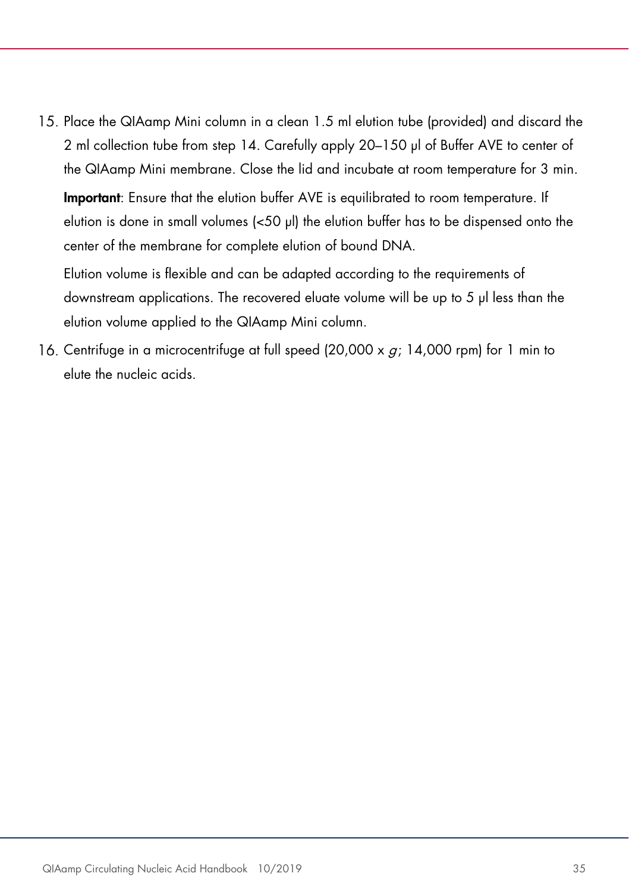15. Place the QIAamp Mini column in a clean 1.5 ml elution tube (provided) and discard the 2 ml collection tube from step 14. Carefully apply 20–150 µl of Buffer AVE to center of the QIAamp Mini membrane. Close the lid and incubate at room temperature for 3 min.

    **Important**: Ensure that the elution buffer AVE is equilibrated to room temperature. If elution is done in small volumes (<50 µl) the elution buffer has to be dispensed onto the center of the membrane for complete elution of bound DNA.

    Elution volume is flexible and can be adapted according to the requirements of downstream applications. The recovered eluate volume will be up to 5 µl less than the elution volume applied to the QIAamp Mini column.

16. Centrifuge in a microcentrifuge at full speed (20,000 x *g*; 14,000 rpm) for 1 min to elute the nucleic acids.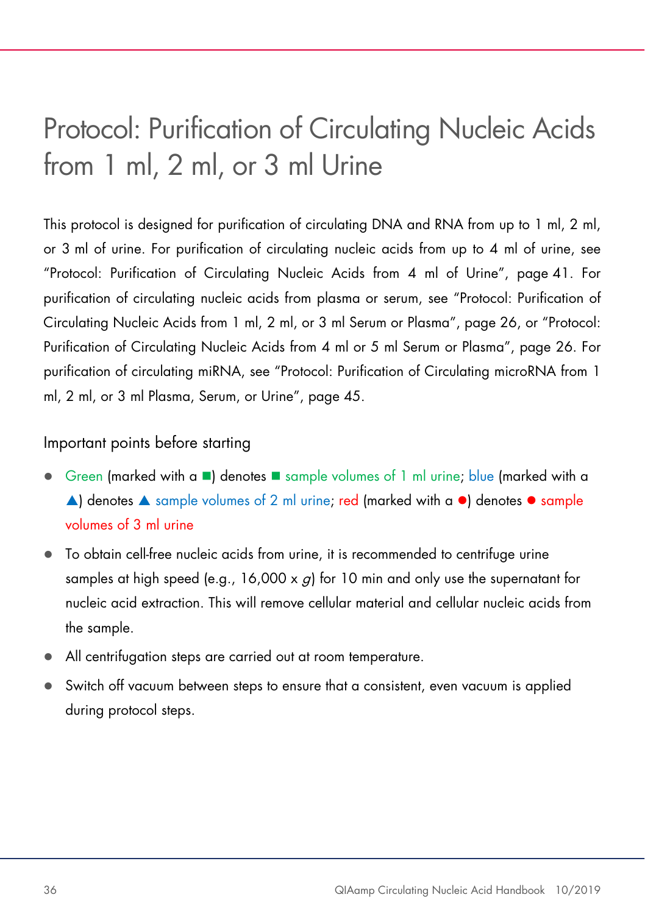# Protocol: Purification of Circulating Nucleic Acids from 1 ml, 2 ml, or 3 ml Urine

This protocol is designed for purification of circulating DNA and RNA from up to 1 ml, 2 ml, or 3 ml of urine. For purification of circulating nucleic acids from up to 4 ml of urine, see "Protocol: Purification of Circulating Nucleic Acids from 4 ml of Urine", page 41. For purification of circulating nucleic acids from plasma or serum, see "Protocol: Purification of Circulating Nucleic Acids from 1 ml, 2 ml, or 3 ml Serum or Plasma", page 26, or "Protocol: Purification of Circulating Nucleic Acids from 4 ml or 5 ml Serum or Plasma", page 26. For purification of circulating miRNA, see "Protocol: Purification of Circulating microRNA from 1 ml, 2 ml, or 3 ml Plasma, Serum, or Urine", page 45.

## Important points before starting

- Green (marked with a ■) denotes ■ sample volumes of 1 ml urine; blue (marked with a ▲) denotes ▲ sample volumes of 2 ml urine; red (marked with a ●) denotes ● sample volumes of 3 ml urine
- To obtain cell-free nucleic acids from urine, it is recommended to centrifuge urine samples at high speed (e.g., 16,000 x *g*) for 10 min and only use the supernatant for nucleic acid extraction. This will remove cellular material and cellular nucleic acids from the sample.
- All centrifugation steps are carried out at room temperature.
- Switch off vacuum between steps to ensure that a consistent, even vacuum is applied during protocol steps.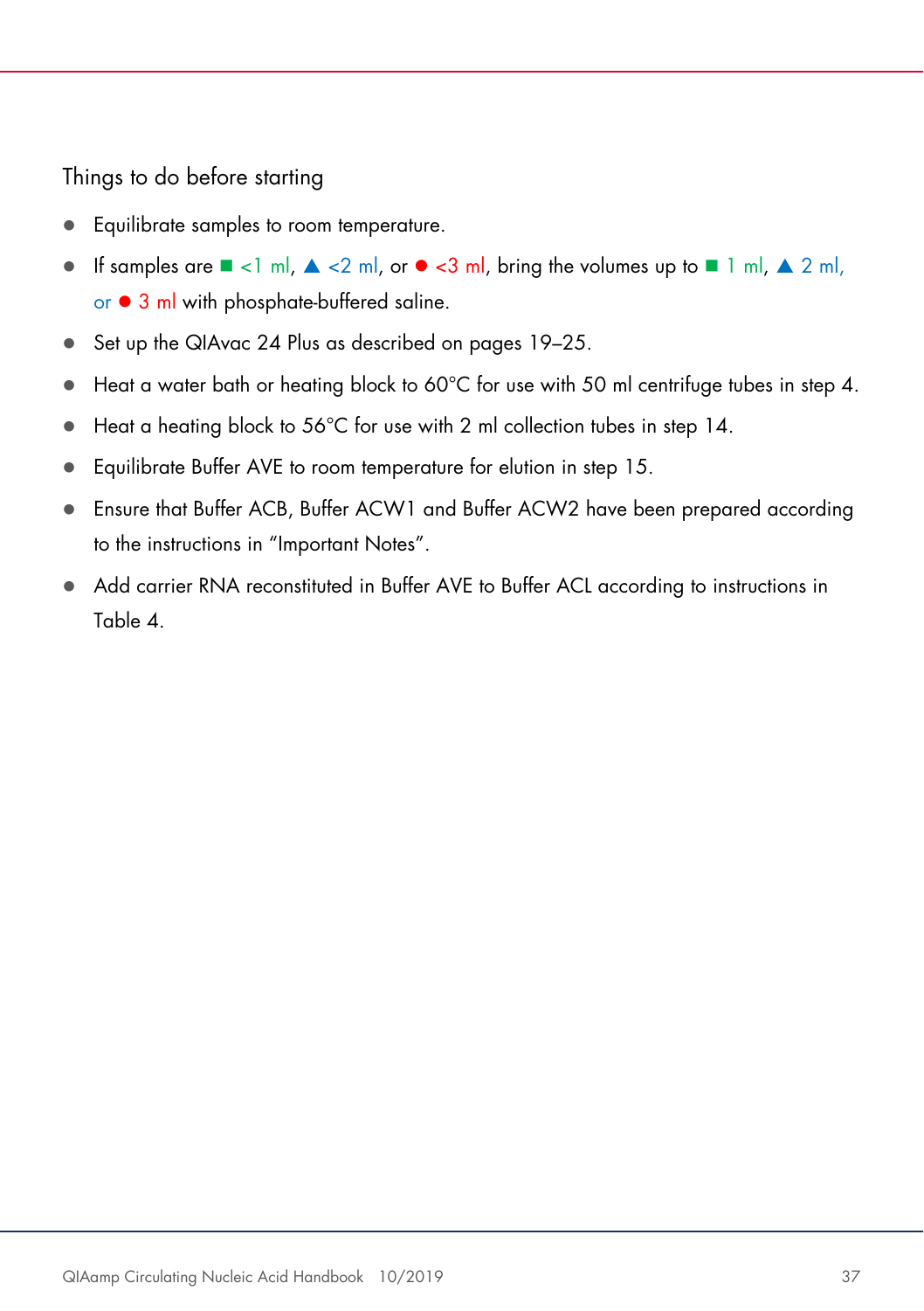## Things to do before starting

- Equilibrate samples to room temperature.
- If samples are ■ <1 ml, ▲ <2 ml, or ● <3 ml, bring the volumes up to ■ 1 ml, ▲ 2 ml, or ● 3 ml with phosphate-buffered saline.
- Set up the QIAvac 24 Plus as described on pages 19–25.
- Heat a water bath or heating block to 60°C for use with 50 ml centrifuge tubes in step 4.
- Heat a heating block to 56°C for use with 2 ml collection tubes in step 14.
- Equilibrate Buffer AVE to room temperature for elution in step 15.
- Ensure that Buffer ACB, Buffer ACW1 and Buffer ACW2 have been prepared according to the instructions in "Important Notes".
- Add carrier RNA reconstituted in Buffer AVE to Buffer ACL according to instructions in Table 4.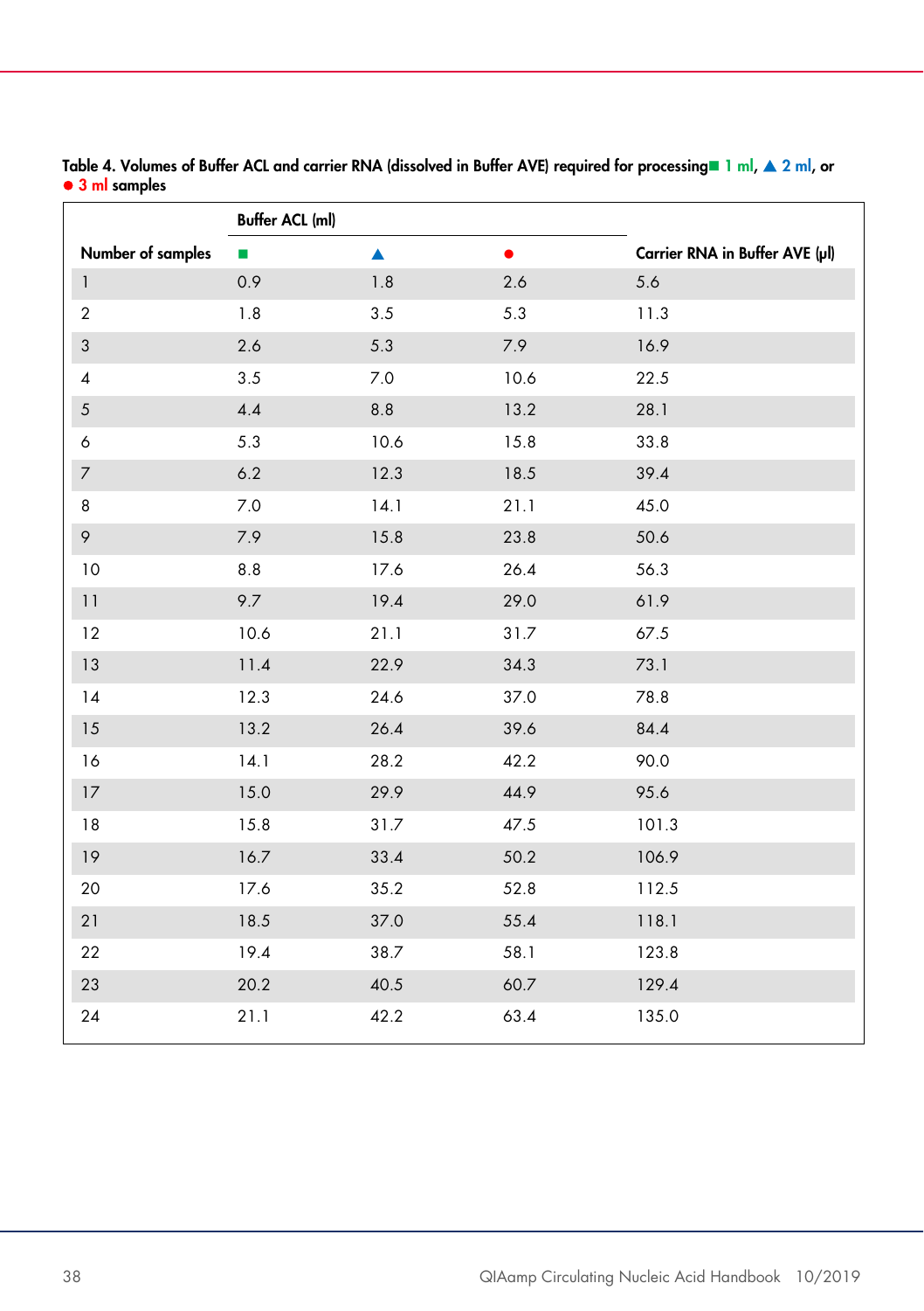**Table 4. Volumes of Buffer ACL and carrier RNA (dissolved in Buffer AVE) required for processing ■ 1 ml, ▲ 2 ml, or ● 3 ml samples**

| Number of samples | Buffer ACL (ml) | | | Carrier RNA in Buffer AVE (µl) |
|---|---|---|---|---|
| | ■ | ▲ | ● | |
| 1 | 0.9 | 1.8 | 2.6 | 5.6 |
| 2 | 1.8 | 3.5 | 5.3 | 11.3 |
| 3 | 2.6 | 5.3 | 7.9 | 16.9 |
| 4 | 3.5 | 7.0 | 10.6 | 22.5 |
| 5 | 4.4 | 8.8 | 13.2 | 28.1 |
| 6 | 5.3 | 10.6 | 15.8 | 33.8 |
| 7 | 6.2 | 12.3 | 18.5 | 39.4 |
| 8 | 7.0 | 14.1 | 21.1 | 45.0 |
| 9 | 7.9 | 15.8 | 23.8 | 50.6 |
| 10 | 8.8 | 17.6 | 26.4 | 56.3 |
| 11 | 9.7 | 19.4 | 29.0 | 61.9 |
| 12 | 10.6 | 21.1 | 31.7 | 67.5 |
| 13 | 11.4 | 22.9 | 34.3 | 73.1 |
| 14 | 12.3 | 24.6 | 37.0 | 78.8 |
| 15 | 13.2 | 26.4 | 39.6 | 84.4 |
| 16 | 14.1 | 28.2 | 42.2 | 90.0 |
| 17 | 15.0 | 29.9 | 44.9 | 95.6 |
| 18 | 15.8 | 31.7 | 47.5 | 101.3 |
| 19 | 16.7 | 33.4 | 50.2 | 106.9 |
| 20 | 17.6 | 35.2 | 52.8 | 112.5 |
| 21 | 18.5 | 37.0 | 55.4 | 118.1 |
| 22 | 19.4 | 38.7 | 58.1 | 123.8 |
| 23 | 20.2 | 40.5 | 60.7 | 129.4 |
| 24 | 21.1 | 42.2 | 63.4 | 135.0 |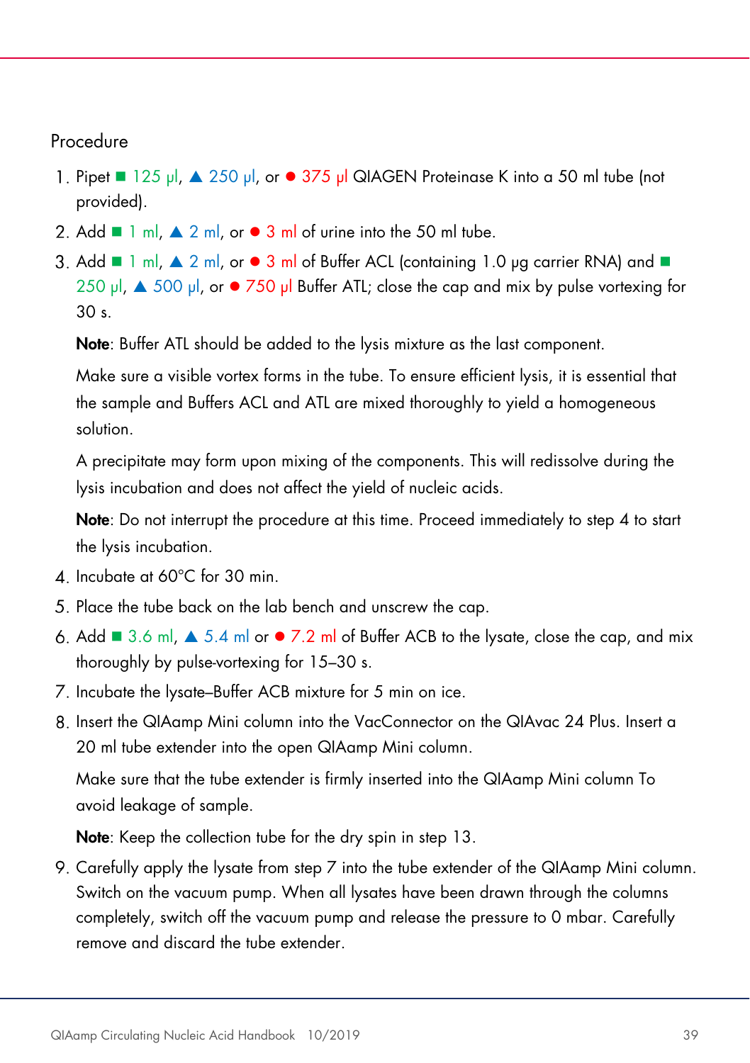## Procedure

1. Pipet ■ 125 µl, ▲ 250 µl, or ● 375 µl QIAGEN Proteinase K into a 50 ml tube (not provided).
2. Add ■ 1 ml, ▲ 2 ml, or ● 3 ml of urine into the 50 ml tube.
3. Add ■ 1 ml, ▲ 2 ml, or ● 3 ml of Buffer ACL (containing 1.0 µg carrier RNA) and ■ 250 µl, ▲ 500 µl, or ● 750 µl Buffer ATL; close the cap and mix by pulse vortexing for 30 s.

   **Note**: Buffer ATL should be added to the lysis mixture as the last component.

   Make sure a visible vortex forms in the tube. To ensure efficient lysis, it is essential that the sample and Buffers ACL and ATL are mixed thoroughly to yield a homogeneous solution.

   A precipitate may form upon mixing of the components. This will redissolve during the lysis incubation and does not affect the yield of nucleic acids.

   **Note**: Do not interrupt the procedure at this time. Proceed immediately to step 4 to start the lysis incubation.
4. Incubate at 60°C for 30 min.
5. Place the tube back on the lab bench and unscrew the cap.
6. Add ■ 3.6 ml, ▲ 5.4 ml or ● 7.2 ml of Buffer ACB to the lysate, close the cap, and mix thoroughly by pulse-vortexing for 15–30 s.
7. Incubate the lysate–Buffer ACB mixture for 5 min on ice.
8. Insert the QIAamp Mini column into the VacConnector on the QIAvac 24 Plus. Insert a 20 ml tube extender into the open QIAamp Mini column.

   Make sure that the tube extender is firmly inserted into the QIAamp Mini column To avoid leakage of sample.

   **Note**: Keep the collection tube for the dry spin in step 13.
9. Carefully apply the lysate from step 7 into the tube extender of the QIAamp Mini column. Switch on the vacuum pump. When all lysates have been drawn through the columns completely, switch off the vacuum pump and release the pressure to 0 mbar. Carefully remove and discard the tube extender.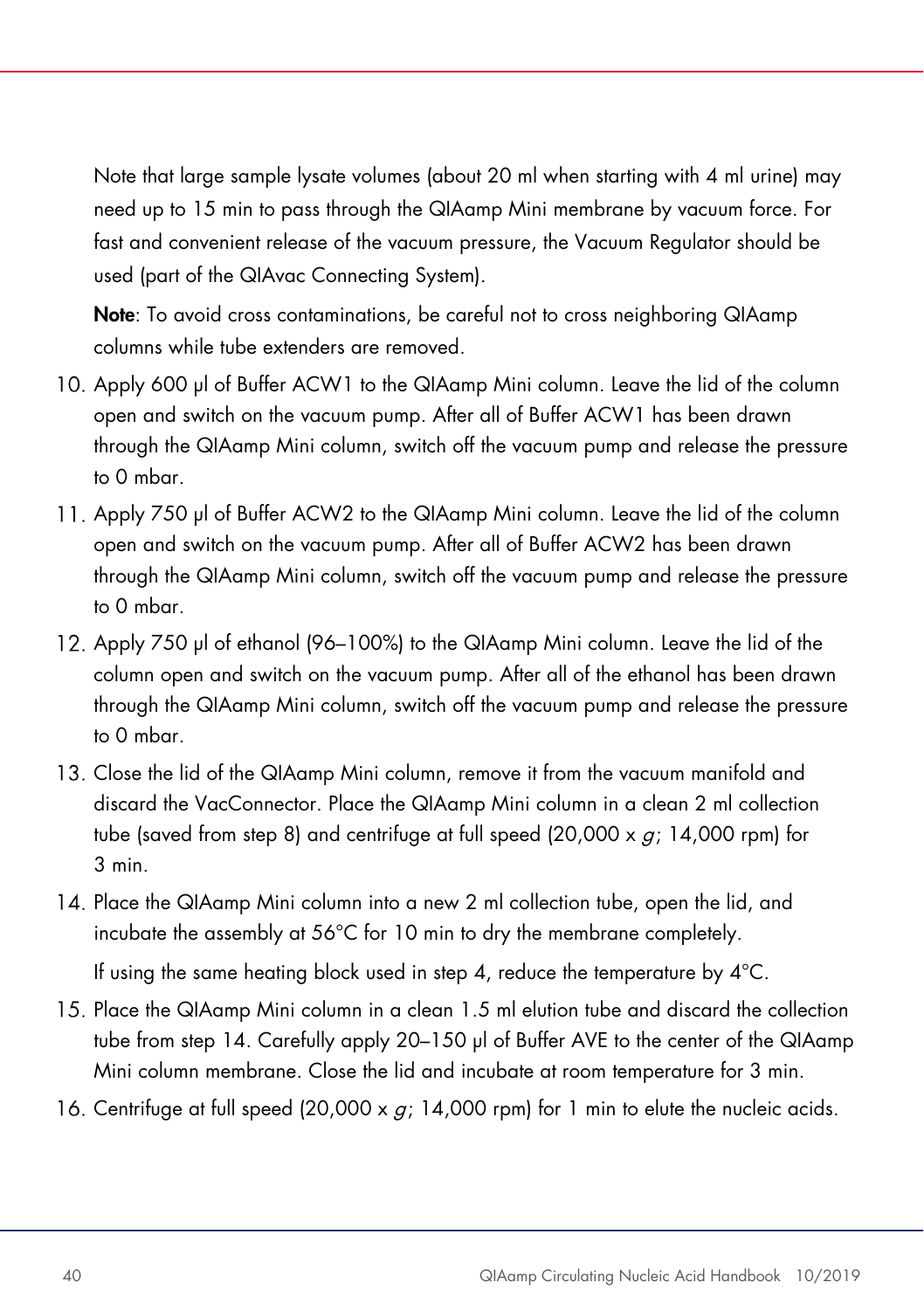Note that large sample lysate volumes (about 20 ml when starting with 4 ml urine) may need up to 15 min to pass through the QIAamp Mini membrane by vacuum force. For fast and convenient release of the vacuum pressure, the Vacuum Regulator should be used (part of the QIAvac Connecting System).

**Note**: To avoid cross contaminations, be careful not to cross neighboring QIAamp columns while tube extenders are removed.

10. Apply 600 µl of Buffer ACW1 to the QIAamp Mini column. Leave the lid of the column open and switch on the vacuum pump. After all of Buffer ACW1 has been drawn through the QIAamp Mini column, switch off the vacuum pump and release the pressure to 0 mbar.
11. Apply 750 µl of Buffer ACW2 to the QIAamp Mini column. Leave the lid of the column open and switch on the vacuum pump. After all of Buffer ACW2 has been drawn through the QIAamp Mini column, switch off the vacuum pump and release the pressure to 0 mbar.
12. Apply 750 µl of ethanol (96–100%) to the QIAamp Mini column. Leave the lid of the column open and switch on the vacuum pump. After all of the ethanol has been drawn through the QIAamp Mini column, switch off the vacuum pump and release the pressure to 0 mbar.
13. Close the lid of the QIAamp Mini column, remove it from the vacuum manifold and discard the VacConnector. Place the QIAamp Mini column in a clean 2 ml collection tube (saved from step 8) and centrifuge at full speed (20,000 x *g*; 14,000 rpm) for 3 min.
14. Place the QIAamp Mini column into a new 2 ml collection tube, open the lid, and incubate the assembly at 56°C for 10 min to dry the membrane completely.

    If using the same heating block used in step 4, reduce the temperature by 4°C.
15. Place the QIAamp Mini column in a clean 1.5 ml elution tube and discard the collection tube from step 14. Carefully apply 20–150 µl of Buffer AVE to the center of the QIAamp Mini column membrane. Close the lid and incubate at room temperature for 3 min.
16. Centrifuge at full speed (20,000 x *g*; 14,000 rpm) for 1 min to elute the nucleic acids.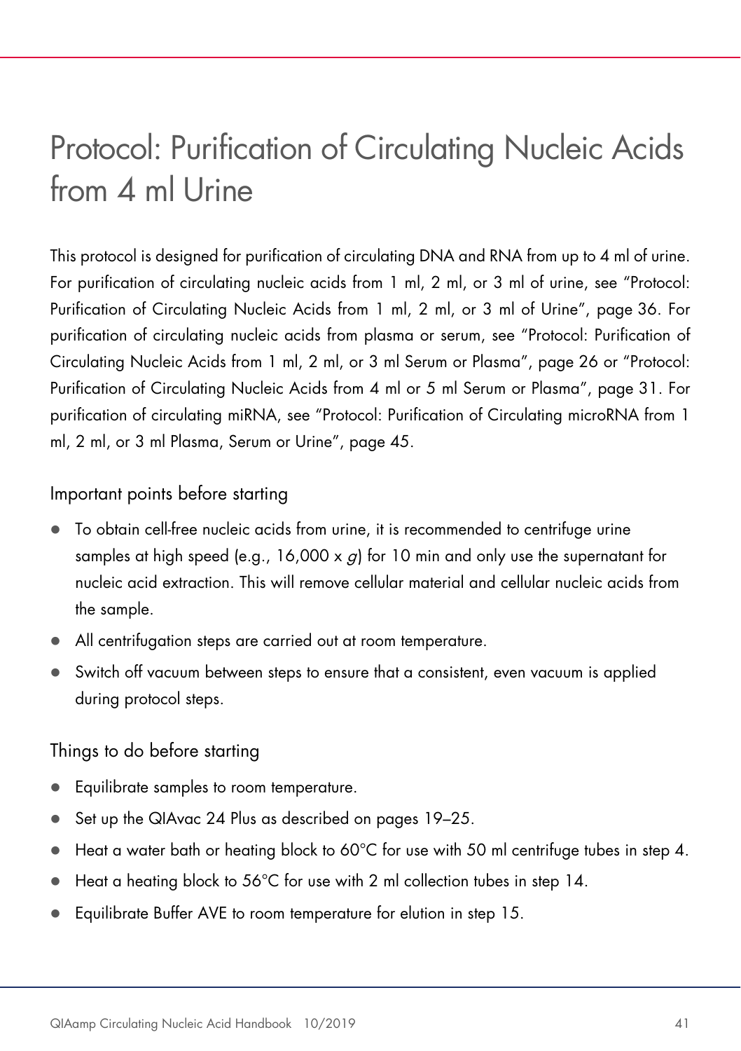# Protocol: Purification of Circulating Nucleic Acids from 4 ml Urine

This protocol is designed for purification of circulating DNA and RNA from up to 4 ml of urine. For purification of circulating nucleic acids from 1 ml, 2 ml, or 3 ml of urine, see "Protocol: Purification of Circulating Nucleic Acids from 1 ml, 2 ml, or 3 ml of Urine", page 36. For purification of circulating nucleic acids from plasma or serum, see "Protocol: Purification of Circulating Nucleic Acids from 1 ml, 2 ml, or 3 ml Serum or Plasma", page 26 or "Protocol: Purification of Circulating Nucleic Acids from 4 ml or 5 ml Serum or Plasma", page 31. For purification of circulating miRNA, see "Protocol: Purification of Circulating microRNA from 1 ml, 2 ml, or 3 ml Plasma, Serum or Urine", page 45.

## Important points before starting

- To obtain cell-free nucleic acids from urine, it is recommended to centrifuge urine samples at high speed (e.g., 16,000 x *g*) for 10 min and only use the supernatant for nucleic acid extraction. This will remove cellular material and cellular nucleic acids from the sample.
- All centrifugation steps are carried out at room temperature.
- Switch off vacuum between steps to ensure that a consistent, even vacuum is applied during protocol steps.

## Things to do before starting

- Equilibrate samples to room temperature.
- Set up the QIAvac 24 Plus as described on pages 19–25.
- Heat a water bath or heating block to 60°C for use with 50 ml centrifuge tubes in step 4.
- Heat a heating block to 56°C for use with 2 ml collection tubes in step 14.
- Equilibrate Buffer AVE to room temperature for elution in step 15.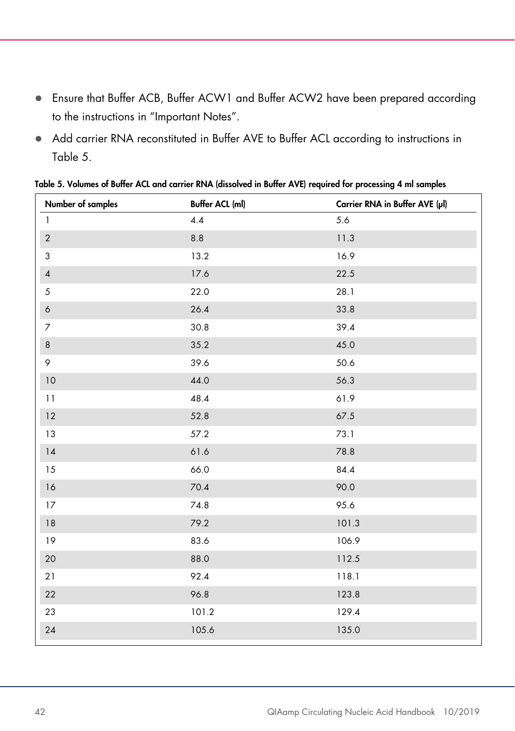- Ensure that Buffer ACB, Buffer ACW1 and Buffer ACW2 have been prepared according to the instructions in "Important Notes".
- Add carrier RNA reconstituted in Buffer AVE to Buffer ACL according to instructions in Table 5.

**Table 5. Volumes of Buffer ACL and carrier RNA (dissolved in Buffer AVE) required for processing 4 ml samples**

| Number of samples | Buffer ACL (ml) | Carrier RNA in Buffer AVE (µl) |
|---|---|---|
| 1 | 4.4 | 5.6 |
| 2 | 8.8 | 11.3 |
| 3 | 13.2 | 16.9 |
| 4 | 17.6 | 22.5 |
| 5 | 22.0 | 28.1 |
| 6 | 26.4 | 33.8 |
| 7 | 30.8 | 39.4 |
| 8 | 35.2 | 45.0 |
| 9 | 39.6 | 50.6 |
| 10 | 44.0 | 56.3 |
| 11 | 48.4 | 61.9 |
| 12 | 52.8 | 67.5 |
| 13 | 57.2 | 73.1 |
| 14 | 61.6 | 78.8 |
| 15 | 66.0 | 84.4 |
| 16 | 70.4 | 90.0 |
| 17 | 74.8 | 95.6 |
| 18 | 79.2 | 101.3 |
| 19 | 83.6 | 106.9 |
| 20 | 88.0 | 112.5 |
| 21 | 92.4 | 118.1 |
| 22 | 96.8 | 123.8 |
| 23 | 101.2 | 129.4 |
| 24 | 105.6 | 135.0 |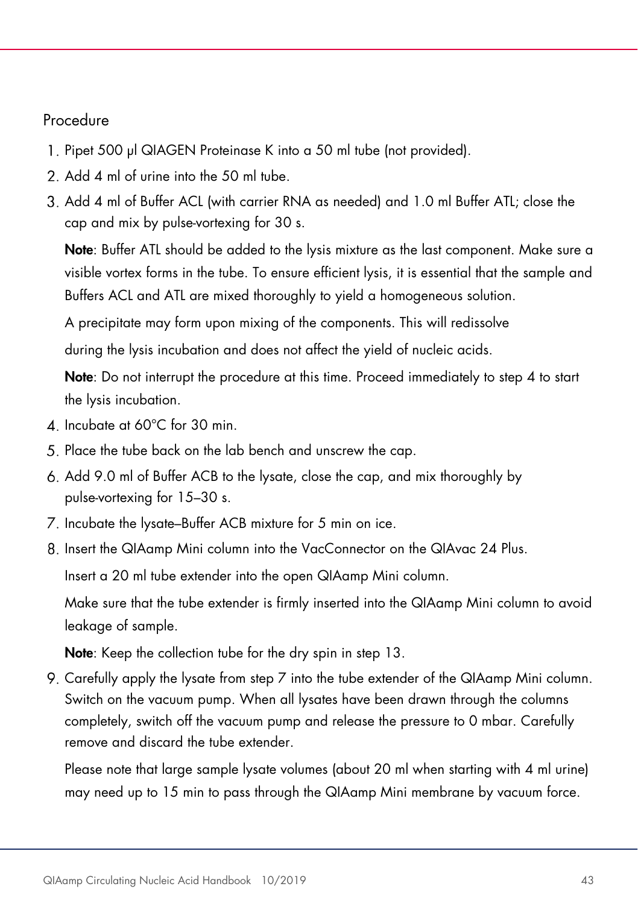## Procedure

1. Pipet 500 µl QIAGEN Proteinase K into a 50 ml tube (not provided).
2. Add 4 ml of urine into the 50 ml tube.
3. Add 4 ml of Buffer ACL (with carrier RNA as needed) and 1.0 ml Buffer ATL; close the cap and mix by pulse-vortexing for 30 s.

   **Note**: Buffer ATL should be added to the lysis mixture as the last component. Make sure a visible vortex forms in the tube. To ensure efficient lysis, it is essential that the sample and Buffers ACL and ATL are mixed thoroughly to yield a homogeneous solution.

   A precipitate may form upon mixing of the components. This will redissolve

   during the lysis incubation and does not affect the yield of nucleic acids.

   **Note**: Do not interrupt the procedure at this time. Proceed immediately to step 4 to start the lysis incubation.

4. Incubate at 60°C for 30 min.
5. Place the tube back on the lab bench and unscrew the cap.
6. Add 9.0 ml of Buffer ACB to the lysate, close the cap, and mix thoroughly by pulse-vortexing for 15–30 s.
7. Incubate the lysate–Buffer ACB mixture for 5 min on ice.
8. Insert the QIAamp Mini column into the VacConnector on the QIAvac 24 Plus.

   Insert a 20 ml tube extender into the open QIAamp Mini column.

   Make sure that the tube extender is firmly inserted into the QIAamp Mini column to avoid leakage of sample.

   **Note**: Keep the collection tube for the dry spin in step 13.

9. Carefully apply the lysate from step 7 into the tube extender of the QIAamp Mini column. Switch on the vacuum pump. When all lysates have been drawn through the columns completely, switch off the vacuum pump and release the pressure to 0 mbar. Carefully remove and discard the tube extender.

   Please note that large sample lysate volumes (about 20 ml when starting with 4 ml urine) may need up to 15 min to pass through the QIAamp Mini membrane by vacuum force.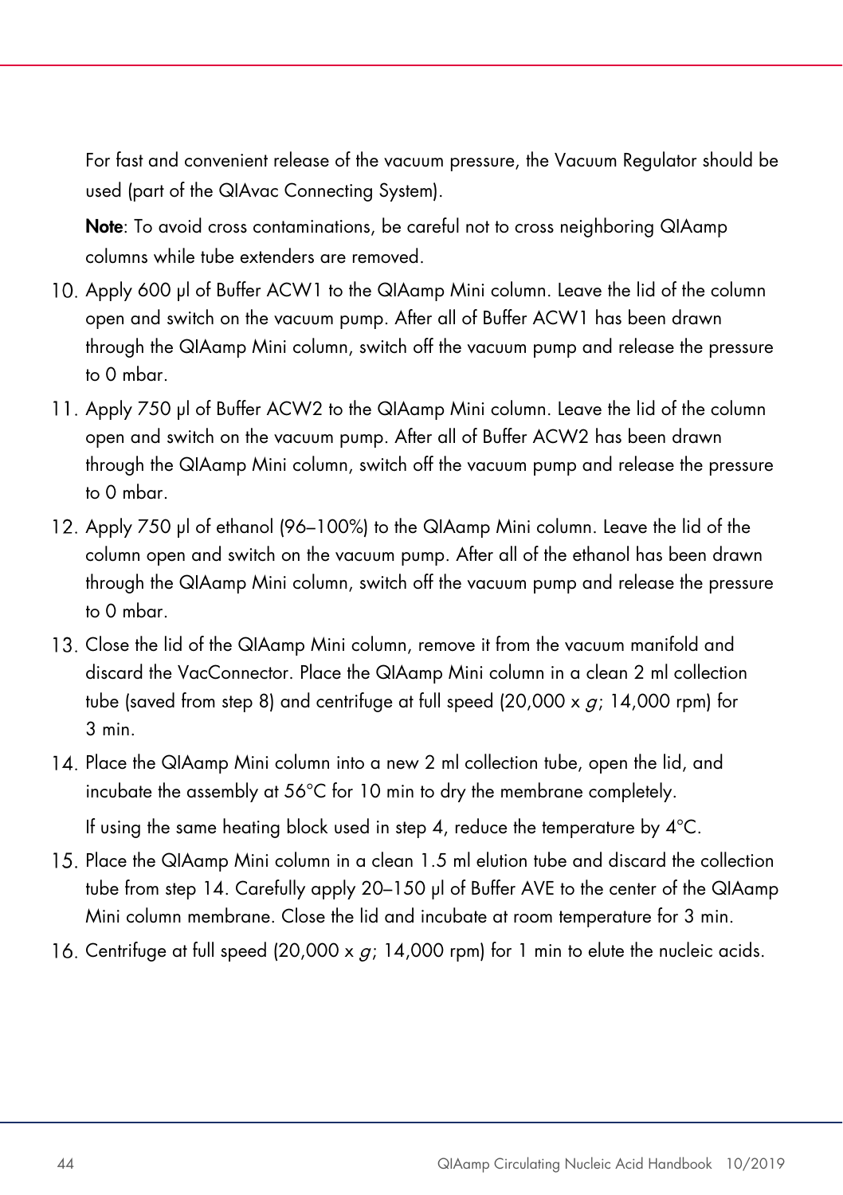For fast and convenient release of the vacuum pressure, the Vacuum Regulator should be used (part of the QIAvac Connecting System).

**Note**: To avoid cross contaminations, be careful not to cross neighboring QIAamp columns while tube extenders are removed.

10. Apply 600 µl of Buffer ACW1 to the QIAamp Mini column. Leave the lid of the column open and switch on the vacuum pump. After all of Buffer ACW1 has been drawn through the QIAamp Mini column, switch off the vacuum pump and release the pressure to 0 mbar.
11. Apply 750 µl of Buffer ACW2 to the QIAamp Mini column. Leave the lid of the column open and switch on the vacuum pump. After all of Buffer ACW2 has been drawn through the QIAamp Mini column, switch off the vacuum pump and release the pressure to 0 mbar.
12. Apply 750 µl of ethanol (96–100%) to the QIAamp Mini column. Leave the lid of the column open and switch on the vacuum pump. After all of the ethanol has been drawn through the QIAamp Mini column, switch off the vacuum pump and release the pressure to 0 mbar.
13. Close the lid of the QIAamp Mini column, remove it from the vacuum manifold and discard the VacConnector. Place the QIAamp Mini column in a clean 2 ml collection tube (saved from step 8) and centrifuge at full speed (20,000 x *g*; 14,000 rpm) for 3 min.
14. Place the QIAamp Mini column into a new 2 ml collection tube, open the lid, and incubate the assembly at 56°C for 10 min to dry the membrane completely.

    If using the same heating block used in step 4, reduce the temperature by 4°C.
15. Place the QIAamp Mini column in a clean 1.5 ml elution tube and discard the collection tube from step 14. Carefully apply 20–150 µl of Buffer AVE to the center of the QIAamp Mini column membrane. Close the lid and incubate at room temperature for 3 min.
16. Centrifuge at full speed (20,000 x *g*; 14,000 rpm) for 1 min to elute the nucleic acids.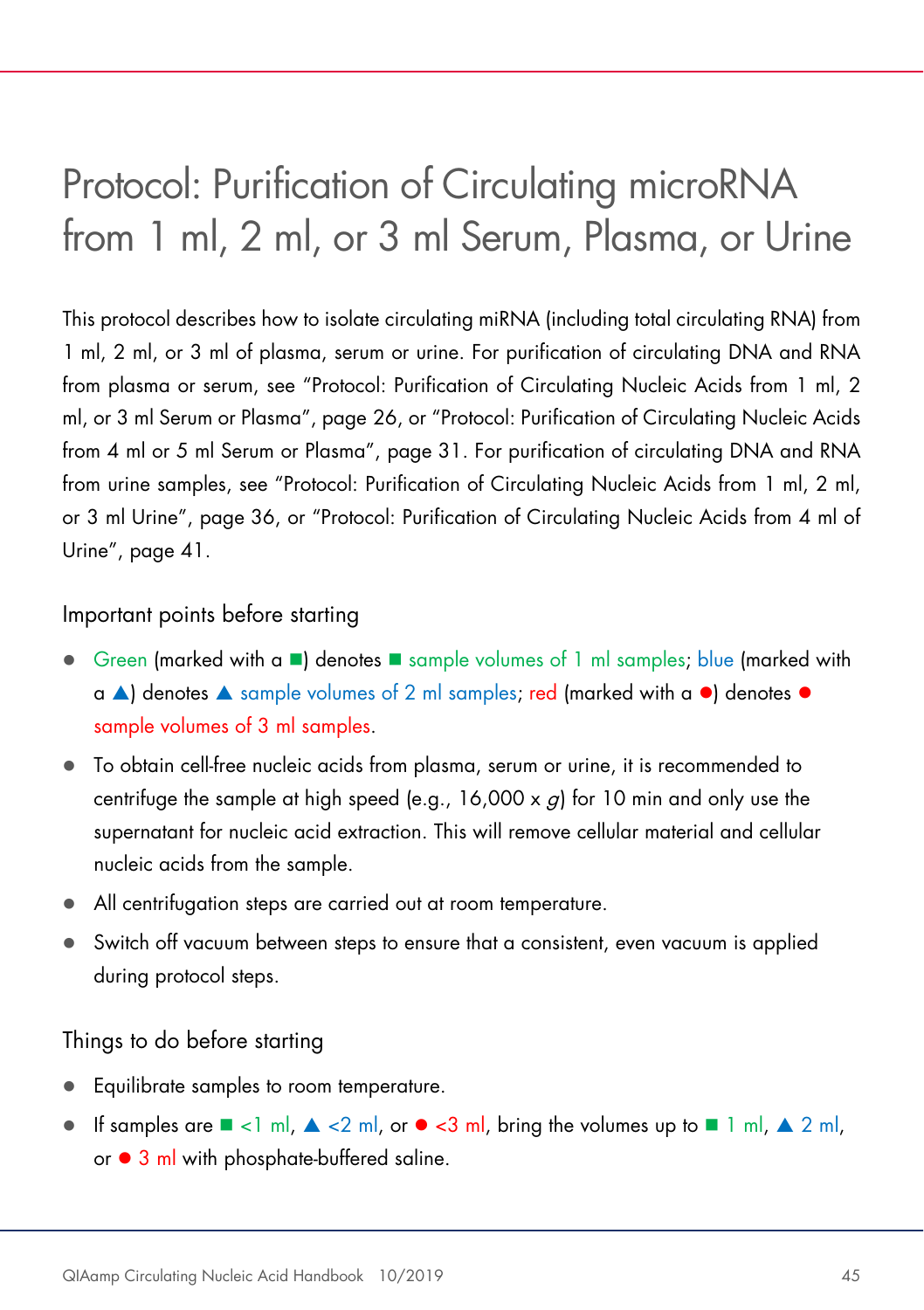# Protocol: Purification of Circulating microRNA from 1 ml, 2 ml, or 3 ml Serum, Plasma, or Urine

This protocol describes how to isolate circulating miRNA (including total circulating RNA) from 1 ml, 2 ml, or 3 ml of plasma, serum or urine. For purification of circulating DNA and RNA from plasma or serum, see "Protocol: Purification of Circulating Nucleic Acids from 1 ml, 2 ml, or 3 ml Serum or Plasma", page 26, or "Protocol: Purification of Circulating Nucleic Acids from 4 ml or 5 ml Serum or Plasma", page 31. For purification of circulating DNA and RNA from urine samples, see "Protocol: Purification of Circulating Nucleic Acids from 1 ml, 2 ml, or 3 ml Urine", page 36, or "Protocol: Purification of Circulating Nucleic Acids from 4 ml of Urine", page 41.

## Important points before starting

- Green (marked with a ■) denotes ■ sample volumes of 1 ml samples; blue (marked with a ▲) denotes ▲ sample volumes of 2 ml samples; red (marked with a ●) denotes ● sample volumes of 3 ml samples.
- To obtain cell-free nucleic acids from plasma, serum or urine, it is recommended to centrifuge the sample at high speed (e.g., 16,000 x *g*) for 10 min and only use the supernatant for nucleic acid extraction. This will remove cellular material and cellular nucleic acids from the sample.
- All centrifugation steps are carried out at room temperature.
- Switch off vacuum between steps to ensure that a consistent, even vacuum is applied during protocol steps.

## Things to do before starting

- Equilibrate samples to room temperature.
- If samples are ■ <1 ml, ▲ <2 ml, or ● <3 ml, bring the volumes up to ■ 1 ml, ▲ 2 ml, or ● 3 ml with phosphate-buffered saline.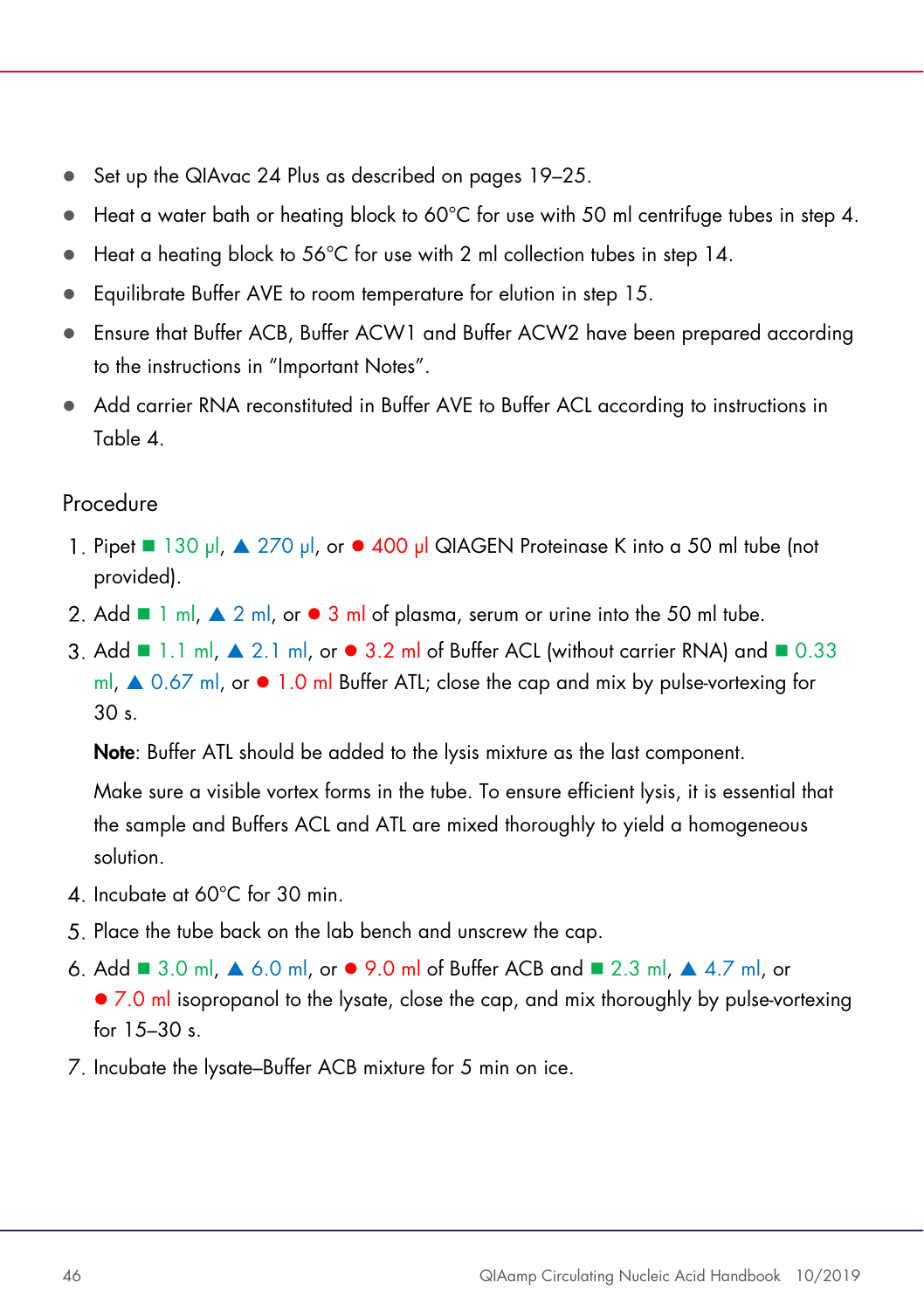- Set up the QIAvac 24 Plus as described on pages 19–25.
- Heat a water bath or heating block to 60°C for use with 50 ml centrifuge tubes in step 4.
- Heat a heating block to 56°C for use with 2 ml collection tubes in step 14.
- Equilibrate Buffer AVE to room temperature for elution in step 15.
- Ensure that Buffer ACB, Buffer ACW1 and Buffer ACW2 have been prepared according to the instructions in "Important Notes".
- Add carrier RNA reconstituted in Buffer AVE to Buffer ACL according to instructions in Table 4.

## Procedure

1. Pipet ■ 130 µl, ▲ 270 µl, or ● 400 µl QIAGEN Proteinase K into a 50 ml tube (not provided).
2. Add ■ 1 ml, ▲ 2 ml, or ● 3 ml of plasma, serum or urine into the 50 ml tube.
3. Add ■ 1.1 ml, ▲ 2.1 ml, or ● 3.2 ml of Buffer ACL (without carrier RNA) and ■ 0.33 ml, ▲ 0.67 ml, or ● 1.0 ml Buffer ATL; close the cap and mix by pulse-vortexing for 30 s.

   **Note**: Buffer ATL should be added to the lysis mixture as the last component.

   Make sure a visible vortex forms in the tube. To ensure efficient lysis, it is essential that the sample and Buffers ACL and ATL are mixed thoroughly to yield a homogeneous solution.
4. Incubate at 60°C for 30 min.
5. Place the tube back on the lab bench and unscrew the cap.
6. Add ■ 3.0 ml, ▲ 6.0 ml, or ● 9.0 ml of Buffer ACB and ■ 2.3 ml, ▲ 4.7 ml, or ● 7.0 ml isopropanol to the lysate, close the cap, and mix thoroughly by pulse-vortexing for 15–30 s.
7. Incubate the lysate–Buffer ACB mixture for 5 min on ice.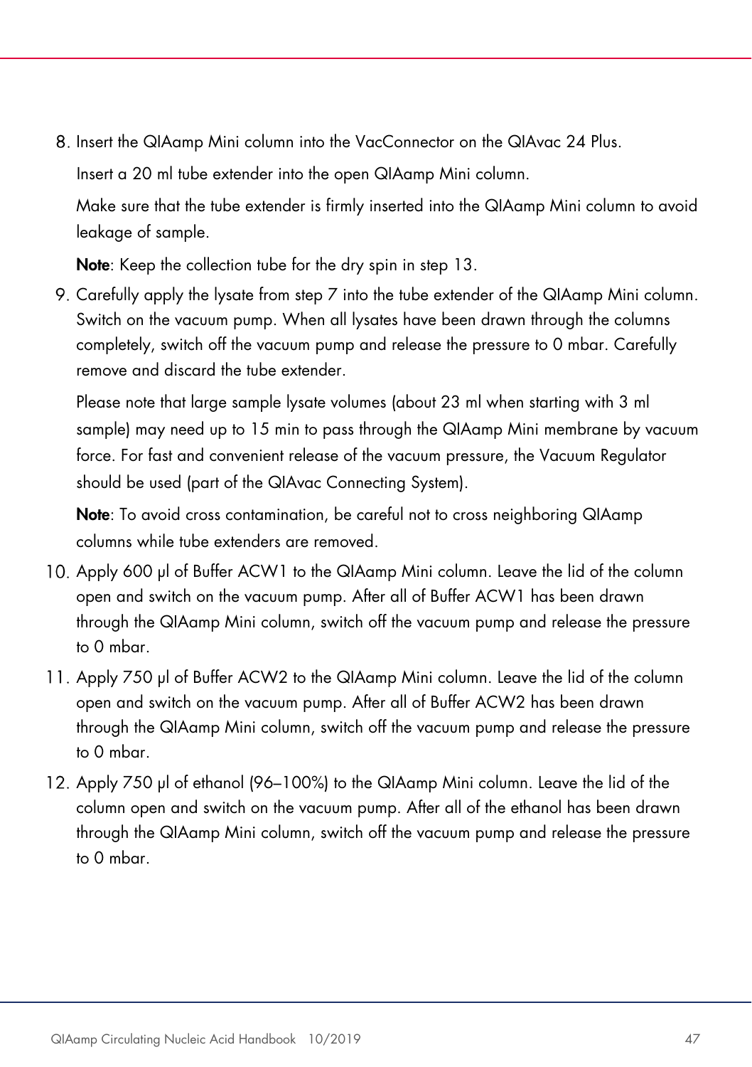8. Insert the QIAamp Mini column into the VacConnector on the QIAvac 24 Plus.

   Insert a 20 ml tube extender into the open QIAamp Mini column.

   Make sure that the tube extender is firmly inserted into the QIAamp Mini column to avoid leakage of sample.

   **Note**: Keep the collection tube for the dry spin in step 13.

9. Carefully apply the lysate from step 7 into the tube extender of the QIAamp Mini column. Switch on the vacuum pump. When all lysates have been drawn through the columns completely, switch off the vacuum pump and release the pressure to 0 mbar. Carefully remove and discard the tube extender.

   Please note that large sample lysate volumes (about 23 ml when starting with 3 ml sample) may need up to 15 min to pass through the QIAamp Mini membrane by vacuum force. For fast and convenient release of the vacuum pressure, the Vacuum Regulator should be used (part of the QIAvac Connecting System).

   **Note**: To avoid cross contamination, be careful not to cross neighboring QIAamp columns while tube extenders are removed.

10. Apply 600 µl of Buffer ACW1 to the QIAamp Mini column. Leave the lid of the column open and switch on the vacuum pump. After all of Buffer ACW1 has been drawn through the QIAamp Mini column, switch off the vacuum pump and release the pressure to 0 mbar.

11. Apply 750 µl of Buffer ACW2 to the QIAamp Mini column. Leave the lid of the column open and switch on the vacuum pump. After all of Buffer ACW2 has been drawn through the QIAamp Mini column, switch off the vacuum pump and release the pressure to 0 mbar.

12. Apply 750 µl of ethanol (96–100%) to the QIAamp Mini column. Leave the lid of the column open and switch on the vacuum pump. After all of the ethanol has been drawn through the QIAamp Mini column, switch off the vacuum pump and release the pressure to 0 mbar.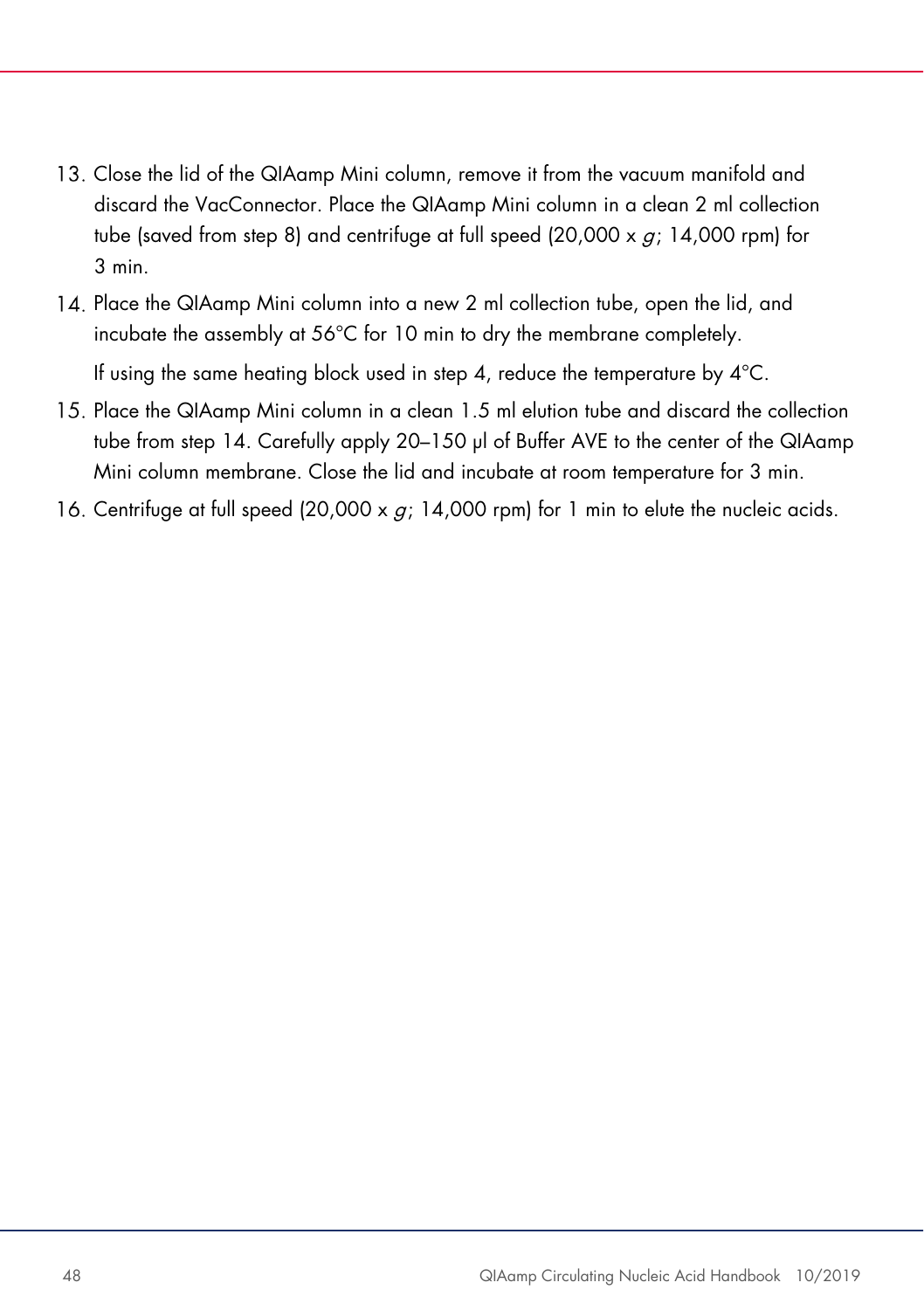13. Close the lid of the QIAamp Mini column, remove it from the vacuum manifold and discard the VacConnector. Place the QIAamp Mini column in a clean 2 ml collection tube (saved from step 8) and centrifuge at full speed (20,000 x *g*; 14,000 rpm) for 3 min.
14. Place the QIAamp Mini column into a new 2 ml collection tube, open the lid, and incubate the assembly at 56°C for 10 min to dry the membrane completely.

    If using the same heating block used in step 4, reduce the temperature by 4°C.
15. Place the QIAamp Mini column in a clean 1.5 ml elution tube and discard the collection tube from step 14. Carefully apply 20–150 µl of Buffer AVE to the center of the QIAamp Mini column membrane. Close the lid and incubate at room temperature for 3 min.
16. Centrifuge at full speed (20,000 x *g*; 14,000 rpm) for 1 min to elute the nucleic acids.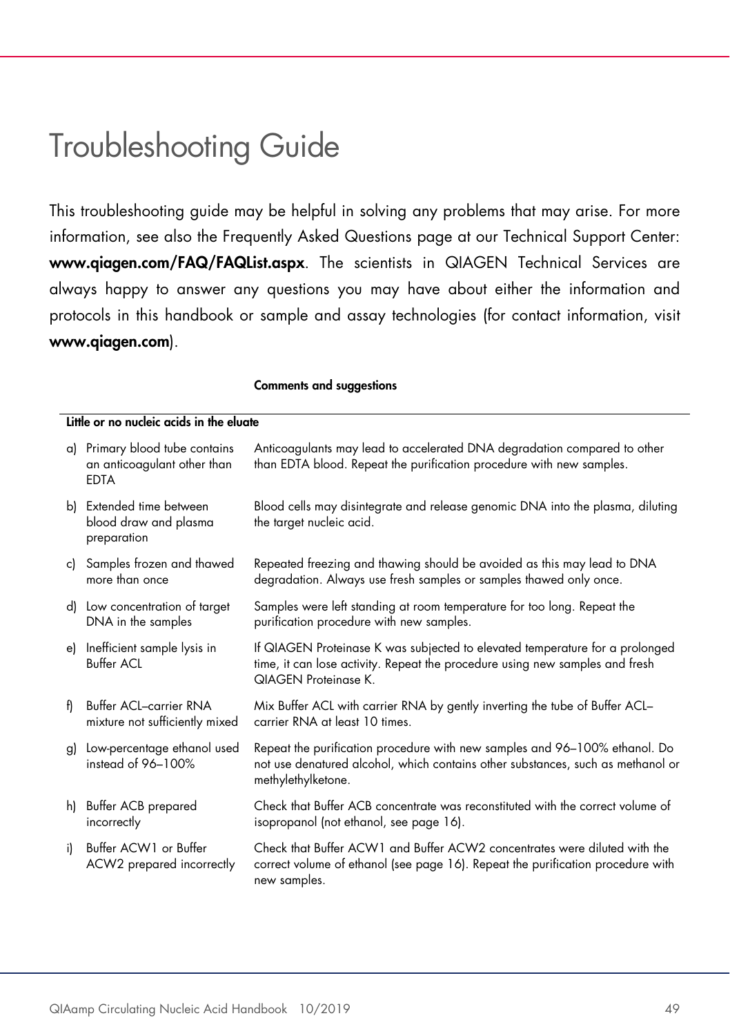# Troubleshooting Guide

This troubleshooting guide may be helpful in solving any problems that may arise. For more information, see also the Frequently Asked Questions page at our Technical Support Center: **www.qiagen.com/FAQ/FAQList.aspx**. The scientists in QIAGEN Technical Services are always happy to answer any questions you may have about either the information and protocols in this handbook or sample and assay technologies (for contact information, visit **www.qiagen.com**).

| | **Comments and suggestions** |
|---|---|
| **Little or no nucleic acids in the eluate** | |
| a) Primary blood tube contains an anticoagulant other than EDTA | Anticoagulants may lead to accelerated DNA degradation compared to other than EDTA blood. Repeat the purification procedure with new samples. |
| b) Extended time between blood draw and plasma preparation | Blood cells may disintegrate and release genomic DNA into the plasma, diluting the target nucleic acid. |
| c) Samples frozen and thawed more than once | Repeated freezing and thawing should be avoided as this may lead to DNA degradation. Always use fresh samples or samples thawed only once. |
| d) Low concentration of target DNA in the samples | Samples were left standing at room temperature for too long. Repeat the purification procedure with new samples. |
| e) Inefficient sample lysis in Buffer ACL | If QIAGEN Proteinase K was subjected to elevated temperature for a prolonged time, it can lose activity. Repeat the procedure using new samples and fresh QIAGEN Proteinase K. |
| f) Buffer ACL–carrier RNA mixture not sufficiently mixed | Mix Buffer ACL with carrier RNA by gently inverting the tube of Buffer ACL–carrier RNA at least 10 times. |
| g) Low-percentage ethanol used instead of 96–100% | Repeat the purification procedure with new samples and 96–100% ethanol. Do not use denatured alcohol, which contains other substances, such as methanol or methylethylketone. |
| h) Buffer ACB prepared incorrectly | Check that Buffer ACB concentrate was reconstituted with the correct volume of isopropanol (not ethanol, see page 16). |
| i) Buffer ACW1 or Buffer ACW2 prepared incorrectly | Check that Buffer ACW1 and Buffer ACW2 concentrates were diluted with the correct volume of ethanol (see page 16). Repeat the purification procedure with new samples. |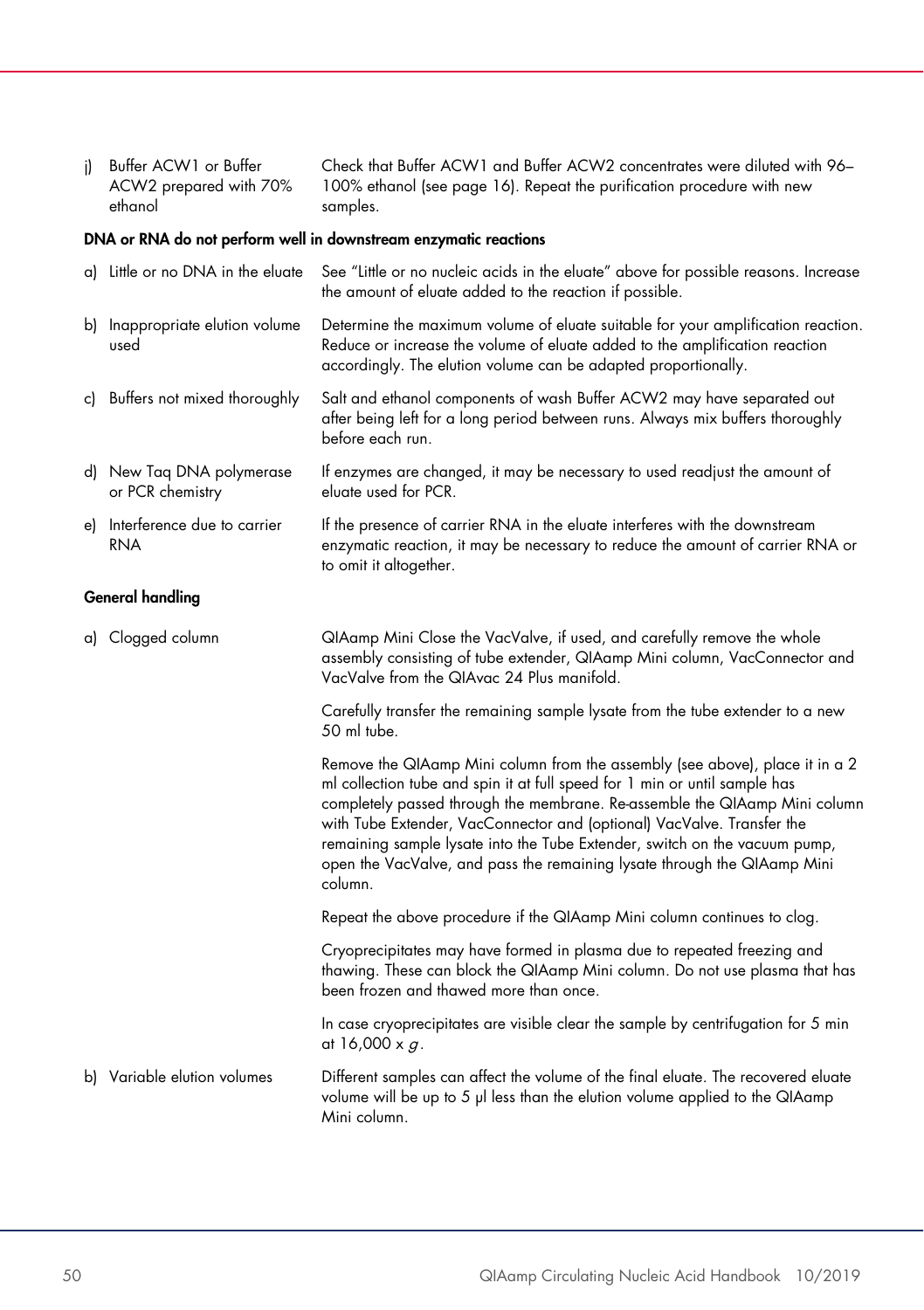| | |
|---|---|
| j) Buffer ACW1 or Buffer ACW2 prepared with 70% ethanol | Check that Buffer ACW1 and Buffer ACW2 concentrates were diluted with 96–100% ethanol (see page 16). Repeat the purification procedure with new samples. |

**DNA or RNA do not perform well in downstream enzymatic reactions**

| | |
|---|---|
| a) Little or no DNA in the eluate | See "Little or no nucleic acids in the eluate" above for possible reasons. Increase the amount of eluate added to the reaction if possible. |
| b) Inappropriate elution volume used | Determine the maximum volume of eluate suitable for your amplification reaction. Reduce or increase the volume of eluate added to the amplification reaction accordingly. The elution volume can be adapted proportionally. |
| c) Buffers not mixed thoroughly | Salt and ethanol components of wash Buffer ACW2 may have separated out after being left for a long period between runs. Always mix buffers thoroughly before each run. |
| d) New Taq DNA polymerase or PCR chemistry | If enzymes are changed, it may be necessary to used readjust the amount of eluate used for PCR. |
| e) Interference due to carrier RNA | If the presence of carrier RNA in the eluate interferes with the downstream enzymatic reaction, it may be necessary to reduce the amount of carrier RNA or to omit it altogether. |

**General handling**

a) Clogged column

QIAamp Mini Close the VacValve, if used, and carefully remove the whole assembly consisting of tube extender, QIAamp Mini column, VacConnector and VacValve from the QIAvac 24 Plus manifold.

Carefully transfer the remaining sample lysate from the tube extender to a new 50 ml tube.

Remove the QIAamp Mini column from the assembly (see above), place it in a 2 ml collection tube and spin it at full speed for 1 min or until sample has completely passed through the membrane. Re-assemble the QIAamp Mini column with Tube Extender, VacConnector and (optional) VacValve. Transfer the remaining sample lysate into the Tube Extender, switch on the vacuum pump, open the VacValve, and pass the remaining lysate through the QIAamp Mini column.

Repeat the above procedure if the QIAamp Mini column continues to clog.

Cryoprecipitates may have formed in plasma due to repeated freezing and thawing. These can block the QIAamp Mini column. Do not use plasma that has been frozen and thawed more than once.

In case cryoprecipitates are visible clear the sample by centrifugation for 5 min at 16,000 x *g*.

b) Variable elution volumes

Different samples can affect the volume of the final eluate. The recovered eluate volume will be up to 5 µl less than the elution volume applied to the QIAamp Mini column.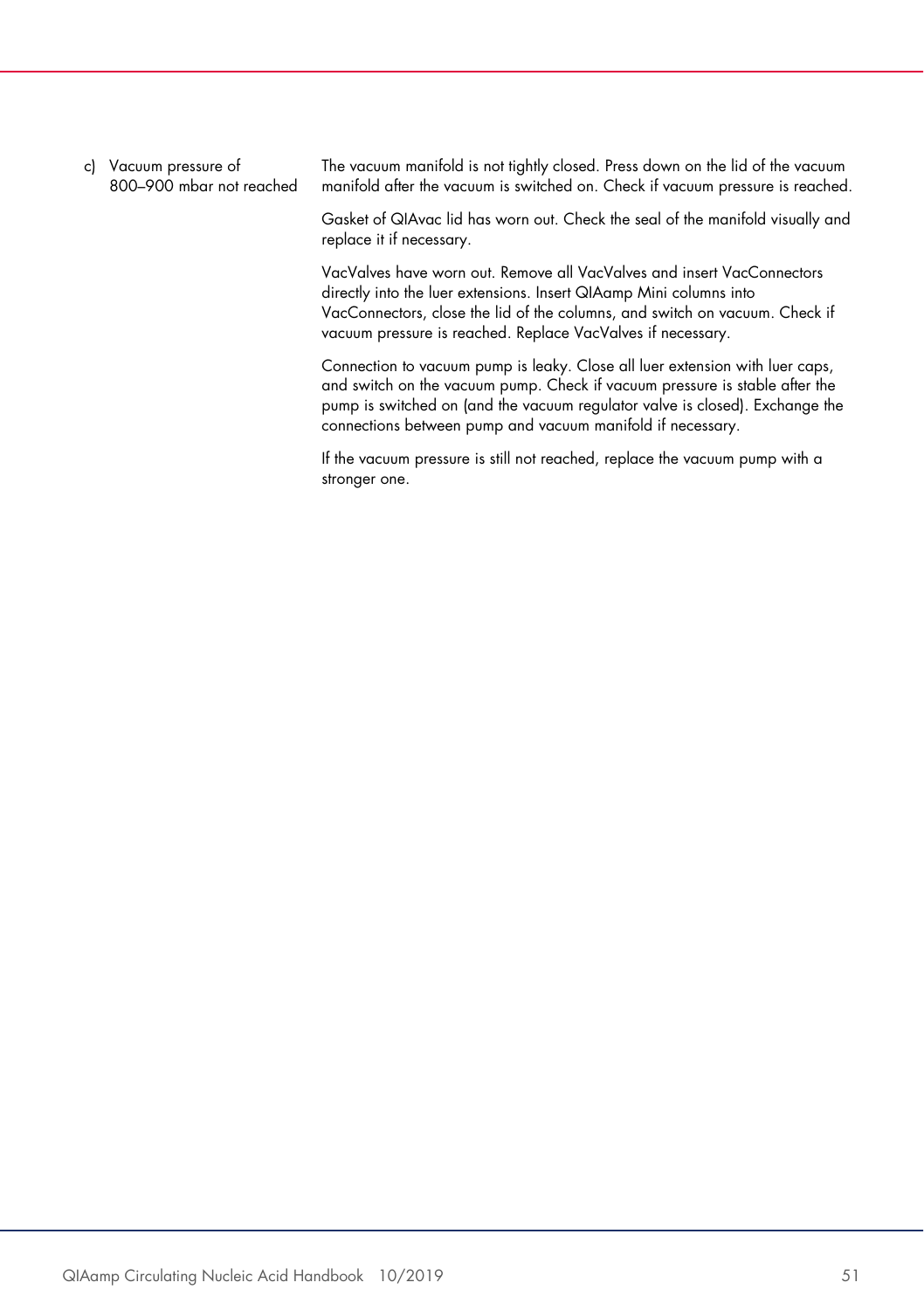| | |
|---|---|
| c) Vacuum pressure of 800–900 mbar not reached | The vacuum manifold is not tightly closed. Press down on the lid of the vacuum manifold after the vacuum is switched on. Check if vacuum pressure is reached.<br><br>Gasket of QIAvac lid has worn out. Check the seal of the manifold visually and replace it if necessary.<br><br>VacValves have worn out. Remove all VacValves and insert VacConnectors directly into the luer extensions. Insert QIAamp Mini columns into VacConnectors, close the lid of the columns, and switch on vacuum. Check if vacuum pressure is reached. Replace VacValves if necessary.<br><br>Connection to vacuum pump is leaky. Close all luer extension with luer caps, and switch on the vacuum pump. Check if vacuum pressure is stable after the pump is switched on (and the vacuum regulator valve is closed). Exchange the connections between pump and vacuum manifold if necessary.<br><br>If the vacuum pressure is still not reached, replace the vacuum pump with a stronger one. |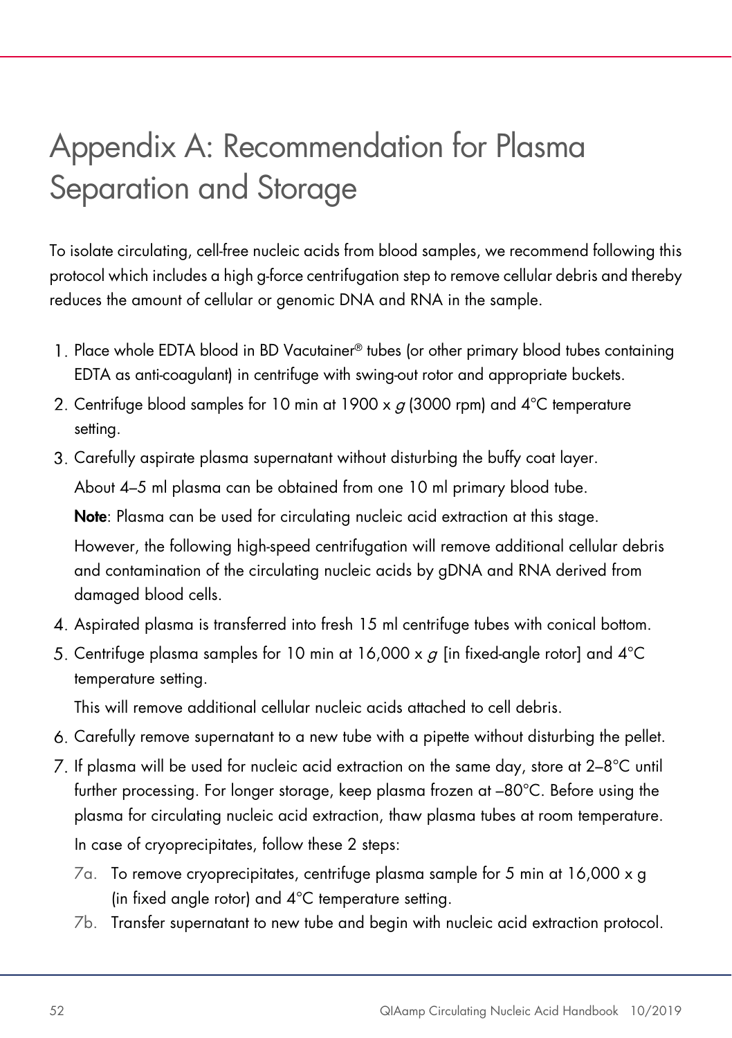# Appendix A: Recommendation for Plasma Separation and Storage

To isolate circulating, cell-free nucleic acids from blood samples, we recommend following this protocol which includes a high g-force centrifugation step to remove cellular debris and thereby reduces the amount of cellular or genomic DNA and RNA in the sample.

1. Place whole EDTA blood in BD Vacutainer® tubes (or other primary blood tubes containing EDTA as anti-coagulant) in centrifuge with swing-out rotor and appropriate buckets.
2. Centrifuge blood samples for 10 min at 1900 x *g* (3000 rpm) and 4°C temperature setting.
3. Carefully aspirate plasma supernatant without disturbing the buffy coat layer.

   About 4–5 ml plasma can be obtained from one 10 ml primary blood tube.

   **Note**: Plasma can be used for circulating nucleic acid extraction at this stage.

   However, the following high-speed centrifugation will remove additional cellular debris and contamination of the circulating nucleic acids by gDNA and RNA derived from damaged blood cells.
4. Aspirated plasma is transferred into fresh 15 ml centrifuge tubes with conical bottom.
5. Centrifuge plasma samples for 10 min at 16,000 x *g* [in fixed-angle rotor] and 4°C temperature setting.

   This will remove additional cellular nucleic acids attached to cell debris.
6. Carefully remove supernatant to a new tube with a pipette without disturbing the pellet.
7. If plasma will be used for nucleic acid extraction on the same day, store at 2–8°C until further processing. For longer storage, keep plasma frozen at –80°C. Before using the plasma for circulating nucleic acid extraction, thaw plasma tubes at room temperature.

   In case of cryoprecipitates, follow these 2 steps:

   7a. To remove cryoprecipitates, centrifuge plasma sample for 5 min at 16,000 x g (in fixed angle rotor) and 4°C temperature setting.

   7b. Transfer supernatant to new tube and begin with nucleic acid extraction protocol.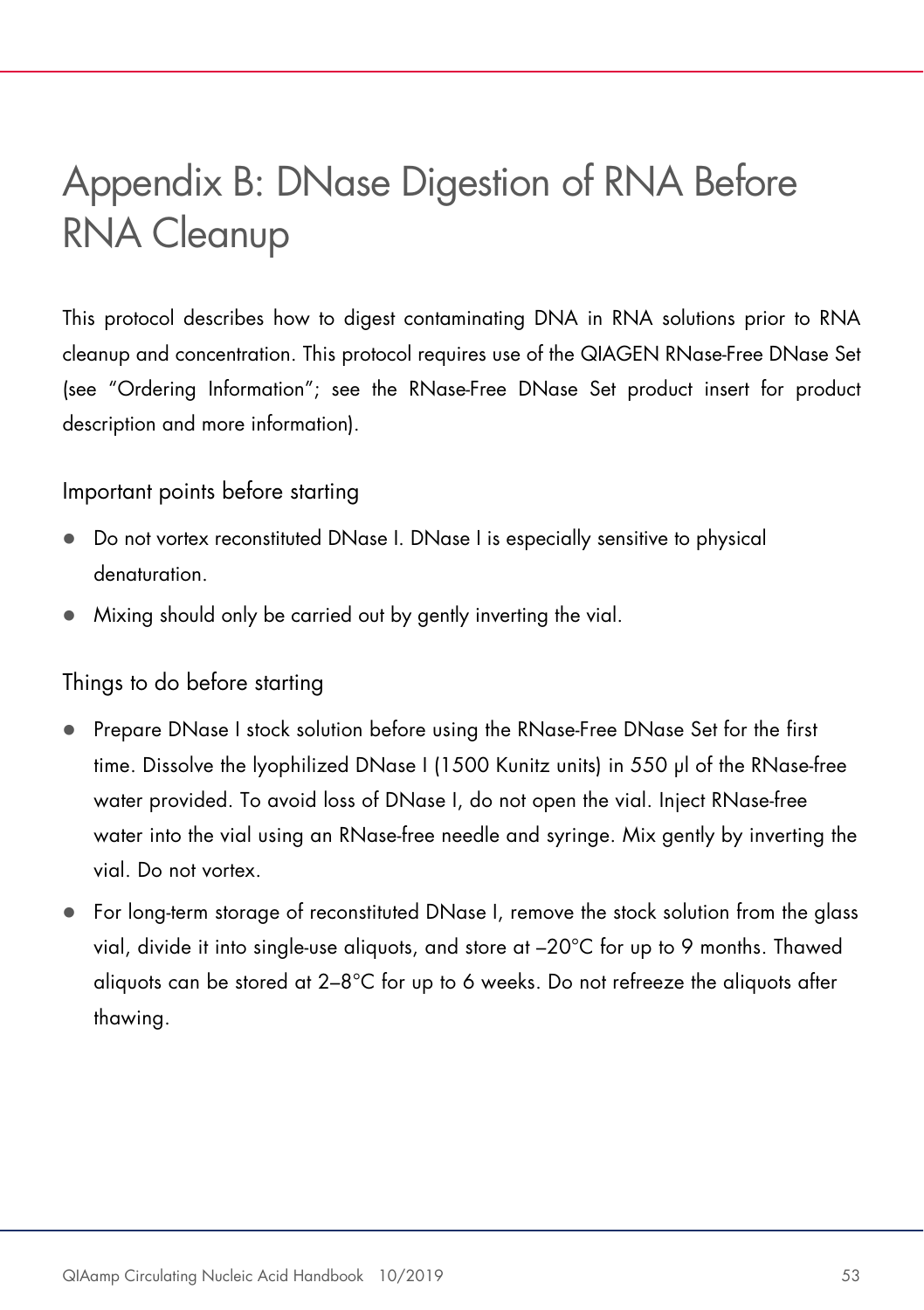# Appendix B: DNase Digestion of RNA Before RNA Cleanup

This protocol describes how to digest contaminating DNA in RNA solutions prior to RNA cleanup and concentration. This protocol requires use of the QIAGEN RNase-Free DNase Set (see "Ordering Information"; see the RNase-Free DNase Set product insert for product description and more information).

## Important points before starting

- Do not vortex reconstituted DNase I. DNase I is especially sensitive to physical denaturation.
- Mixing should only be carried out by gently inverting the vial.

## Things to do before starting

- Prepare DNase I stock solution before using the RNase-Free DNase Set for the first time. Dissolve the lyophilized DNase I (1500 Kunitz units) in 550 µl of the RNase-free water provided. To avoid loss of DNase I, do not open the vial. Inject RNase-free water into the vial using an RNase-free needle and syringe. Mix gently by inverting the vial. Do not vortex.
- For long-term storage of reconstituted DNase I, remove the stock solution from the glass vial, divide it into single-use aliquots, and store at –20°C for up to 9 months. Thawed aliquots can be stored at 2–8°C for up to 6 weeks. Do not refreeze the aliquots after thawing.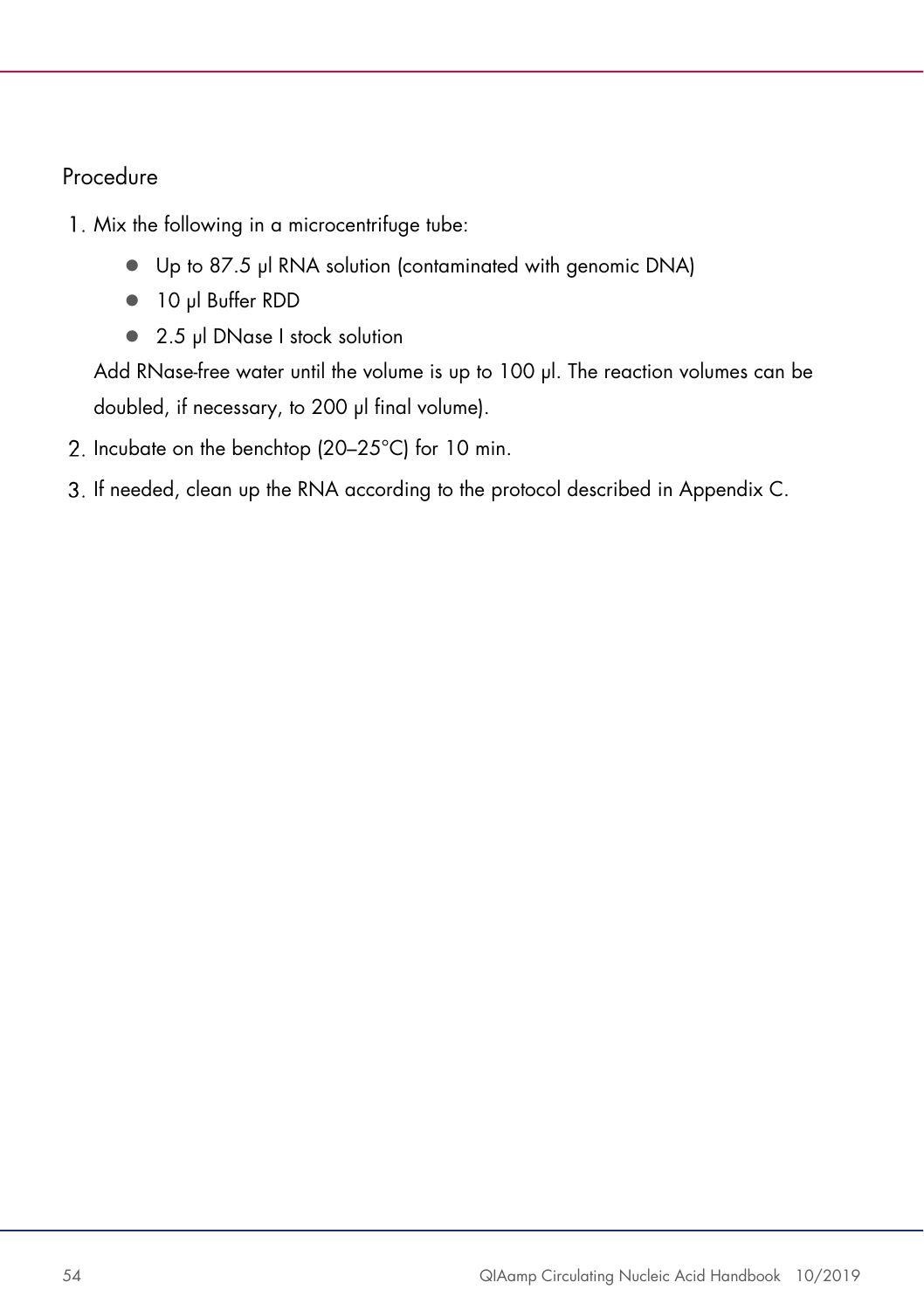### Procedure

1. Mix the following in a microcentrifuge tube:
   - Up to 87.5 µl RNA solution (contaminated with genomic DNA)
   - 10 µl Buffer RDD
   - 2.5 µl DNase I stock solution

   Add RNase-free water until the volume is up to 100 µl. The reaction volumes can be doubled, if necessary, to 200 µl final volume).
2. Incubate on the benchtop (20–25°C) for 10 min.
3. If needed, clean up the RNA according to the protocol described in Appendix C.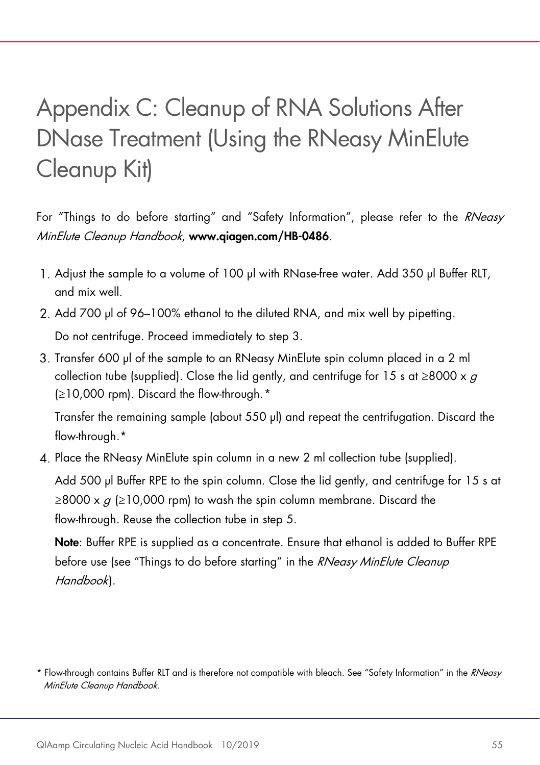# Appendix C: Cleanup of RNA Solutions After DNase Treatment (Using the RNeasy MinElute Cleanup Kit)

For "Things to do before starting" and "Safety Information", please refer to the *RNeasy MinElute Cleanup Handbook*, **www.qiagen.com/HB-0486**.

1. Adjust the sample to a volume of 100 µl with RNase-free water. Add 350 µl Buffer RLT, and mix well.
2. Add 700 µl of 96–100% ethanol to the diluted RNA, and mix well by pipetting.

   Do not centrifuge. Proceed immediately to step 3.
3. Transfer 600 µl of the sample to an RNeasy MinElute spin column placed in a 2 ml collection tube (supplied). Close the lid gently, and centrifuge for 15 s at ≥8000 x *g* (≥10,000 rpm). Discard the flow-through.*

   Transfer the remaining sample (about 550 µl) and repeat the centrifugation. Discard the flow-through.*
4. Place the RNeasy MinElute spin column in a new 2 ml collection tube (supplied).

   Add 500 µl Buffer RPE to the spin column. Close the lid gently, and centrifuge for 15 s at ≥8000 x *g* (≥10,000 rpm) to wash the spin column membrane. Discard the flow-through. Reuse the collection tube in step 5.

   **Note**: Buffer RPE is supplied as a concentrate. Ensure that ethanol is added to Buffer RPE before use (see "Things to do before starting" in the *RNeasy MinElute Cleanup Handbook*).

\* Flow-through contains Buffer RLT and is therefore not compatible with bleach. See "Safety Information" in the *RNeasy MinElute Cleanup Handbook*.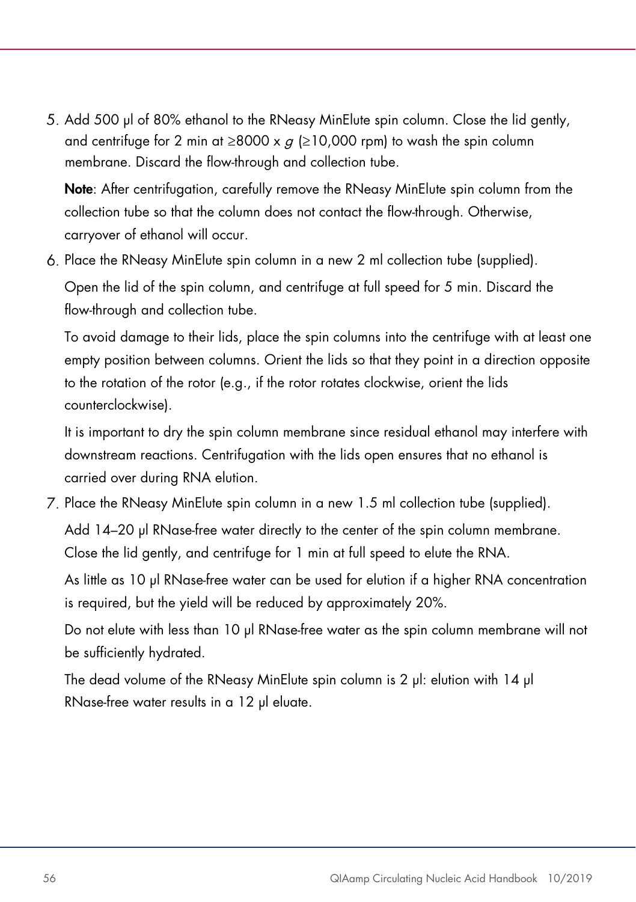5. Add 500 µl of 80% ethanol to the RNeasy MinElute spin column. Close the lid gently, and centrifuge for 2 min at ≥8000 x *g* (≥10,000 rpm) to wash the spin column membrane. Discard the flow-through and collection tube.

   **Note**: After centrifugation, carefully remove the RNeasy MinElute spin column from the collection tube so that the column does not contact the flow-through. Otherwise, carryover of ethanol will occur.

6. Place the RNeasy MinElute spin column in a new 2 ml collection tube (supplied).

   Open the lid of the spin column, and centrifuge at full speed for 5 min. Discard the flow-through and collection tube.

   To avoid damage to their lids, place the spin columns into the centrifuge with at least one empty position between columns. Orient the lids so that they point in a direction opposite to the rotation of the rotor (e.g., if the rotor rotates clockwise, orient the lids counterclockwise).

   It is important to dry the spin column membrane since residual ethanol may interfere with downstream reactions. Centrifugation with the lids open ensures that no ethanol is carried over during RNA elution.

7. Place the RNeasy MinElute spin column in a new 1.5 ml collection tube (supplied).

   Add 14–20 µl RNase-free water directly to the center of the spin column membrane. Close the lid gently, and centrifuge for 1 min at full speed to elute the RNA.

   As little as 10 µl RNase-free water can be used for elution if a higher RNA concentration is required, but the yield will be reduced by approximately 20%.

   Do not elute with less than 10 µl RNase-free water as the spin column membrane will not be sufficiently hydrated.

   The dead volume of the RNeasy MinElute spin column is 2 µl: elution with 14 µl RNase-free water results in a 12 µl eluate.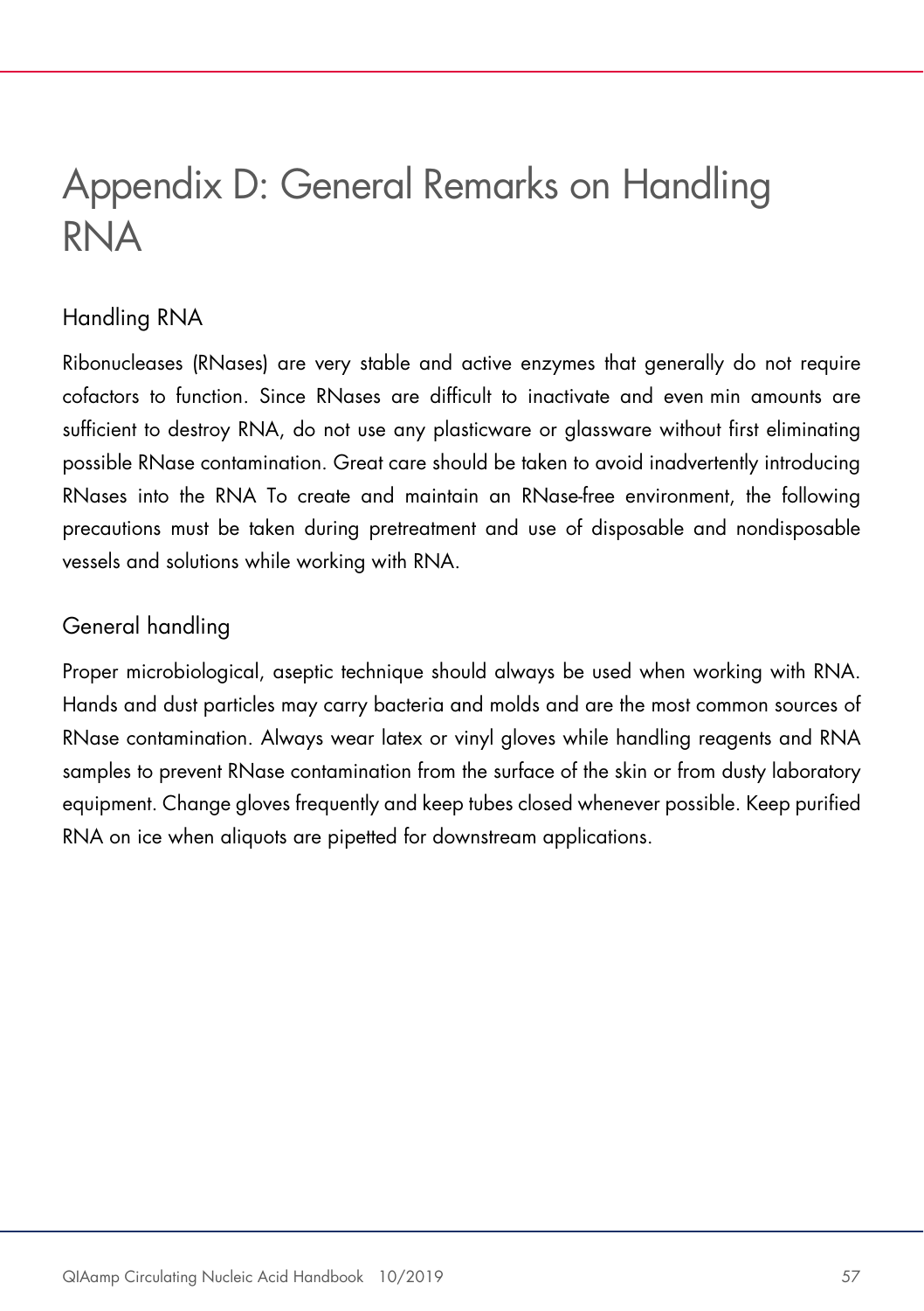# Appendix D: General Remarks on Handling RNA

## Handling RNA

Ribonucleases (RNases) are very stable and active enzymes that generally do not require cofactors to function. Since RNases are difficult to inactivate and even min amounts are sufficient to destroy RNA, do not use any plasticware or glassware without first eliminating possible RNase contamination. Great care should be taken to avoid inadvertently introducing RNases into the RNA To create and maintain an RNase-free environment, the following precautions must be taken during pretreatment and use of disposable and nondisposable vessels and solutions while working with RNA.

## General handling

Proper microbiological, aseptic technique should always be used when working with RNA. Hands and dust particles may carry bacteria and molds and are the most common sources of RNase contamination. Always wear latex or vinyl gloves while handling reagents and RNA samples to prevent RNase contamination from the surface of the skin or from dusty laboratory equipment. Change gloves frequently and keep tubes closed whenever possible. Keep purified RNA on ice when aliquots are pipetted for downstream applications.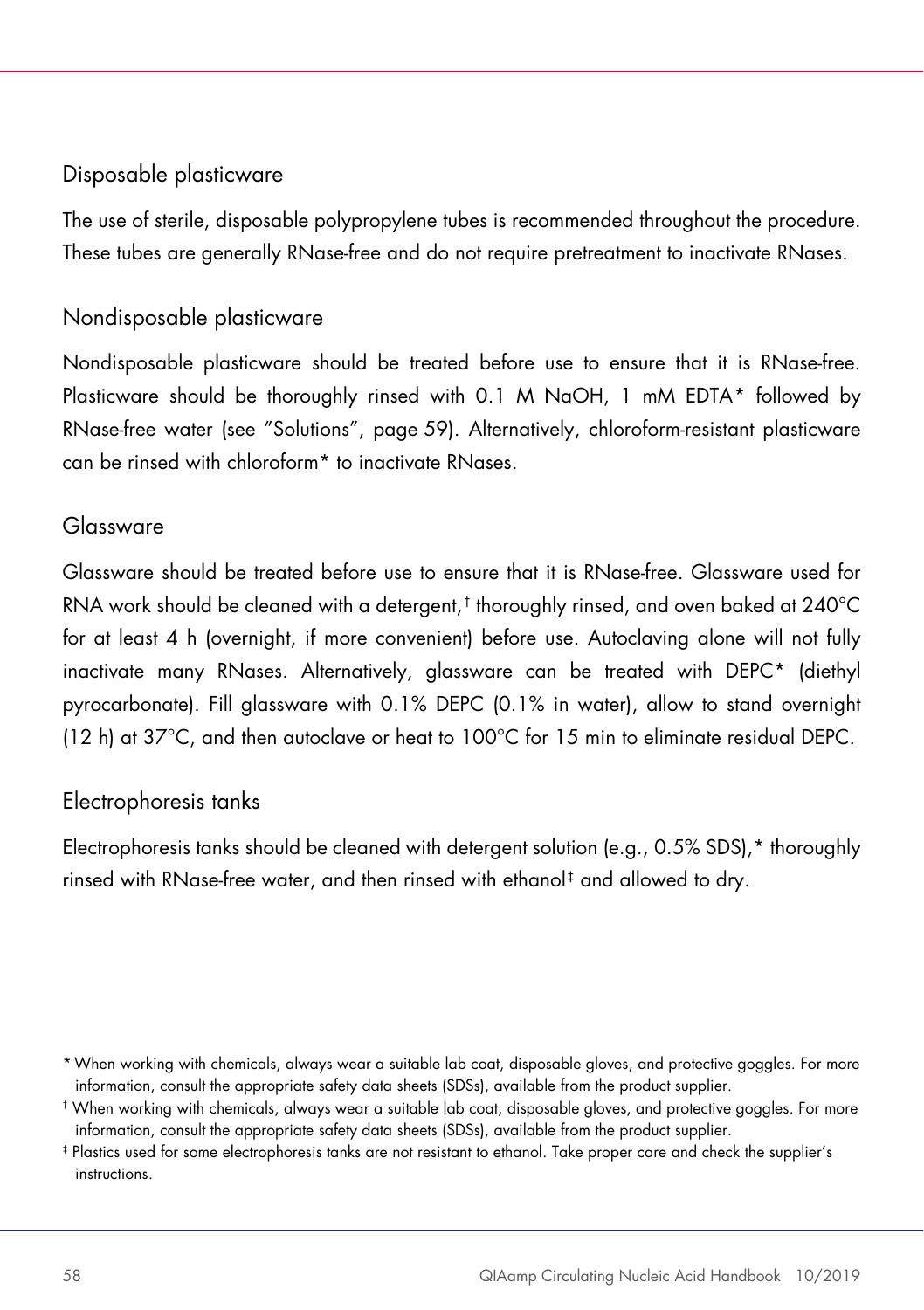### Disposable plasticware

The use of sterile, disposable polypropylene tubes is recommended throughout the procedure. These tubes are generally RNase-free and do not require pretreatment to inactivate RNases.

### Nondisposable plasticware

Nondisposable plasticware should be treated before use to ensure that it is RNase-free. Plasticware should be thoroughly rinsed with 0.1 M NaOH, 1 mM EDTA* followed by RNase-free water (see "Solutions", page 59). Alternatively, chloroform-resistant plasticware can be rinsed with chloroform* to inactivate RNases.

### Glassware

Glassware should be treated before use to ensure that it is RNase-free. Glassware used for RNA work should be cleaned with a detergent,† thoroughly rinsed, and oven baked at 240°C for at least 4 h (overnight, if more convenient) before use. Autoclaving alone will not fully inactivate many RNases. Alternatively, glassware can be treated with DEPC* (diethyl pyrocarbonate). Fill glassware with 0.1% DEPC (0.1% in water), allow to stand overnight (12 h) at 37°C, and then autoclave or heat to 100°C for 15 min to eliminate residual DEPC.

### Electrophoresis tanks

Electrophoresis tanks should be cleaned with detergent solution (e.g., 0.5% SDS),* thoroughly rinsed with RNase-free water, and then rinsed with ethanol‡ and allowed to dry.

---

* When working with chemicals, always wear a suitable lab coat, disposable gloves, and protective goggles. For more information, consult the appropriate safety data sheets (SDSs), available from the product supplier.

† When working with chemicals, always wear a suitable lab coat, disposable gloves, and protective goggles. For more information, consult the appropriate safety data sheets (SDSs), available from the product supplier.

‡ Plastics used for some electrophoresis tanks are not resistant to ethanol. Take proper care and check the supplier's instructions.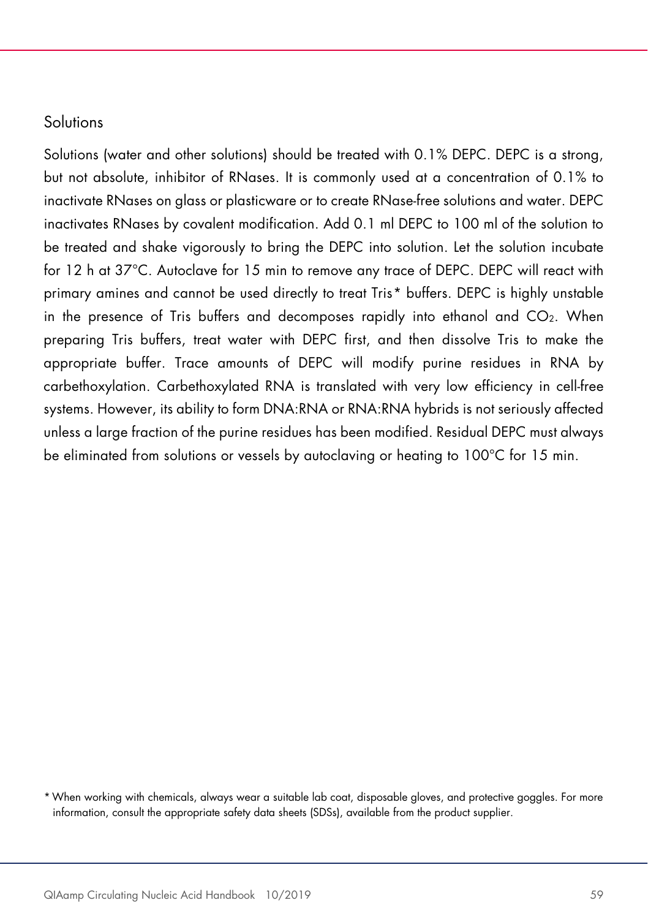## Solutions

Solutions (water and other solutions) should be treated with 0.1% DEPC. DEPC is a strong, but not absolute, inhibitor of RNases. It is commonly used at a concentration of 0.1% to inactivate RNases on glass or plasticware or to create RNase-free solutions and water. DEPC inactivates RNases by covalent modification. Add 0.1 ml DEPC to 100 ml of the solution to be treated and shake vigorously to bring the DEPC into solution. Let the solution incubate for 12 h at 37°C. Autoclave for 15 min to remove any trace of DEPC. DEPC will react with primary amines and cannot be used directly to treat Tris* buffers. DEPC is highly unstable in the presence of Tris buffers and decomposes rapidly into ethanol and $CO_2$. When preparing Tris buffers, treat water with DEPC first, and then dissolve Tris to make the appropriate buffer. Trace amounts of DEPC will modify purine residues in RNA by carbethoxylation. Carbethoxylated RNA is translated with very low efficiency in cell-free systems. However, its ability to form DNA:RNA or RNA:RNA hybrids is not seriously affected unless a large fraction of the purine residues has been modified. Residual DEPC must always be eliminated from solutions or vessels by autoclaving or heating to 100°C for 15 min.

* When working with chemicals, always wear a suitable lab coat, disposable gloves, and protective goggles. For more information, consult the appropriate safety data sheets (SDSs), available from the product supplier.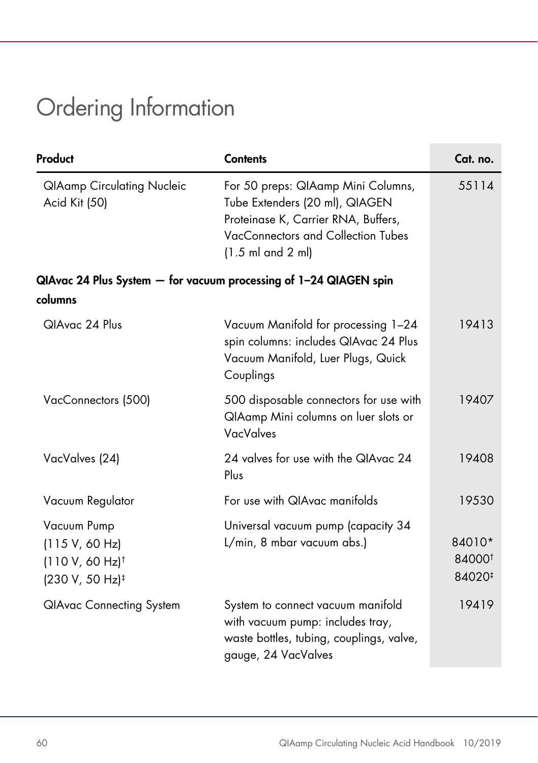# Ordering Information

| Product | Contents | Cat. no. |
|---|---|---|
| QIAamp Circulating Nucleic Acid Kit (50) | For 50 preps: QIAamp Mini Columns, Tube Extenders (20 ml), QIAGEN Proteinase K, Carrier RNA, Buffers, VacConnectors and Collection Tubes (1.5 ml and 2 ml) | 55114 |
| **QIAvac 24 Plus System — for vacuum processing of 1–24 QIAGEN spin columns** | | |
| QIAvac 24 Plus | Vacuum Manifold for processing 1–24 spin columns: includes QIAvac 24 Plus Vacuum Manifold, Luer Plugs, Quick Couplings | 19413 |
| VacConnectors (500) | 500 disposable connectors for use with QIAamp Mini columns on luer slots or VacValves | 19407 |
| VacValves (24) | 24 valves for use with the QIAvac 24 Plus | 19408 |
| Vacuum Regulator | For use with QIAvac manifolds | 19530 |
| Vacuum Pump<br>(115 V, 60 Hz)<br>(110 V, 60 Hz)†<br>(230 V, 50 Hz)‡ | Universal vacuum pump (capacity 34 L/min, 8 mbar vacuum abs.) | <br>84010*<br>84000†<br>84020‡ |
| QIAvac Connecting System | System to connect vacuum manifold with vacuum pump: includes tray, waste bottles, tubing, couplings, valve, gauge, 24 VacValves | 19419 |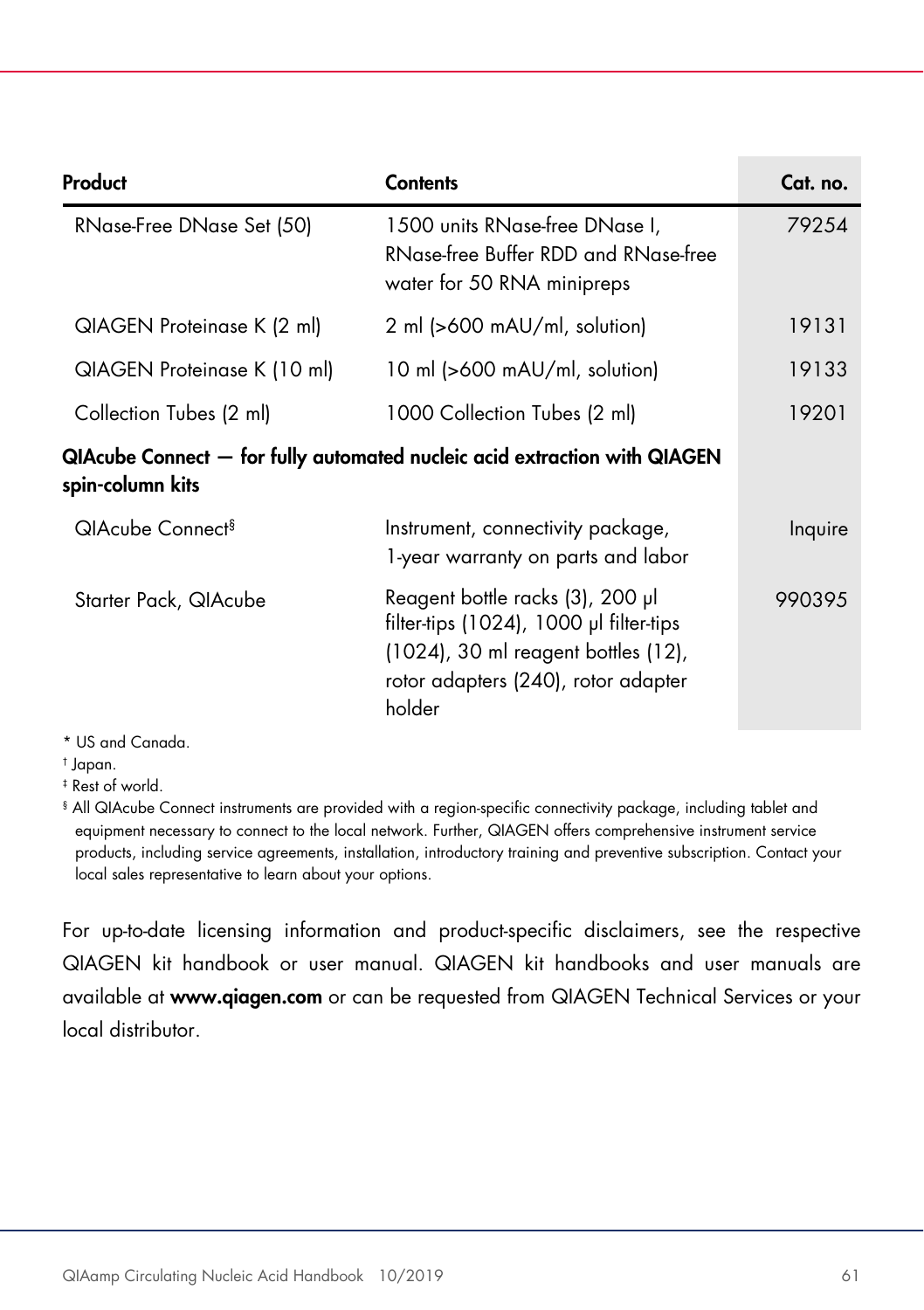| Product | Contents | Cat. no. |
|---|---|---|
| RNase-Free DNase Set (50) | 1500 units RNase-free DNase I, RNase-free Buffer RDD and RNase-free water for 50 RNA minipreps | 79254 |
| QIAGEN Proteinase K (2 ml) | 2 ml (>600 mAU/ml, solution) | 19131 |
| QIAGEN Proteinase K (10 ml) | 10 ml (>600 mAU/ml, solution) | 19133 |
| Collection Tubes (2 ml) | 1000 Collection Tubes (2 ml) | 19201 |
| **QIAcube Connect — for fully automated nucleic acid extraction with QIAGEN spin-column kits** | | |
| QIAcube Connect[§] | Instrument, connectivity package, 1-year warranty on parts and labor | Inquire |
| Starter Pack, QIAcube | Reagent bottle racks (3), 200 µl filter-tips (1024), 1000 µl filter-tips (1024), 30 ml reagent bottles (12), rotor adapters (240), rotor adapter holder | 990395 |

* US and Canada.

† Japan.

‡ Rest of world.

§ All QIAcube Connect instruments are provided with a region-specific connectivity package, including tablet and equipment necessary to connect to the local network. Further, QIAGEN offers comprehensive instrument service products, including service agreements, installation, introductory training and preventive subscription. Contact your local sales representative to learn about your options.

For up-to-date licensing information and product-specific disclaimers, see the respective QIAGEN kit handbook or user manual. QIAGEN kit handbooks and user manuals are available at **www.qiagen.com** or can be requested from QIAGEN Technical Services or your local distributor.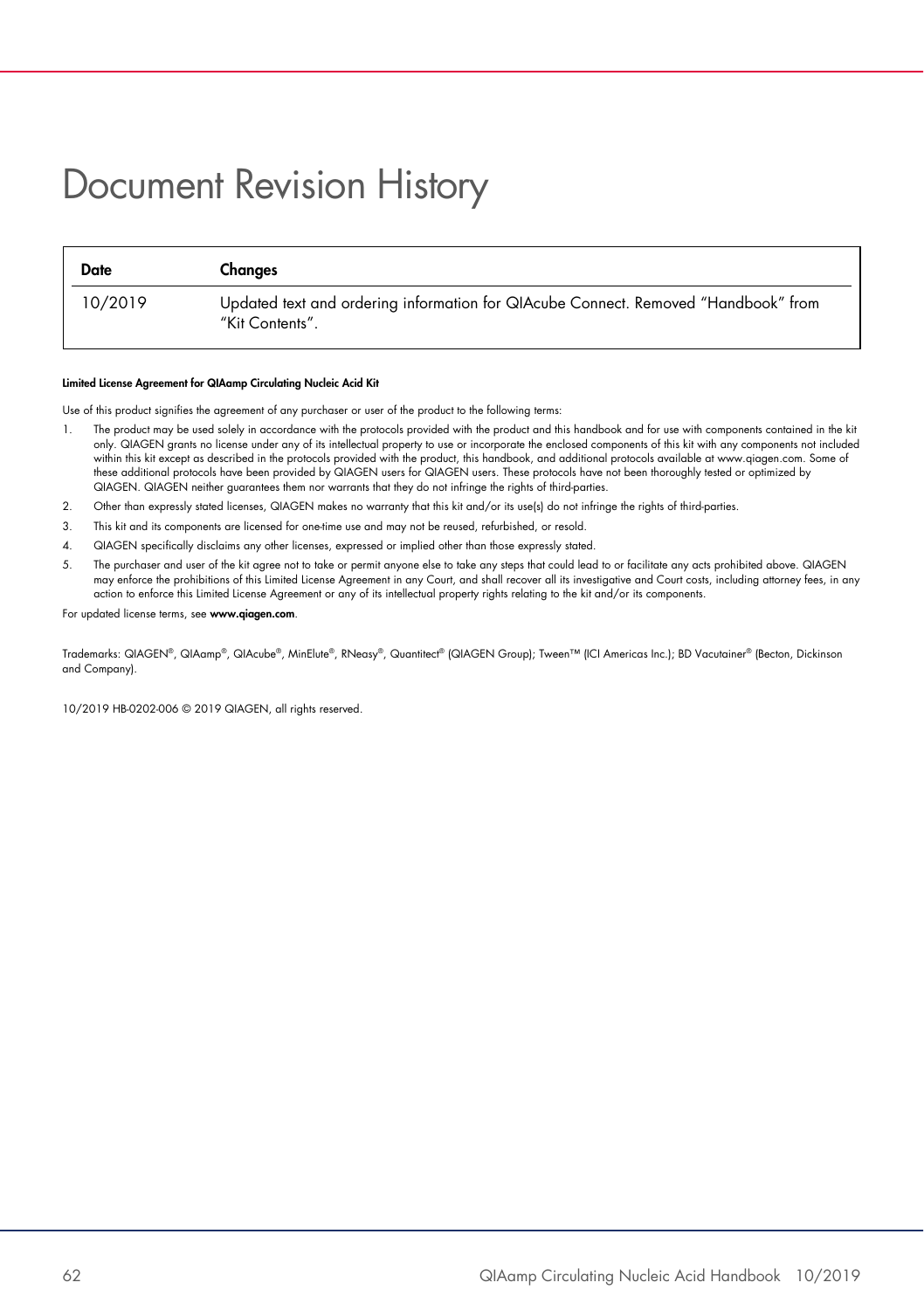# Document Revision History

| Date | Changes |
| --- | --- |
| 10/2019 | Updated text and ordering information for QIAcube Connect. Removed "Handbook" from "Kit Contents". |

**Limited License Agreement for QIAamp Circulating Nucleic Acid Kit**

Use of this product signifies the agreement of any purchaser or user of the product to the following terms:

1. The product may be used solely in accordance with the protocols provided with the product and this handbook and for use with components contained in the kit only. QIAGEN grants no license under any of its intellectual property to use or incorporate the enclosed components of this kit with any components not included within this kit except as described in the protocols provided with the product, this handbook, and additional protocols available at www.qiagen.com. Some of these additional protocols have been provided by QIAGEN users for QIAGEN users. These protocols have not been thoroughly tested or optimized by QIAGEN. QIAGEN neither guarantees them nor warrants that they do not infringe the rights of third-parties.
2. Other than expressly stated licenses, QIAGEN makes no warranty that this kit and/or its use(s) do not infringe the rights of third-parties.
3. This kit and its components are licensed for one-time use and may not be reused, refurbished, or resold.
4. QIAGEN specifically disclaims any other licenses, expressed or implied other than those expressly stated.
5. The purchaser and user of the kit agree not to take or permit anyone else to take any steps that could lead to or facilitate any acts prohibited above. QIAGEN may enforce the prohibitions of this Limited License Agreement in any Court, and shall recover all its investigative and Court costs, including attorney fees, in any action to enforce this Limited License Agreement or any of its intellectual property rights relating to the kit and/or its components.

For updated license terms, see **www.qiagen.com**.

Trademarks: QIAGEN®, QIAamp®, QIAcube®, MinElute®, RNeasy®, Quantitect® (QIAGEN Group); Tween™ (ICI Americas Inc.); BD Vacutainer® (Becton, Dickinson and Company).

10/2019 HB-0202-006 © 2019 QIAGEN, all rights reserved.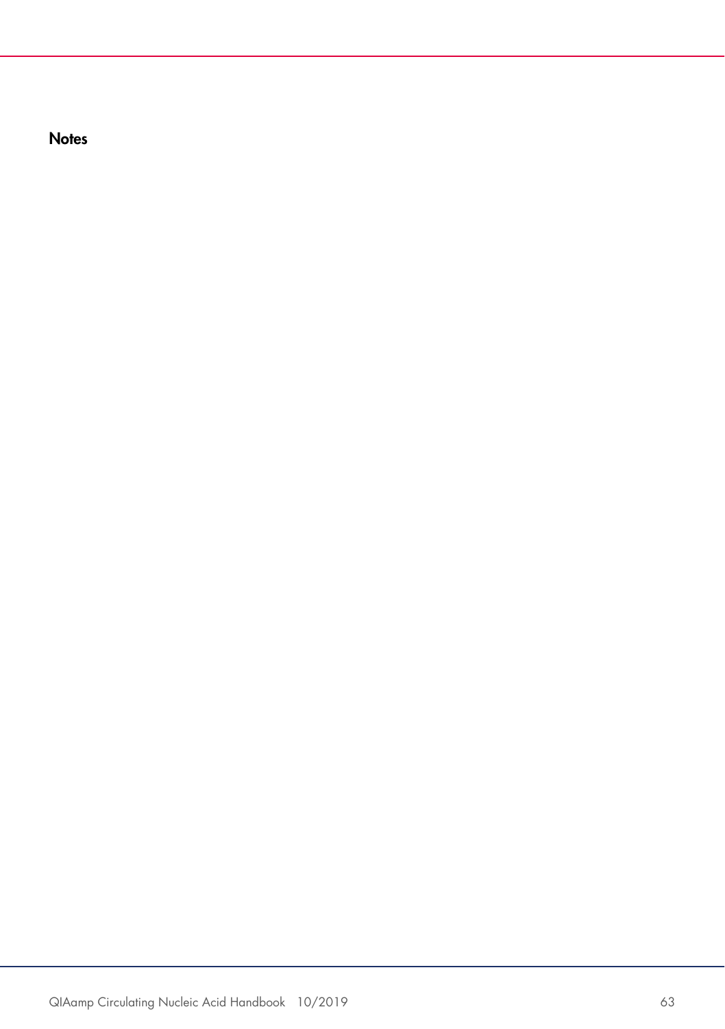### Notes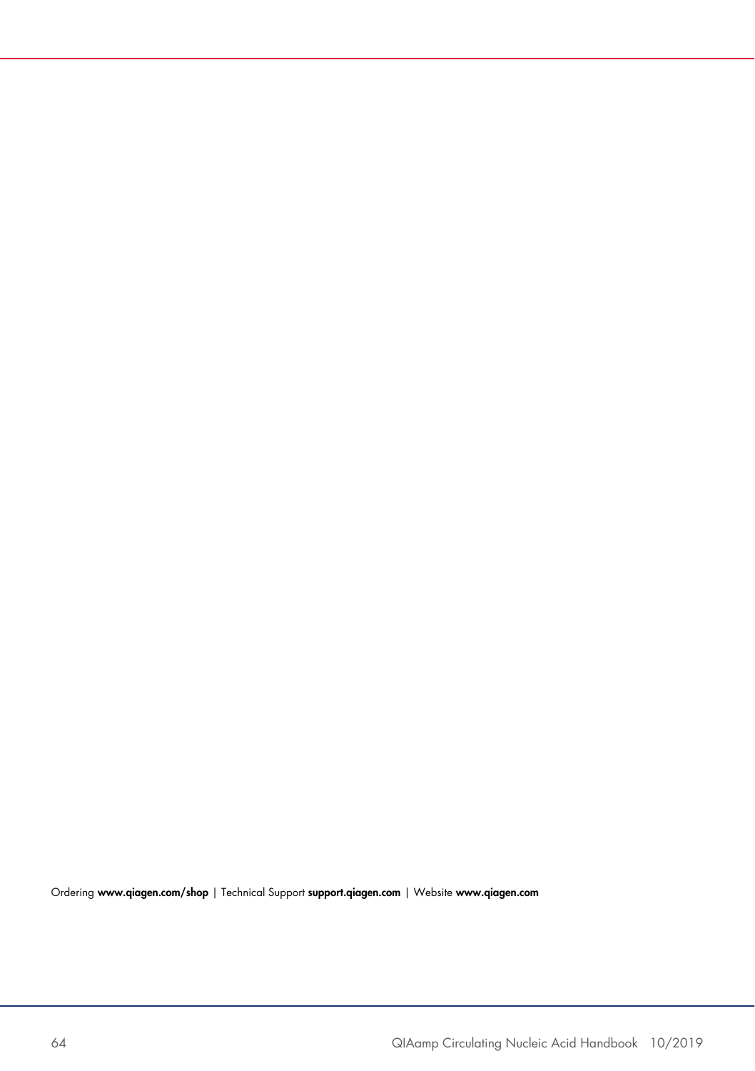Ordering **www.qiagen.com/shop** | Technical Support **support.qiagen.com** | Website **www.qiagen.com**